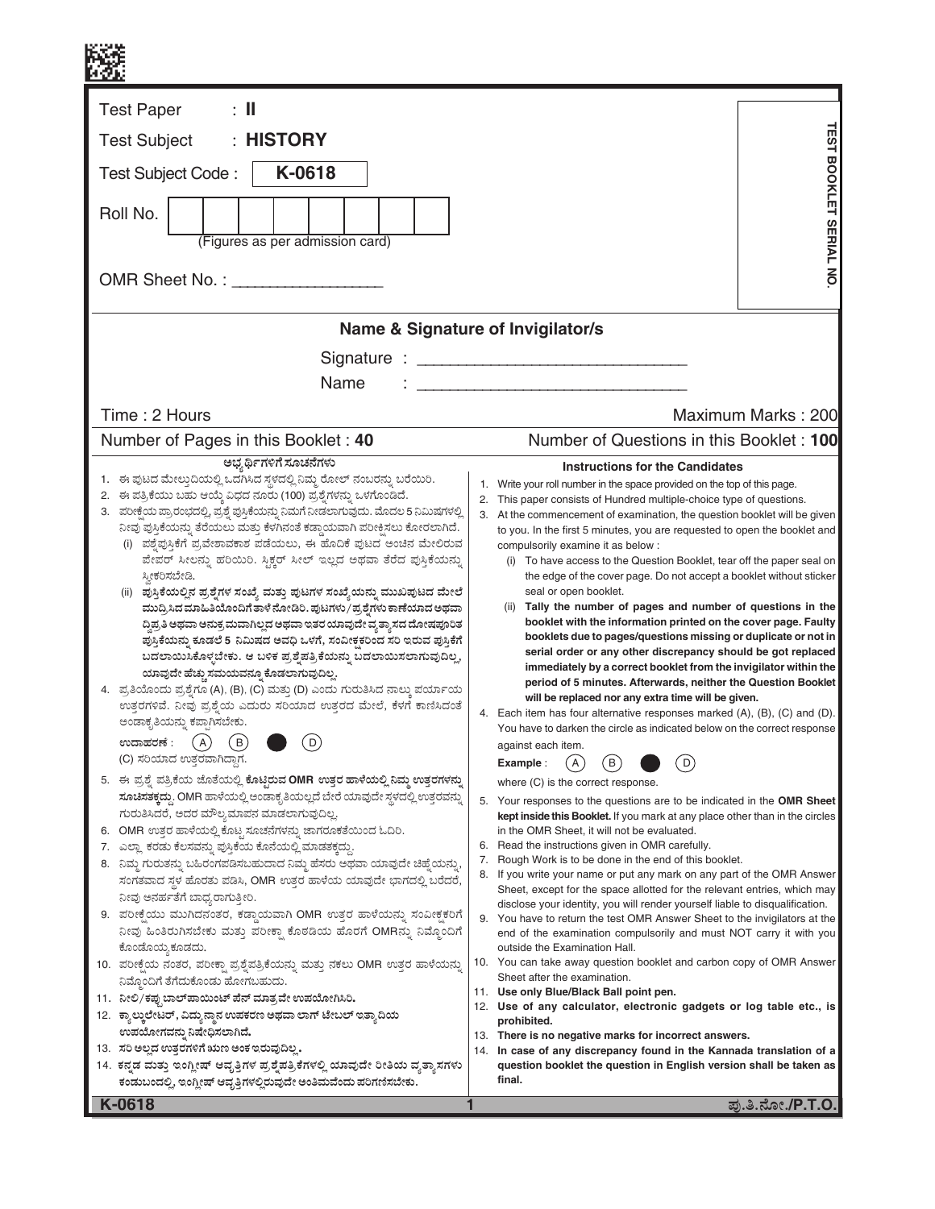Test Paper : **II**

Test Subject : **HISTORY**

Test Subject Code : **K-0618**

Roll No.

(Figures as per admission card)

OMR Sheet No. : ___________________

TEST BOOKLET SERIAL NO.

## Name & Signature of Invigilator/s

Signature : ______________________________

Name : ______________________________

Time : 2 Hours | Maximum Marks : 200

Number of Pages in this Booklet : 40 | Number of Questions in this Booklet : **100**

### ಅಭ್ಯರ್ಥಿಗಳಿಗೆ ಸೂಚನೆಗಳು

1. ಈ ಪುಟದ ಮೇಲ್ತುದಿಯಲ್ಲಿ ಒದಗಿಸಿದ ಸ್ಥಳದಲ್ಲಿ ನಿಮ್ಮ ರೋಲ್ ನಂಬರನ್ನು ಬರೆಯಿರಿ.
2. ಈ ಪತ್ರಿಕೆಯು ಬಹು ಆಯ್ಕೆ ವಿಧದ ನೂರು (100) ಪ್ರಶ್ನೆಗಳನ್ನು ಒಳಗೊಂಡಿದೆ.
3. ಪರೀಕ್ಷೆಯ ಪ್ರಾರಂಭದಲ್ಲಿ, ಪ್ರಶ್ನೆ ಪುಸ್ತಿಕೆಯನ್ನು ನಿಮಗೆ ನೀಡಲಾಗುವುದು. ಮೊದಲ 5 ನಿಮಿಷಗಳಲ್ಲಿ ನೀವು ಪುಸ್ತಿಕೆಯನ್ನು ತೆರೆಯಲು ಮತ್ತು ಕೆಳಗಿನಂತೆ ಕಡ್ಡಾಯವಾಗಿ ಪರೀಕ್ಷಿಸಲು ಕೋರಲಾಗಿದೆ.
   (i) ಪ್ರಶ್ನೆಪುಸ್ತಿಕೆಗೆ ಪ್ರವೇಶಾವಕಾಶ ಪಡೆಯಲು, ಈ ಹೊದಿಕೆ ಪುಟದ ಅಂಚಿನ ಮೇಲಿರುವ ಪೇಪರ್ ಸೀಲನ್ನು ಹರಿಯಿರಿ. ಸ್ಟಿಕ್ಕರ್ ಸೀಲ್ ಇಲ್ಲದ ಅಥವಾ ತೆರೆದ ಪುಸ್ತಿಕೆಯನ್ನು ಸ್ವೀಕರಿಸಬೇಡಿ.
   (ii) **ಪುಸ್ತಿಕೆಯಲ್ಲಿನ ಪ್ರಶ್ನೆಗಳ ಸಂಖ್ಯೆ ಮತ್ತು ಪುಟಗಳ ಸಂಖ್ಯೆಯನ್ನು ಮುಖಪುಟದ ಮೇಲೆ ಮುದ್ರಿಸಿದ ಮಾಹಿತಿಯೊಂದಿಗೆ ತಾಳೆ ನೋಡಿರಿ. ಪುಟಗಳು/ಪ್ರಶ್ನೆಗಳು ಕಾಣೆಯಾದ ಅಥವಾ ದ್ವಿಪ್ರತಿ ಅಥವಾ ಅನುಕ್ರಮವಾಗಿಲ್ಲದ ಅಥವಾ ಇತರ ಯಾವುದೇ ವ್ಯತ್ಯಾಸದ ದೋಷಪೂರಿತ ಪುಸ್ತಿಕೆಯನ್ನು ಕೂಡಲೆ 5 ನಿಮಿಷದ ಅವಧಿ ಒಳಗೆ, ಸಂವೀಕ್ಷಕರಿಂದ ಸರಿ ಇರುವ ಪುಸ್ತಿಕೆಗೆ ಬದಲಾಯಿಸಿಕೊಳ್ಳಬೇಕು. ಆ ಬಳಿಕ ಪ್ರಶ್ನೆಪತ್ರಿಕೆಯನ್ನು ಬದಲಾಯಿಸಲಾಗುವುದಿಲ್ಲ, ಯಾವುದೇ ಹೆಚ್ಚು ಸಮಯವನ್ನೂ ಕೊಡಲಾಗುವುದಿಲ್ಲ.**
4. ಪ್ರತಿಯೊಂದು ಪ್ರಶ್ನೆಗೂ (A), (B), (C) ಮತ್ತು (D) ಎಂದು ಗುರುತಿಸಿದ ನಾಲ್ಕು ಪರ್ಯಾಯ ಉತ್ತರಗಳಿವೆ. ನೀವು ಪ್ರಶ್ನೆಯ ಎದುರು ಸರಿಯಾದ ಉತ್ತರದ ಮೇಲೆ, ಕೆಳಗೆ ಕಾಣಿಸಿದಂತೆ ಅಂಡಾಕೃತಿಯನ್ನು ಕಪ್ಪಾಗಿಸಬೇಕು.
   **ಉದಾಹರಣೆ :** (A) (B) ● (D)
   (C) ಸರಿಯಾದ ಉತ್ತರವಾಗಿದ್ದಾಗ.
5. ಈ ಪ್ರಶ್ನೆ ಪತ್ರಿಕೆಯ ಜೊತೆಯಲ್ಲಿ **ಕೊಟ್ಟಿರುವ OMR ಉತ್ತರ ಹಾಳೆಯಲ್ಲಿ ನಿಮ್ಮ ಉತ್ತರಗಳನ್ನು ಸೂಚಿಸತಕ್ಕದ್ದು.** OMR ಹಾಳೆಯಲ್ಲಿ ಅಂಡಾಕೃತಿಯಲ್ಲದೆ ಬೇರೆ ಯಾವುದೇ ಸ್ಥಳದಲ್ಲಿ ಉತ್ತರವನ್ನು ಗುರುತಿಸಿದರೆ, ಅದರ ಮೌಲ್ಯಮಾಪನ ಮಾಡಲಾಗುವುದಿಲ್ಲ.
6. OMR ಉತ್ತರ ಹಾಳೆಯಲ್ಲಿ ಕೊಟ್ಟ ಸೂಚನೆಗಳನ್ನು ಜಾಗರೂಕತೆಯಿಂದ ಓದಿರಿ.
7. ಎಲ್ಲಾ ಕರಡು ಕೆಲಸವನ್ನು ಪುಸ್ತಿಕೆಯ ಕೊನೆಯಲ್ಲಿ ಮಾಡತಕ್ಕದ್ದು.
8. ನಿಮ್ಮ ಗುರುತನ್ನು ಬಹಿರಂಗಪಡಿಸಬಹುದಾದ ನಿಮ್ಮ ಹೆಸರು ಅಥವಾ ಯಾವುದೇ ಚಿಹ್ನೆಯನ್ನು, ಸಂಗತವಾದ ಸ್ಥಳ ಹೊರತು ಪಡಿಸಿ, OMR ಉತ್ತರ ಹಾಳೆಯ ಯಾವುದೇ ಭಾಗದಲ್ಲಿ ಬರೆದರೆ, ನೀವು ಅನರ್ಹತೆಗೆ ಬಾಧ್ಯರಾಗುತ್ತೀರಿ.
9. ಪರೀಕ್ಷೆಯು ಮುಗಿದನಂತರ, ಕಡ್ಡಾಯವಾಗಿ OMR ಉತ್ತರ ಹಾಳೆಯನ್ನು ಸಂವೀಕ್ಷಕರಿಗೆ ನೀವು ಹಿಂತಿರುಗಿಸಬೇಕು ಮತ್ತು ಪರೀಕ್ಷಾ ಕೊಠಡಿಯ ಹೊರಗೆ OMRನ್ನು ನಿಮ್ಮೊಂದಿಗೆ ಕೊಂಡೊಯ್ಯಕೂಡದು.
10. ಪರೀಕ್ಷೆಯ ನಂತರ, ಪರೀಕ್ಷಾ ಪ್ರಶ್ನೆಪತ್ರಿಕೆಯನ್ನು ಮತ್ತು ನಕಲು OMR ಉತ್ತರ ಹಾಳೆಯನ್ನು ನಿಮ್ಮೊಂದಿಗೆ ತೆಗೆದುಕೊಂಡು ಹೋಗಬಹುದು.
11. **ನೀಲಿ/ಕಪ್ಪು ಬಾಲ್‌ಪಾಯಿಂಟ್ ಪೆನ್ ಮಾತ್ರವೇ ಉಪಯೋಗಿಸಿರಿ.**
12. **ಕ್ಯಾಲ್ಕುಲೇಟರ್, ವಿದ್ಯುನ್ಮಾನ ಉಪಕರಣ ಅಥವಾ ಲಾಗ್ ಟೇಬಲ್ ಇತ್ಯಾದಿಯ ಉಪಯೋಗವನ್ನು ನಿಷೇಧಿಸಲಾಗಿದೆ.**
13. **ಸರಿ ಅಲ್ಲದ ಉತ್ತರಗಳಿಗೆ ಋಣ ಅಂಕ ಇರುವುದಿಲ್ಲ.**
14. **ಕನ್ನಡ ಮತ್ತು ಇಂಗ್ಲೀಷ್ ಆವೃತ್ತಿಗಳ ಪ್ರಶ್ನೆಪತ್ರಿಕೆಗಳಲ್ಲಿ ಯಾವುದೇ ರೀತಿಯ ವ್ಯತ್ಯಾಸಗಳು ಕಂಡುಬಂದಲ್ಲಿ, ಇಂಗ್ಲೀಷ್ ಆವೃತ್ತಿಗಳಲ್ಲಿರುವುದೇ ಅಂತಿಮವೆಂದು ಪರಿಗಣಿಸಬೇಕು.**

### Instructions for the Candidates

1. Write your roll number in the space provided on the top of this page.
2. This paper consists of Hundred multiple-choice type of questions.
3. At the commencement of examination, the question booklet will be given to you. In the first 5 minutes, you are requested to open the booklet and compulsorily examine it as below :
   (i) To have access to the Question Booklet, tear off the paper seal on the edge of the cover page. Do not accept a booklet without sticker seal or open booklet.
   (ii) **Tally the number of pages and number of questions in the booklet with the information printed on the cover page. Faulty booklets due to pages/questions missing or duplicate or not in serial order or any other discrepancy should be got replaced immediately by a correct booklet from the invigilator within the period of 5 minutes. Afterwards, neither the Question Booklet will be replaced nor any extra time will be given.**
4. Each item has four alternative responses marked (A), (B), (C) and (D). You have to darken the circle as indicated below on the correct response against each item.
   **Example :** (A) (B) ● (D)
   where (C) is the correct response.
5. Your responses to the questions are to be indicated in the **OMR Sheet kept inside this Booklet.** If you mark at any place other than in the circles in the OMR Sheet, it will not be evaluated.
6. Read the instructions given in OMR carefully.
7. Rough Work is to be done in the end of this booklet.
8. If you write your name or put any mark on any part of the OMR Answer Sheet, except for the space allotted for the relevant entries, which may disclose your identity, you will render yourself liable to disqualification.
9. You have to return the test OMR Answer Sheet to the invigilators at the end of the examination compulsorily and must NOT carry it with you outside the Examination Hall.
10. You can take away question booklet and carbon copy of OMR Answer Sheet after the examination.
11. **Use only Blue/Black Ball point pen.**
12. **Use of any calculator, electronic gadgets or log table etc., is prohibited.**
13. **There is no negative marks for incorrect answers.**
14. **In case of any discrepancy found in the Kannada translation of a question booklet the question in English version shall be taken as final.**

K-0618 ಪು.ತಿ.ನೋ./P.T.O.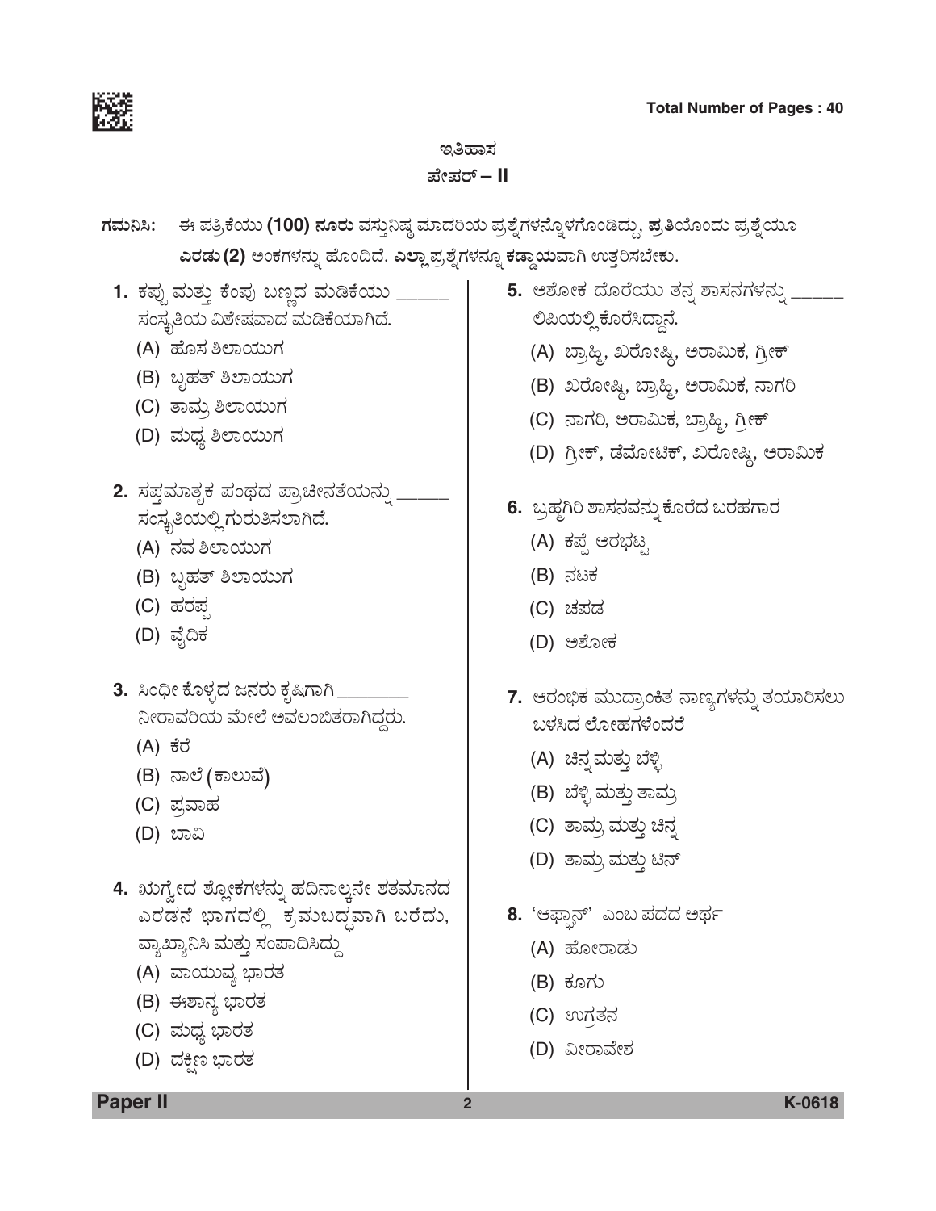# ಇತಿಹಾಸ

## ಪೇಪರ್ – II

**ಗಮನಿಸಿ:** ಈ ಪತ್ರಿಕೆಯು **(100) ನೂರು** ವಸ್ತುನಿಷ್ಠ ಮಾದರಿಯ ಪ್ರಶ್ನೆಗಳನ್ನೊಳಗೊಂಡಿದ್ದು, **ಪ್ರತಿಯೊಂದು ಪ್ರಶ್ನೆಯೂ ಎರಡು (2)** ಅಂಕಗಳನ್ನು ಹೊಂದಿದೆ. **ಎಲ್ಲಾ** ಪ್ರಶ್ನೆಗಳನ್ನೂ **ಕಡ್ಡಾಯವಾಗಿ** ಉತ್ತರಿಸಬೇಕು.

**1.** ಕಪ್ಪು ಮತ್ತು ಕೆಂಪು ಬಣ್ಣದ ಮಡಿಕೆಯು ______ ಸಂಸ್ಕೃತಿಯ ವಿಶೇಷವಾದ ಮಡಿಕೆಯಾಗಿದೆ.

(A) ಹೊಸ ಶಿಲಾಯುಗ
(B) ಬೃಹತ್ ಶಿಲಾಯುಗ
(C) ತಾಮ್ರ ಶಿಲಾಯುಗ
(D) ಮಧ್ಯ ಶಿಲಾಯುಗ

**2.** ಸಪ್ತಮಾತೃಕ ಪಂಥದ ಪ್ರಾಚೀನತೆಯನ್ನು ______ ಸಂಸ್ಕೃತಿಯಲ್ಲಿ ಗುರುತಿಸಲಾಗಿದೆ.

(A) ನವ ಶಿಲಾಯುಗ
(B) ಬೃಹತ್ ಶಿಲಾಯುಗ
(C) ಹರಪ್ಪ
(D) ವೈದಿಕ

**3.** ಸಿಂಧೀ ಕೊಳ್ಳದ ಜನರು ಕೃಷಿಗಾಗಿ ________ ನೀರಾವರಿಯ ಮೇಲೆ ಅವಲಂಬಿತರಾಗಿದ್ದರು.

(A) ಕೆರೆ
(B) ನಾಲೆ (ಕಾಲುವೆ)
(C) ಪ್ರವಾಹ
(D) ಬಾವಿ

**4.** ಋಗ್ವೇದ ಶ್ಲೋಕಗಳನ್ನು ಹದಿನಾಲ್ಕನೇ ಶತಮಾನದ ಎರಡನೆ ಭಾಗದಲ್ಲಿ ಕ್ರಮಬದ್ಧವಾಗಿ ಬರೆದು, ವ್ಯಾಖ್ಯಾನಿಸಿ ಮತ್ತು ಸಂಪಾದಿಸಿದ್ದು

(A) ವಾಯುವ್ಯ ಭಾರತ
(B) ಈಶಾನ್ಯ ಭಾರತ
(C) ಮಧ್ಯ ಭಾರತ
(D) ದಕ್ಷಿಣ ಭಾರತ

**5.** ಅಶೋಕ ದೊರೆಯು ತನ್ನ ಶಾಸನಗಳನ್ನು ______ ಲಿಪಿಯಲ್ಲಿ ಕೊರೆಸಿದ್ದಾನೆ.

(A) ಬ್ರಾಹ್ಮಿ, ಖರೋಷ್ಠಿ, ಅರಾಮಿಕ, ಗ್ರೀಕ್
(B) ಖರೋಷ್ಠಿ, ಬ್ರಾಹ್ಮಿ, ಅರಾಮಿಕ, ನಾಗರಿ
(C) ನಾಗರಿ, ಅರಾಮಿಕ, ಬ್ರಾಹ್ಮಿ, ಗ್ರೀಕ್
(D) ಗ್ರೀಕ್, ಡೆಮೋಟಿಕ್, ಖರೋಷ್ಠಿ, ಅರಾಮಿಕ

**6.** ಬ್ರಹ್ಮಗಿರಿ ಶಾಸನವನ್ನು ಕೊರೆದ ಬರಹಗಾರ

(A) ಕಪ್ಪೆ ಅರಭಟ್ಟ
(B) ನಟಕ
(C) ಚಪಡ
(D) ಅಶೋಕ

**7.** ಆರಂಭಿಕ ಮುದ್ರಾಂಕಿತ ನಾಣ್ಯಗಳನ್ನು ತಯಾರಿಸಲು ಬಳಸಿದ ಲೋಹಗಳೆಂದರೆ

(A) ಚಿನ್ನ ಮತ್ತು ಬೆಳ್ಳಿ
(B) ಬೆಳ್ಳಿ ಮತ್ತು ತಾಮ್ರ
(C) ತಾಮ್ರ ಮತ್ತು ಚಿನ್ನ
(D) ತಾಮ್ರ ಮತ್ತು ಟಿನ್

**8.** 'ಆಫ್ಘಾನ್' ಎಂಬ ಪದದ ಅರ್ಥ

(A) ಹೋರಾಡು
(B) ಕೂಗು
(C) ಉಗ್ರತನ
(D) ವೀರಾವೇಶ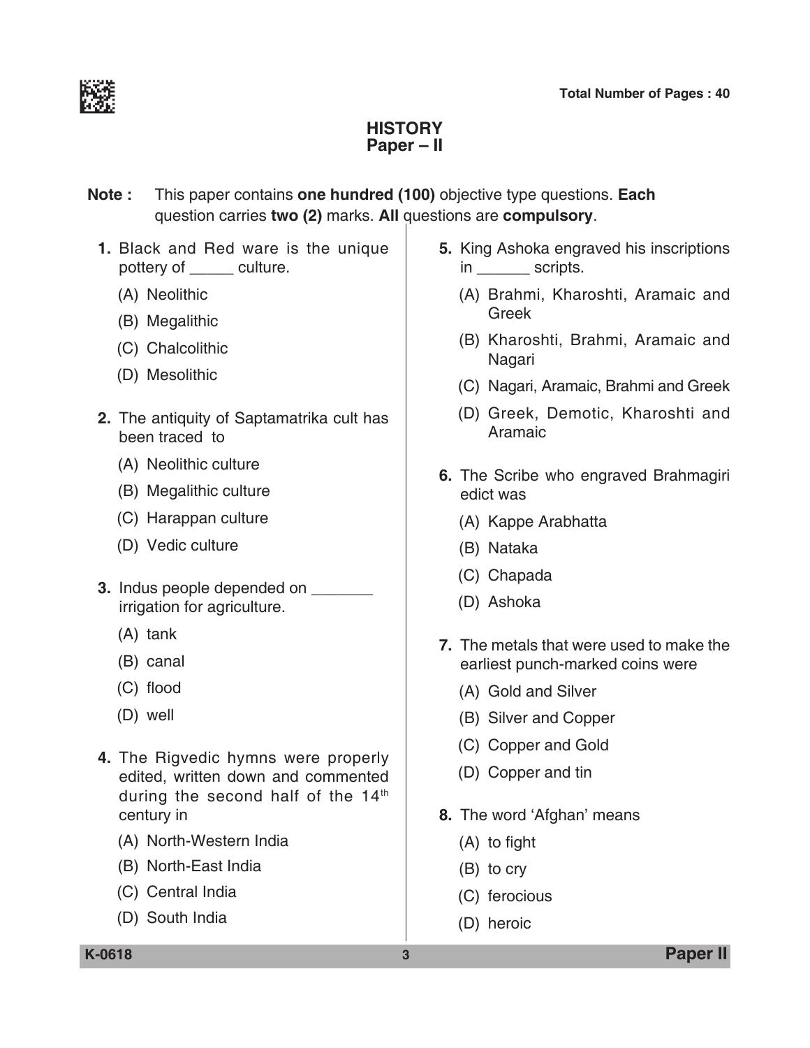# HISTORY
## Paper – II

**Note :** This paper contains **one hundred (100)** objective type questions. **Each** question carries **two (2)** marks. **All** questions are **compulsory**.

**1.** Black and Red ware is the unique pottery of _____ culture.

(A) Neolithic

(B) Megalithic

(C) Chalcolithic

(D) Mesolithic

**2.** The antiquity of Saptamatrika cult has been traced to

(A) Neolithic culture

(B) Megalithic culture

(C) Harappan culture

(D) Vedic culture

**3.** Indus people depended on _______ irrigation for agriculture.

(A) tank

(B) canal

(C) flood

(D) well

**4.** The Rigvedic hymns were properly edited, written down and commented during the second half of the 14th century in

(A) North-Western India

(B) North-East India

(C) Central India

(D) South India

**5.** King Ashoka engraved his inscriptions in ______ scripts.

(A) Brahmi, Kharoshti, Aramaic and Greek

(B) Kharoshti, Brahmi, Aramaic and Nagari

(C) Nagari, Aramaic, Brahmi and Greek

(D) Greek, Demotic, Kharoshti and Aramaic

**6.** The Scribe who engraved Brahmagiri edict was

(A) Kappe Arabhatta

(B) Nataka

(C) Chapada

(D) Ashoka

**7.** The metals that were used to make the earliest punch-marked coins were

(A) Gold and Silver

(B) Silver and Copper

(C) Copper and Gold

(D) Copper and tin

**8.** The word 'Afghan' means

(A) to fight

(B) to cry

(C) ferocious

(D) heroic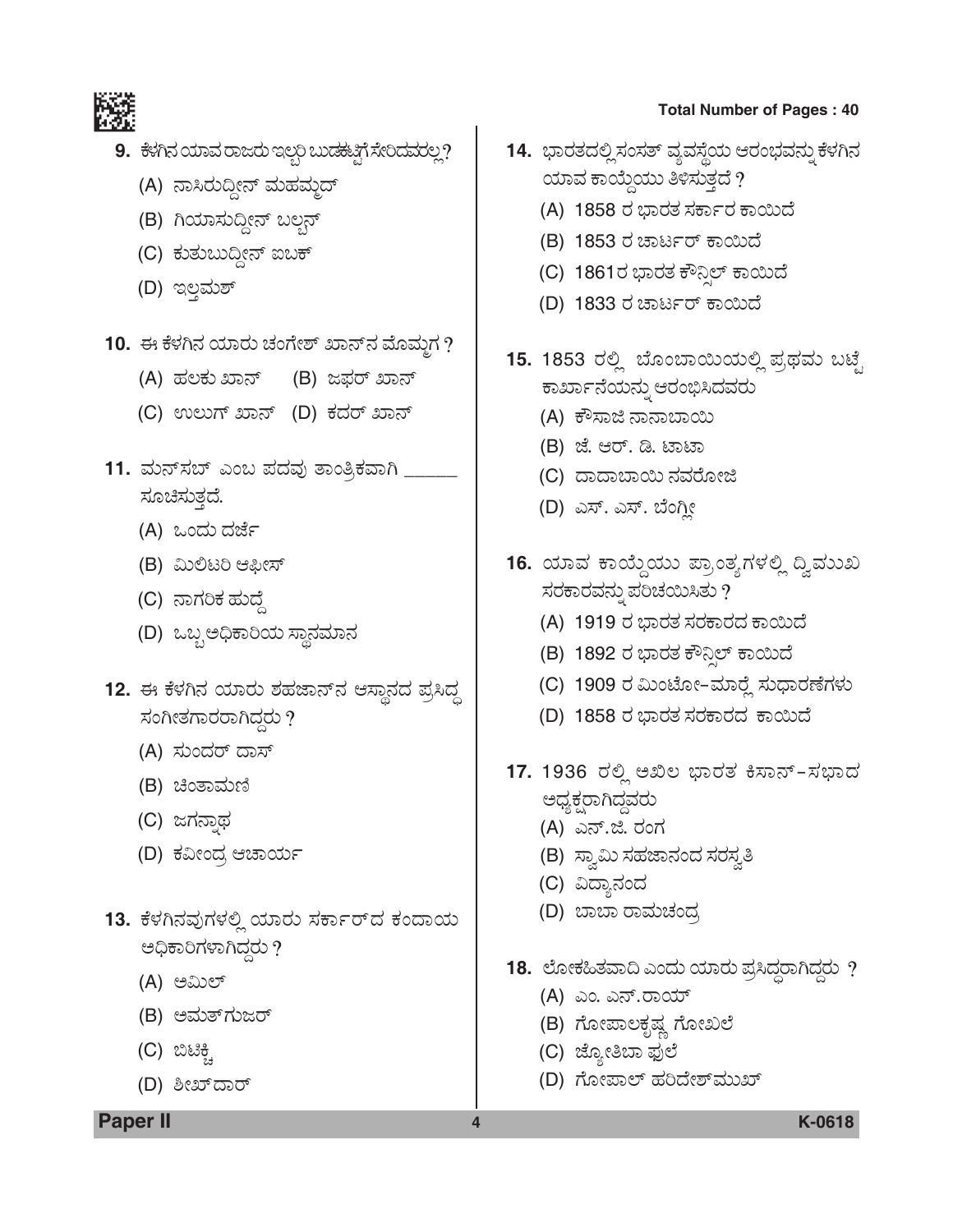9. ಕೆಳಗಿನ ಯಾವ ರಾಜರು ಇಲ್ಬರಿ ಬುಡಕಟ್ಟಿಗೆ ಸೇರಿದವರಲ್ಲ?
   (A) ನಾಸಿರುದ್ದೀನ್ ಮಹಮ್ಮದ್
   (B) ಗಿಯಾಸುದ್ದೀನ್ ಬಲ್ಬನ್
   (C) ಕುತುಬುದ್ದೀನ್ ಐಬಕ್
   (D) ಇಲ್ತಮಶ್

10. ಈ ಕೆಳಗಿನ ಯಾರು ಚಂಗೇಶ್ ಖಾನ್‌ನ ಮೊಮ್ಮಗ ?
   (A) ಹಲಕು ಖಾನ್ (B) ಜಫರ್ ಖಾನ್
   (C) ಉಲುಗ್ ಖಾನ್ (D) ಕದರ್ ಖಾನ್

11. ಮನ್‌ಸಬ್ ಎಂಬ ಪದವು ತಾಂತ್ರಿಕವಾಗಿ ______ ಸೂಚಿಸುತ್ತದೆ.
   (A) ಒಂದು ದರ್ಜೆ
   (B) ಮಿಲಿಟರಿ ಆಫೀಸ್
   (C) ನಾಗರಿಕ ಹುದ್ದೆ
   (D) ಒಬ್ಬ ಅಧಿಕಾರಿಯ ಸ್ಥಾನಮಾನ

12. ಈ ಕೆಳಗಿನ ಯಾರು ಶಹಜಾನ್‌ನ ಆಸ್ಥಾನದ ಪ್ರಸಿದ್ಧ ಸಂಗೀತಗಾರರಾಗಿದ್ದರು ?
   (A) ಸುಂದರ್ ದಾಸ್
   (B) ಚಿಂತಾಮಣಿ
   (C) ಜಗನ್ನಾಥ
   (D) ಕವೀಂದ್ರ ಆಚಾರ್ಯ

13. ಕೆಳಗಿನವುಗಳಲ್ಲಿ ಯಾರು ಸರ್ಕಾರ್‌ದ ಕಂದಾಯ ಅಧಿಕಾರಿಗಳಾಗಿದ್ದರು ?
   (A) ಅಮಿಲ್
   (B) ಅಮತ್‌ಗುಜರ್
   (C) ಬಿಟಿಕ್ಚಿ
   (D) ಶೀಖ್‌ದಾರ್

14. ಭಾರತದಲ್ಲಿ ಸಂಸತ್ ವ್ಯವಸ್ಥೆಯ ಆರಂಭವನ್ನು ಕೆಳಗಿನ ಯಾವ ಕಾಯ್ದೆಯು ತಿಳಿಸುತ್ತದೆ ?
   (A) 1858 ರ ಭಾರತ ಸರ್ಕಾರ ಕಾಯಿದೆ
   (B) 1853 ರ ಚಾರ್ಟರ್ ಕಾಯಿದೆ
   (C) 1861ರ ಭಾರತ ಕೌನ್ಸಿಲ್ ಕಾಯಿದೆ
   (D) 1833 ರ ಚಾರ್ಟರ್ ಕಾಯಿದೆ

15. 1853 ರಲ್ಲಿ ಬೊಂಬಾಯಿಯಲ್ಲಿ ಪ್ರಥಮ ಬಟ್ಟೆ ಕಾರ್ಖಾನೆಯನ್ನು ಆರಂಭಿಸಿದವರು
   (A) ಕೌಸಾಜಿ ನಾನಾಬಾಯಿ
   (B) ಜೆ. ಆರ್. ಡಿ. ಟಾಟಾ
   (C) ದಾದಾಬಾಯಿ ನವರೋಜಿ
   (D) ಎಸ್. ಎಸ್. ಬೆಂಗ್ಲೀ

16. ಯಾವ ಕಾಯ್ದೆಯು ಪ್ರಾಂತ್ಯಗಳಲ್ಲಿ ದ್ವಿಮುಖ ಸರಕಾರವನ್ನು ಪರಿಚಯಿಸಿತು ?
   (A) 1919 ರ ಭಾರತ ಸರಕಾರದ ಕಾಯಿದೆ
   (B) 1892 ರ ಭಾರತ ಕೌನ್ಸಿಲ್ ಕಾಯಿದೆ
   (C) 1909 ರ ಮಿಂಟೋ–ಮಾರ್ಲೆ ಸುಧಾರಣೆಗಳು
   (D) 1858 ರ ಭಾರತ ಸರಕಾರದ ಕಾಯಿದೆ

17. 1936 ರಲ್ಲಿ ಅಖಿಲ ಭಾರತ ಕಿಸಾನ್–ಸಭಾದ ಅಧ್ಯಕ್ಷರಾಗಿದ್ದವರು
   (A) ಎನ್.ಜಿ. ರಂಗ
   (B) ಸ್ವಾಮಿ ಸಹಜಾನಂದ ಸರಸ್ವತಿ
   (C) ವಿದ್ಯಾನಂದ
   (D) ಬಾಬಾ ರಾಮಚಂದ್ರ

18. ಲೋಕಹಿತವಾದಿ ಎಂದು ಯಾರು ಪ್ರಸಿದ್ಧರಾಗಿದ್ದರು ?
   (A) ಎಂ. ಎನ್.ರಾಯ್
   (B) ಗೋಪಾಲಕೃಷ್ಣ ಗೋಖಲೆ
   (C) ಜ್ಯೋತಿಬಾ ಫುಲೆ
   (D) ಗೋಪಾಲ್ ಹರಿದೇಶ್‌ಮುಖ್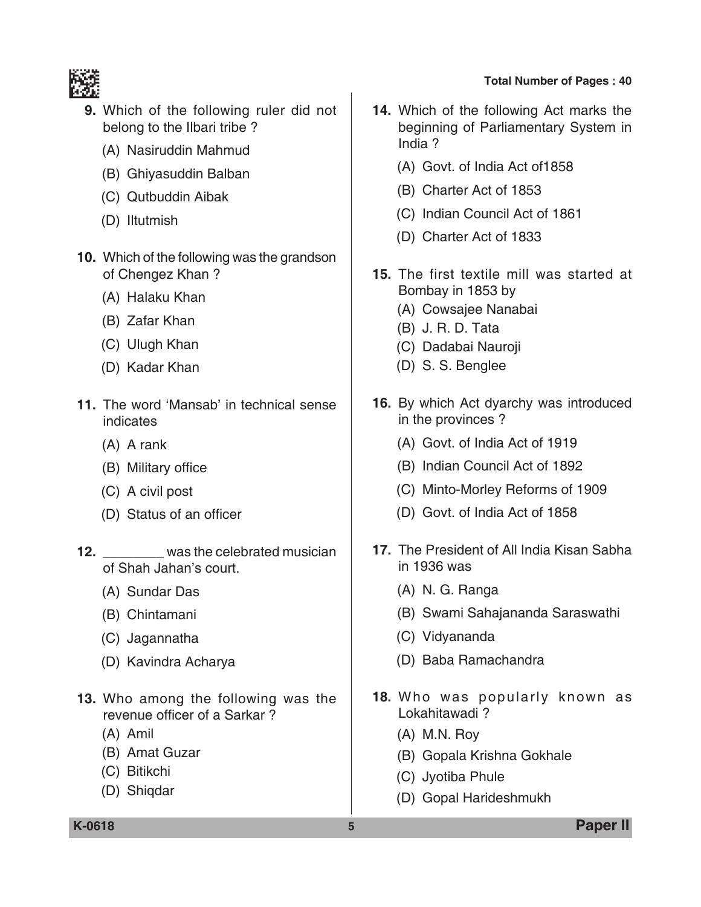9. Which of the following ruler did not belong to the Ilbari tribe ?

   (A) Nasiruddin Mahmud

   (B) Ghiyasuddin Balban

   (C) Qutbuddin Aibak

   (D) Iltutmish

10. Which of the following was the grandson of Chengez Khan ?

    (A) Halaku Khan

    (B) Zafar Khan

    (C) Ulugh Khan

    (D) Kadar Khan

11. The word 'Mansab' in technical sense indicates

    (A) A rank

    (B) Military office

    (C) A civil post

    (D) Status of an officer

12. ________ was the celebrated musician of Shah Jahan's court.

    (A) Sundar Das

    (B) Chintamani

    (C) Jagannatha

    (D) Kavindra Acharya

13. Who among the following was the revenue officer of a Sarkar ?

    (A) Amil

    (B) Amat Guzar

    (C) Bitikchi

    (D) Shiqdar

14. Which of the following Act marks the beginning of Parliamentary System in India ?

    (A) Govt. of India Act of1858

    (B) Charter Act of 1853

    (C) Indian Council Act of 1861

    (D) Charter Act of 1833

15. The first textile mill was started at Bombay in 1853 by

    (A) Cowsajee Nanabai

    (B) J. R. D. Tata

    (C) Dadabai Nauroji

    (D) S. S. Benglee

16. By which Act dyarchy was introduced in the provinces ?

    (A) Govt. of India Act of 1919

    (B) Indian Council Act of 1892

    (C) Minto-Morley Reforms of 1909

    (D) Govt. of India Act of 1858

17. The President of All India Kisan Sabha in 1936 was

    (A) N. G. Ranga

    (B) Swami Sahajananda Saraswathi

    (C) Vidyananda

    (D) Baba Ramachandra

18. Who was popularly known as Lokahitawadi ?

    (A) M.N. Roy

    (B) Gopala Krishna Gokhale

    (C) Jyotiba Phule

    (D) Gopal Harideshmukh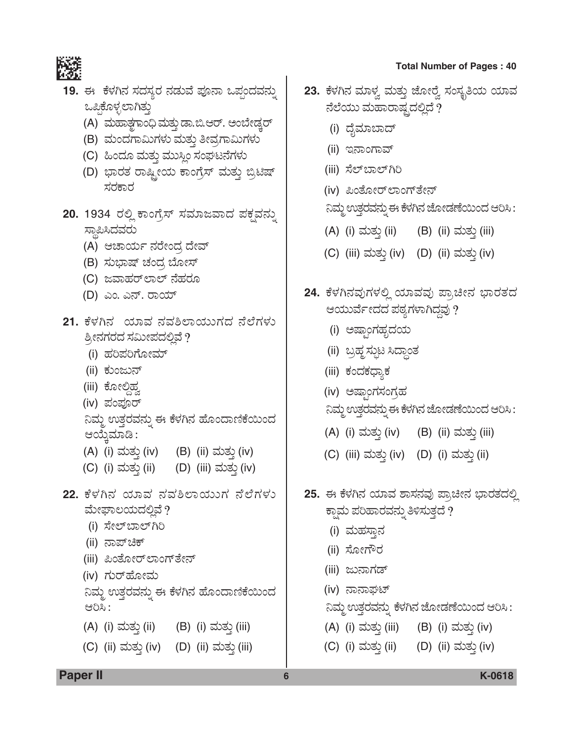19. ಈ ಕೆಳಗಿನ ಸದಸ್ಯರ ನಡುವೆ ಪೂನಾ ಒಪ್ಪಂದವನ್ನು ಒಪ್ಪಿಕೊಳ್ಳಲಾಗಿತ್ತು

(A) ಮಹಾತ್ಮಗಾಂಧಿ ಮತ್ತು ಡಾ.ಬಿ.ಆರ್. ಅಂಬೇಡ್ಕರ್

(B) ಮಂದಗಾಮಿಗಳು ಮತ್ತು ತೀವ್ರಗಾಮಿಗಳು

(C) ಹಿಂದೂ ಮತ್ತು ಮುಸ್ಲಿಂ ಸಂಘಟನೆಗಳು

(D) ಭಾರತ ರಾಷ್ಟ್ರೀಯ ಕಾಂಗ್ರೆಸ್ ಮತ್ತು ಬ್ರಿಟಿಷ್ ಸರಕಾರ

20. 1934 ರಲ್ಲಿ ಕಾಂಗ್ರೆಸ್ ಸಮಾಜವಾದ ಪಕ್ಷವನ್ನು ಸ್ಥಾಪಿಸಿದವರು

(A) ಆಚಾರ್ಯ ನರೇಂದ್ರ ದೇವ್

(B) ಸುಭಾಷ್ ಚಂದ್ರ ಬೋಸ್

(C) ಜವಾಹರ್‌ಲಾಲ್ ನೆಹರೂ

(D) ಎಂ. ಎನ್. ರಾಯ್

21. ಕೆಳಗಿನ ಯಾವ ನವಶಿಲಾಯುಗದ ನೆಲೆಗಳು ಶ್ರೀನಗರದ ಸಮೀಪದಲ್ಲಿವೆ ?

(i) ಹರಿಪರಿಗೋಮ್

(ii) ಕುಂಜುನ್

(iii) ಕೋಲ್ದಿಹ್ವ

(iv) ಪಂಪೂರ್

ನಿಮ್ಮ ಉತ್ತರವನ್ನು ಈ ಕೆಳಗಿನ ಹೊಂದಾಣಿಕೆಯಿಂದ ಆಯ್ಕೆಮಾಡಿ :

(A) (i) ಮತ್ತು (iv) (B) (ii) ಮತ್ತು (iv)

(C) (i) ಮತ್ತು (ii) (D) (iii) ಮತ್ತು (iv)

22. ಕೆಳಗಿನ ಯಾವ ನವಶಿಲಾಯುಗ ನೆಲೆಗಳು ಮೇಘಾಲಯದಲ್ಲಿವೆ ?

(i) ಸೇಲ್‌ಬಾಲ್‌ಗಿರಿ

(ii) ನಾಪ್‌ಚಿಕ್

(iii) ಪಿಂತೋರ್‌ಲಾಂಗ್‌ತೇನ್

(iv) ಗುರ್‌ಹೋಮ

ನಿಮ್ಮ ಉತ್ತರವನ್ನು ಈ ಕೆಳಗಿನ ಹೊಂದಾಣಿಕೆಯಿಂದ ಆರಿಸಿ :

(A) (i) ಮತ್ತು (ii) (B) (i) ಮತ್ತು (iii)

(C) (ii) ಮತ್ತು (iv) (D) (ii) ಮತ್ತು (iii)

23. ಕೆಳಗಿನ ಮಾಳ್ವ ಮತ್ತು ಜೋರ್ವೆ ಸಂಸ್ಕೃತಿಯ ಯಾವ ನೆಲೆಯು ಮಹಾರಾಷ್ಟ್ರದಲ್ಲಿದೆ ?

(i) ದೈಮಾಬಾದ್

(ii) ಇನಾಂಗಾವ್

(iii) ಸೆಲ್‌ಬಾಲ್‌ಗಿರಿ

(iv) ಪಿಂತೋರ್‌ಲಾಂಗ್‌ತೇನ್

ನಿಮ್ಮ ಉತ್ತರವನ್ನು ಈ ಕೆಳಗಿನ ಜೋಡಣೆಯಿಂದ ಆರಿಸಿ :

(A) (i) ಮತ್ತು (ii) (B) (ii) ಮತ್ತು (iii)

(C) (iii) ಮತ್ತು (iv) (D) (ii) ಮತ್ತು (iv)

24. ಕೆಳಗಿನವುಗಳಲ್ಲಿ ಯಾವವು ಪ್ರಾಚೀನ ಭಾರತದ ಆಯುರ್ವೇದದ ಪಠ್ಯಗಳಾಗಿದ್ದವು ?

(i) ಅಷ್ಟಾಂಗಹೃದಯ

(ii) ಬ್ರಹ್ಮಸ್ಫುಟ ಸಿದ್ಧಾಂತ

(iii) ಕಂದಕಧ್ಯಾಕ

(iv) ಅಷ್ಟಾಂಗಸಂಗ್ರಹ

ನಿಮ್ಮ ಉತ್ತರವನ್ನು ಈ ಕೆಳಗಿನ ಜೋಡಣೆಯಿಂದ ಆರಿಸಿ :

(A) (i) ಮತ್ತು (iv) (B) (ii) ಮತ್ತು (iii)

(C) (iii) ಮತ್ತು (iv) (D) (i) ಮತ್ತು (ii)

25. ಈ ಕೆಳಗಿನ ಯಾವ ಶಾಸನವು ಪ್ರಾಚೀನ ಭಾರತದಲ್ಲಿ ಕ್ಷಾಮ ಪರಿಹಾರವನ್ನು ತಿಳಿಸುತ್ತದೆ ?

(i) ಮಹಸ್ತಾನ

(ii) ಸೋಗೌರ

(iii) ಜುನಾಗಡ್

(iv) ನಾನಾಘಟ್

ನಿಮ್ಮ ಉತ್ತರವನ್ನು ಕೆಳಗಿನ ಜೋಡಣೆಯಿಂದ ಆರಿಸಿ :

(A) (i) ಮತ್ತು (iii) (B) (i) ಮತ್ತು (iv)

(C) (i) ಮತ್ತು (ii) (D) (ii) ಮತ್ತು (iv)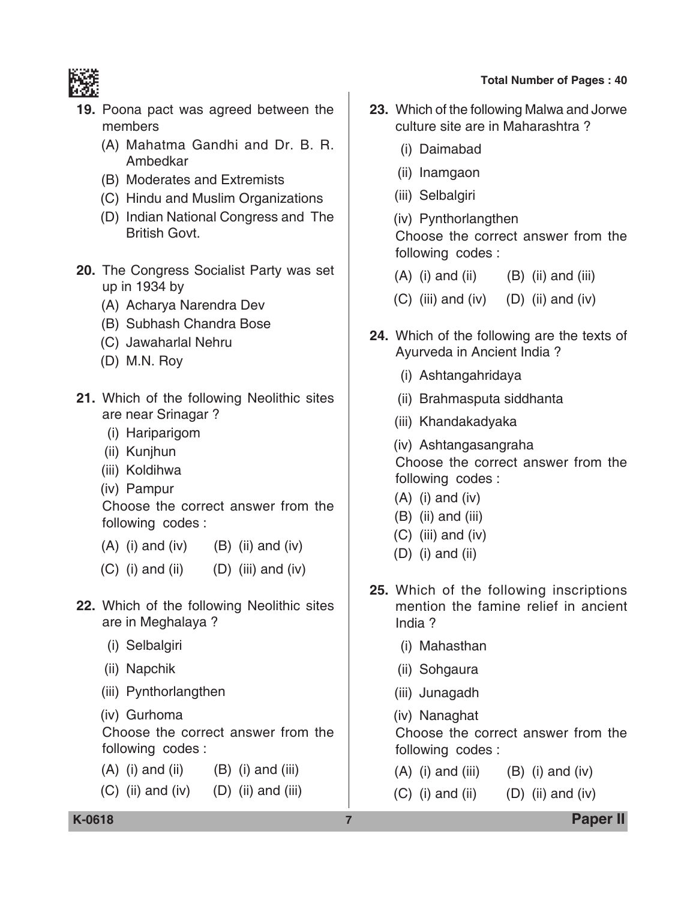19. Poona pact was agreed between the members
    (A) Mahatma Gandhi and Dr. B. R. Ambedkar
    (B) Moderates and Extremists
    (C) Hindu and Muslim Organizations
    (D) Indian National Congress and The British Govt.

20. The Congress Socialist Party was set up in 1934 by
    (A) Acharya Narendra Dev
    (B) Subhash Chandra Bose
    (C) Jawaharlal Nehru
    (D) M.N. Roy

21. Which of the following Neolithic sites are near Srinagar ?
    (i) Hariparigom
    (ii) Kunjhun
    (iii) Koldihwa
    (iv) Pampur

    Choose the correct answer from the following codes :

    (A) (i) and (iv) (B) (ii) and (iv)
    (C) (i) and (ii) (D) (iii) and (iv)

22. Which of the following Neolithic sites are in Meghalaya ?
    (i) Selbalgiri
    (ii) Napchik
    (iii) Pynthorlangthen
    (iv) Gurhoma

    Choose the correct answer from the following codes :

    (A) (i) and (ii) (B) (i) and (iii)
    (C) (ii) and (iv) (D) (ii) and (iii)

23. Which of the following Malwa and Jorwe culture site are in Maharashtra ?
    (i) Daimabad
    (ii) Inamgaon
    (iii) Selbalgiri
    (iv) Pynthorlangthen

    Choose the correct answer from the following codes :

    (A) (i) and (ii) (B) (ii) and (iii)
    (C) (iii) and (iv) (D) (ii) and (iv)

24. Which of the following are the texts of Ayurveda in Ancient India ?
    (i) Ashtangahridaya
    (ii) Brahmasputa siddhanta
    (iii) Khandakadyaka
    (iv) Ashtangasangraha

    Choose the correct answer from the following codes :

    (A) (i) and (iv)
    (B) (ii) and (iii)
    (C) (iii) and (iv)
    (D) (i) and (ii)

25. Which of the following inscriptions mention the famine relief in ancient India ?
    (i) Mahasthan
    (ii) Sohgaura
    (iii) Junagadh
    (iv) Nanaghat

    Choose the correct answer from the following codes :

    (A) (i) and (iii) (B) (i) and (iv)
    (C) (i) and (ii) (D) (ii) and (iv)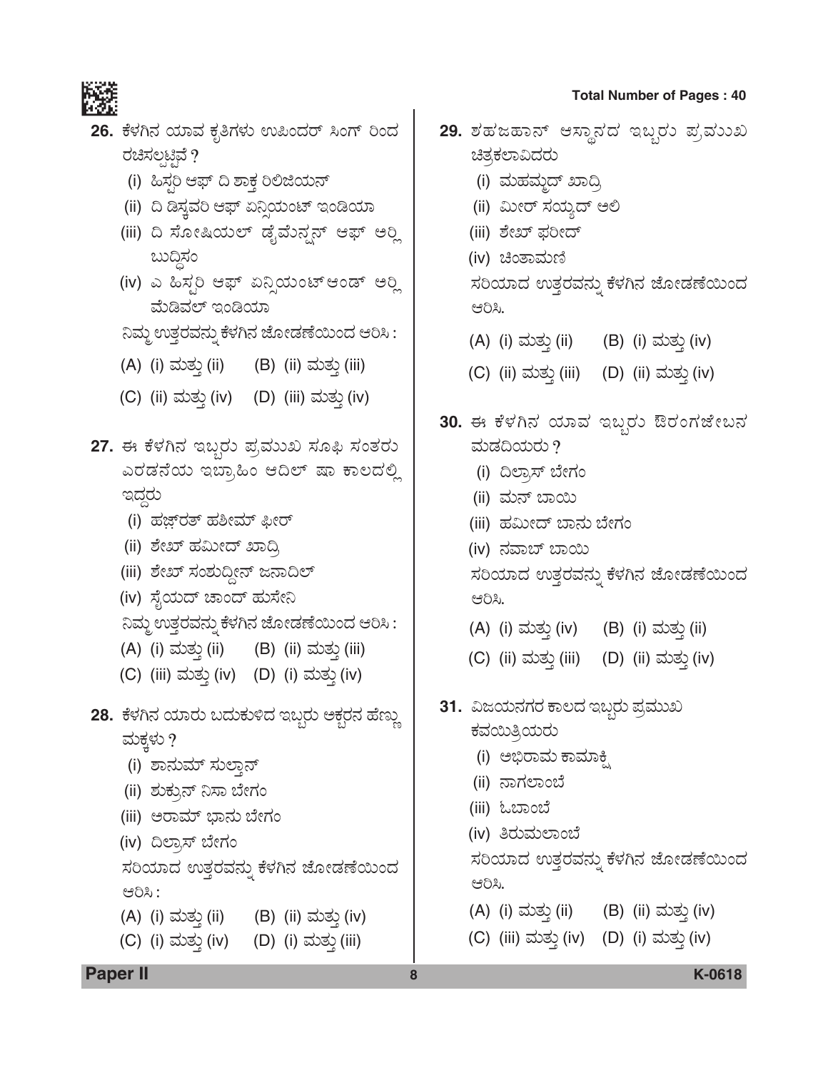**26.** ಕೆಳಗಿನ ಯಾವ ಕೃತಿಗಳು ಉಪಿಂದರ್ ಸಿಂಗ್ ರಿಂದ ರಚಿಸಲ್ಪಟ್ಟಿವೆ ?

(i) ಹಿಸ್ಟರಿ ಆಫ್ ದಿ ಶಾಕ್ತ ರಿಲಿಜಿಯನ್

(ii) ದಿ ಡಿಸ್ಕವರಿ ಆಫ್ ಏನ್ಸಿಯಂಟ್ ಇಂಡಿಯಾ

(iii) ದಿ ಸೋಷಿಯಲ್ ಡೈಮೆನ್ಷನ್ ಆಫ್ ಅರ್ಲಿ ಬುದ್ಧಿಸಂ

(iv) ಎ ಹಿಸ್ಟರಿ ಆಫ್ ಏನ್ಸಿಯಂಟ್ ಆಂಡ್ ಅರ್ಲಿ ಮೆಡಿವಲ್ ಇಂಡಿಯಾ

ನಿಮ್ಮ ಉತ್ತರವನ್ನು ಕೆಳಗಿನ ಜೋಡಣೆಯಿಂದ ಆರಿಸಿ :

(A) (i) ಮತ್ತು (ii) (B) (ii) ಮತ್ತು (iii)

(C) (ii) ಮತ್ತು (iv) (D) (iii) ಮತ್ತು (iv)

**27.** ಈ ಕೆಳಗಿನ ಇಬ್ಬರು ಪ್ರಮುಖ ಸೂಫಿ ಸಂತರು ಎರಡನೆಯ ಇಬ್ರಾಹಿಂ ಆದಿಲ್ ಷಾ ಕಾಲದಲ್ಲಿ ಇದ್ದರು

(i) ಹಜ್ರತ್ ಹಶೀಮ್ ಫೀರ್

(ii) ಶೇಖ್ ಹಮೀದ್ ಖಾದ್ರಿ

(iii) ಶೇಖ್ ಸಂಶುದ್ದೀನ್ ಜನಾದಿಲ್

(iv) ಸೈಯದ್ ಚಾಂದ್ ಹುಸೇನಿ

ನಿಮ್ಮ ಉತ್ತರವನ್ನು ಕೆಳಗಿನ ಜೋಡಣೆಯಿಂದ ಆರಿಸಿ :

(A) (i) ಮತ್ತು (ii) (B) (ii) ಮತ್ತು (iii)

(C) (iii) ಮತ್ತು (iv) (D) (i) ಮತ್ತು (iv)

**28.** ಕೆಳಗಿನ ಯಾರು ಬದುಕುಳಿದ ಇಬ್ಬರು ಅಕ್ಬರನ ಹೆಣ್ಣು ಮಕ್ಕಳು ?

(i) ಶಾನುಮ್ ಸುಲ್ತಾನ್

(ii) ಶುಕ್ರುನ್ ನಿಸಾ ಬೇಗಂ

(iii) ಅರಾಮ್ ಭಾನು ಬೇಗಂ

(iv) ದಿಲ್ರಾಸ್ ಬೇಗಂ

ಸರಿಯಾದ ಉತ್ತರವನ್ನು ಕೆಳಗಿನ ಜೋಡಣೆಯಿಂದ ಆರಿಸಿ :

(A) (i) ಮತ್ತು (ii) (B) (ii) ಮತ್ತು (iv)

(C) (i) ಮತ್ತು (iv) (D) (i) ಮತ್ತು (iii)

**29.** ಶಹಜಹಾನ್ ಆಸ್ಥಾನದ ಇಬ್ಬರು ಪ್ರಮುಖ ಚಿತ್ರಕಲಾವಿದರು

(i) ಮಹಮ್ಮದ್ ಖಾದ್ರಿ

(ii) ಮೀರ್ ಸಯ್ಯದ್ ಅಲಿ

(iii) ಶೇಖ್ ಫರೀದ್

(iv) ಚಿಂತಾಮಣಿ

ಸರಿಯಾದ ಉತ್ತರವನ್ನು ಕೆಳಗಿನ ಜೋಡಣೆಯಿಂದ ಆರಿಸಿ.

(A) (i) ಮತ್ತು (ii) (B) (i) ಮತ್ತು (iv)

(C) (ii) ಮತ್ತು (iii) (D) (ii) ಮತ್ತು (iv)

**30.** ಈ ಕೆಳಗಿನ ಯಾವ ಇಬ್ಬರು ಔರಂಗಜೇಬನ ಮಡದಿಯರು ?

(i) ದಿಲ್ರಾಸ್ ಬೇಗಂ

(ii) ಮನ್ ಬಾಯಿ

(iii) ಹಮೀದ್ ಬಾನು ಬೇಗಂ

(iv) ನವಾಬ್ ಬಾಯಿ

ಸರಿಯಾದ ಉತ್ತರವನ್ನು ಕೆಳಗಿನ ಜೋಡಣೆಯಿಂದ ಆರಿಸಿ.

(A) (i) ಮತ್ತು (iv) (B) (i) ಮತ್ತು (ii)

(C) (ii) ಮತ್ತು (iii) (D) (ii) ಮತ್ತು (iv)

**31.** ವಿಜಯನಗರ ಕಾಲದ ಇಬ್ಬರು ಪ್ರಮುಖ ಕವಯಿತ್ರಿಯರು

(i) ಅಭಿರಾಮ ಕಾಮಾಕ್ಷಿ

(ii) ನಾಗಲಾಂಬೆ

(iii) ಓಬಾಂಬೆ

(iv) ತಿರುಮಲಾಂಬೆ

ಸರಿಯಾದ ಉತ್ತರವನ್ನು ಕೆಳಗಿನ ಜೋಡಣೆಯಿಂದ ಆರಿಸಿ.

(A) (i) ಮತ್ತು (ii) (B) (ii) ಮತ್ತು (iv)

(C) (iii) ಮತ್ತು (iv) (D) (i) ಮತ್ತು (iv)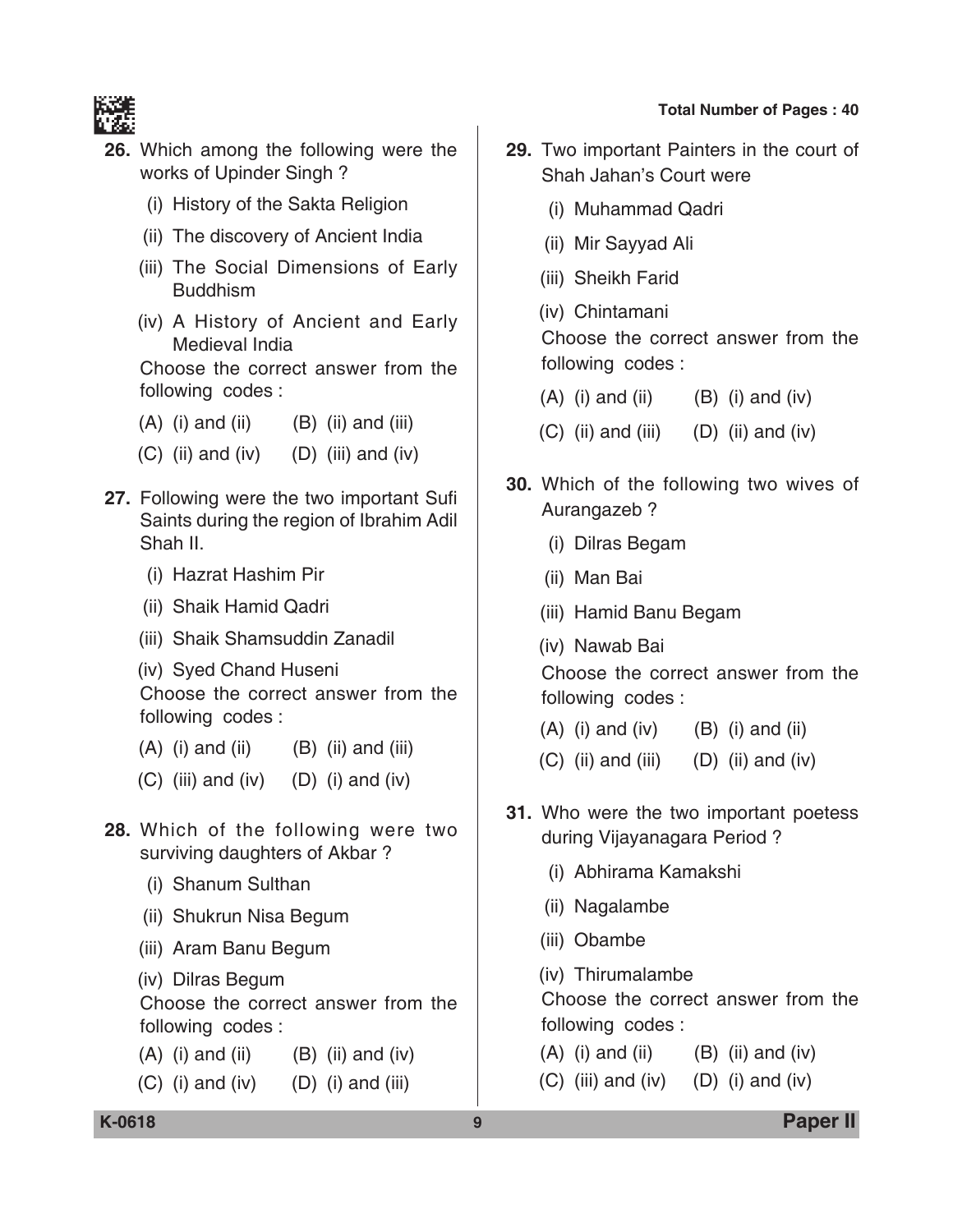26. Which among the following were the works of Upinder Singh ?

 (i) History of the Sakta Religion

 (ii) The discovery of Ancient India

 (iii) The Social Dimensions of Early Buddhism

 (iv) A History of Ancient and Early Medieval India

 Choose the correct answer from the following codes :

 (A) (i) and (ii) (B) (ii) and (iii)

 (C) (ii) and (iv) (D) (iii) and (iv)

27. Following were the two important Sufi Saints during the region of Ibrahim Adil Shah II.

 (i) Hazrat Hashim Pir

 (ii) Shaik Hamid Qadri

 (iii) Shaik Shamsuddin Zanadil

 (iv) Syed Chand Huseni

 Choose the correct answer from the following codes :

 (A) (i) and (ii) (B) (ii) and (iii)

 (C) (iii) and (iv) (D) (i) and (iv)

28. Which of the following were two surviving daughters of Akbar ?

 (i) Shanum Sulthan

 (ii) Shukrun Nisa Begum

 (iii) Aram Banu Begum

 (iv) Dilras Begum

 Choose the correct answer from the following codes :

 (A) (i) and (ii) (B) (ii) and (iv)

 (C) (i) and (iv) (D) (i) and (iii)

29. Two important Painters in the court of Shah Jahan's Court were

 (i) Muhammad Qadri

 (ii) Mir Sayyad Ali

 (iii) Sheikh Farid

 (iv) Chintamani

 Choose the correct answer from the following codes :

 (A) (i) and (ii) (B) (i) and (iv)

 (C) (ii) and (iii) (D) (ii) and (iv)

30. Which of the following two wives of Aurangazeb ?

 (i) Dilras Begam

 (ii) Man Bai

 (iii) Hamid Banu Begam

 (iv) Nawab Bai

 Choose the correct answer from the following codes :

 (A) (i) and (iv) (B) (i) and (ii)

 (C) (ii) and (iii) (D) (ii) and (iv)

31. Who were the two important poetess during Vijayanagara Period ?

 (i) Abhirama Kamakshi

 (ii) Nagalambe

 (iii) Obambe

 (iv) Thirumalambe

 Choose the correct answer from the following codes :

 (A) (i) and (ii) (B) (ii) and (iv)

 (C) (iii) and (iv) (D) (i) and (iv)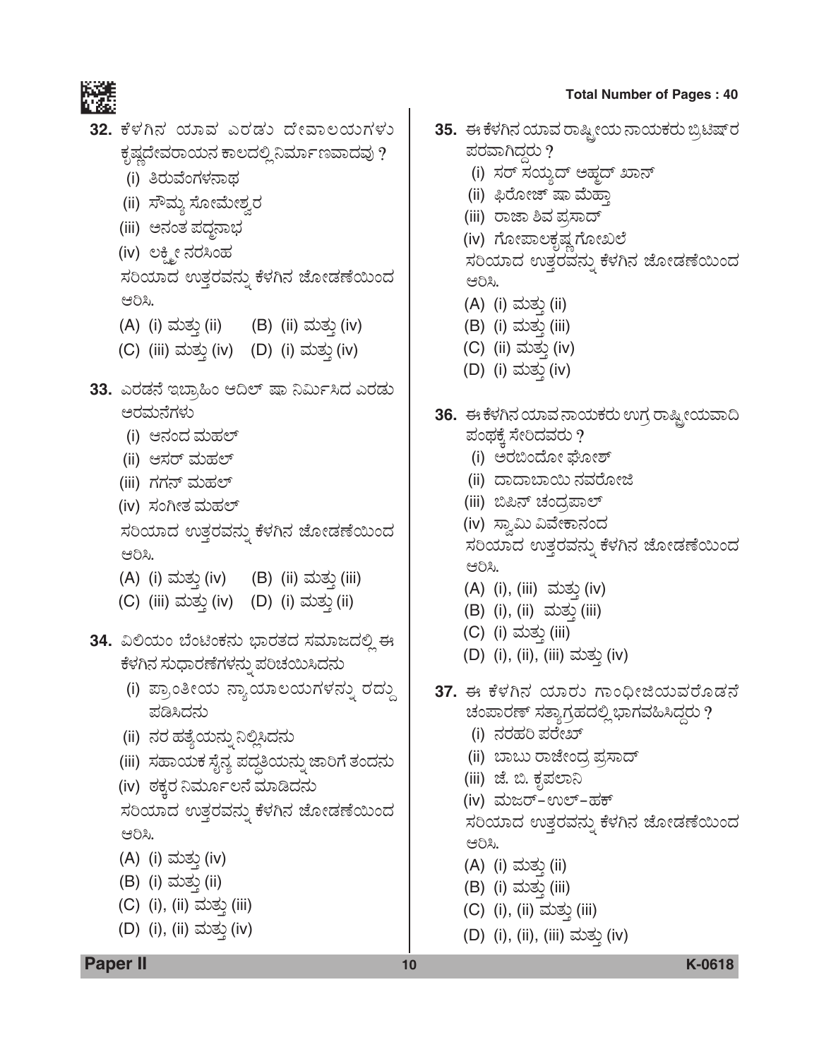**32.** ಕೆಳಗಿನ ಯಾವ ಎರಡು ದೇವಾಲಯಗಳು ಕೃಷ್ಣದೇವರಾಯನ ಕಾಲದಲ್ಲಿ ನಿರ್ಮಾಣವಾದವು ?

(i) ತಿರುವೆಂಗಳನಾಥ

(ii) ಸೌಮ್ಯ ಸೋಮೇಶ್ವರ

(iii) ಅನಂತ ಪದ್ಮನಾಭ

(iv) ಲಕ್ಷ್ಮೀ ನರಸಿಂಹ

ಸರಿಯಾದ ಉತ್ತರವನ್ನು ಕೆಳಗಿನ ಜೋಡಣೆಯಿಂದ ಆರಿಸಿ.

(A) (i) ಮತ್ತು (ii) (B) (ii) ಮತ್ತು (iv)

(C) (iii) ಮತ್ತು (iv) (D) (i) ಮತ್ತು (iv)

**33.** ಎರಡನೆ ಇಬ್ರಾಹಿಂ ಆದಿಲ್ ಷಾ ನಿರ್ಮಿಸಿದ ಎರಡು ಅರಮನೆಗಳು

(i) ಆನಂದ ಮಹಲ್

(ii) ಆಸರ್ ಮಹಲ್

(iii) ಗಗನ್ ಮಹಲ್

(iv) ಸಂಗೀತ ಮಹಲ್

ಸರಿಯಾದ ಉತ್ತರವನ್ನು ಕೆಳಗಿನ ಜೋಡಣೆಯಿಂದ ಆರಿಸಿ.

(A) (i) ಮತ್ತು (iv) (B) (ii) ಮತ್ತು (iii)

(C) (iii) ಮತ್ತು (iv) (D) (i) ಮತ್ತು (ii)

**34.** ವಿಲಿಯಂ ಬೆಂಟಿಂಕನು ಭಾರತದ ಸಮಾಜದಲ್ಲಿ ಈ ಕೆಳಗಿನ ಸುಧಾರಣೆಗಳನ್ನು ಪರಿಚಯಿಸಿದನು

(i) ಪ್ರಾಂತೀಯ ನ್ಯಾಯಾಲಯಗಳನ್ನು ರದ್ದು ಪಡಿಸಿದನು

(ii) ನರ ಹತ್ಯೆಯನ್ನು ನಿಲ್ಲಿಸಿದನು

(iii) ಸಹಾಯಕ ಸೈನ್ಯ ಪದ್ಧತಿಯನ್ನು ಜಾರಿಗೆ ತಂದನು

(iv) ಠಕ್ಕರ ನಿರ್ಮೂಲನೆ ಮಾಡಿದನು

ಸರಿಯಾದ ಉತ್ತರವನ್ನು ಕೆಳಗಿನ ಜೋಡಣೆಯಿಂದ ಆರಿಸಿ.

(A) (i) ಮತ್ತು (iv)

(B) (i) ಮತ್ತು (ii)

(C) (i), (ii) ಮತ್ತು (iii)

(D) (i), (ii) ಮತ್ತು (iv)

**35.** ಈ ಕೆಳಗಿನ ಯಾವ ರಾಷ್ಟ್ರೀಯ ನಾಯಕರು ಬ್ರಿಟಿಷ್‌ರ ಪರವಾಗಿದ್ದರು ?

(i) ಸರ್ ಸಯ್ಯದ್ ಅಹ್ಮದ್ ಖಾನ್

(ii) ಫಿರೋಜ್ ಷಾ ಮೆಹ್ತಾ

(iii) ರಾಜಾ ಶಿವ ಪ್ರಸಾದ್

(iv) ಗೋಪಾಲಕೃಷ್ಣ ಗೋಖಲೆ

ಸರಿಯಾದ ಉತ್ತರವನ್ನು ಕೆಳಗಿನ ಜೋಡಣೆಯಿಂದ ಆರಿಸಿ.

(A) (i) ಮತ್ತು (ii)

(B) (i) ಮತ್ತು (iii)

(C) (ii) ಮತ್ತು (iv)

(D) (i) ಮತ್ತು (iv)

**36.** ಈ ಕೆಳಗಿನ ಯಾವ ನಾಯಕರು ಉಗ್ರ ರಾಷ್ಟ್ರೀಯವಾದಿ ಪಂಥಕ್ಕೆ ಸೇರಿದವರು ?

(i) ಅರಬಿಂದೋ ಘೋಶ್

(ii) ದಾದಾಬಾಯಿ ನವರೋಜಿ

(iii) ಬಿಪಿನ್ ಚಂದ್ರಪಾಲ್

(iv) ಸ್ವಾಮಿ ವಿವೇಕಾನಂದ

ಸರಿಯಾದ ಉತ್ತರವನ್ನು ಕೆಳಗಿನ ಜೋಡಣೆಯಿಂದ ಆರಿಸಿ.

(A) (i), (iii) ಮತ್ತು (iv)

(B) (i), (ii) ಮತ್ತು (iii)

(C) (i) ಮತ್ತು (iii)

(D) (i), (ii), (iii) ಮತ್ತು (iv)

**37.** ಈ ಕೆಳಗಿನ ಯಾರು ಗಾಂಧೀಜಿಯವರೊಡನೆ ಚಂಪಾರಣ್ ಸತ್ಯಾಗ್ರಹದಲ್ಲಿ ಭಾಗವಹಿಸಿದ್ದರು ?

(i) ನರಹರಿ ಪರೇಖ್

(ii) ಬಾಬು ರಾಜೇಂದ್ರ ಪ್ರಸಾದ್

(iii) ಜೆ. ಬಿ. ಕೃಪಲಾನಿ

(iv) ಮಜರ್-ಉಲ್-ಹಕ್

ಸರಿಯಾದ ಉತ್ತರವನ್ನು ಕೆಳಗಿನ ಜೋಡಣೆಯಿಂದ ಆರಿಸಿ.

(A) (i) ಮತ್ತು (ii)

(B) (i) ಮತ್ತು (iii)

(C) (i), (ii) ಮತ್ತು (iii)

(D) (i), (ii), (iii) ಮತ್ತು (iv)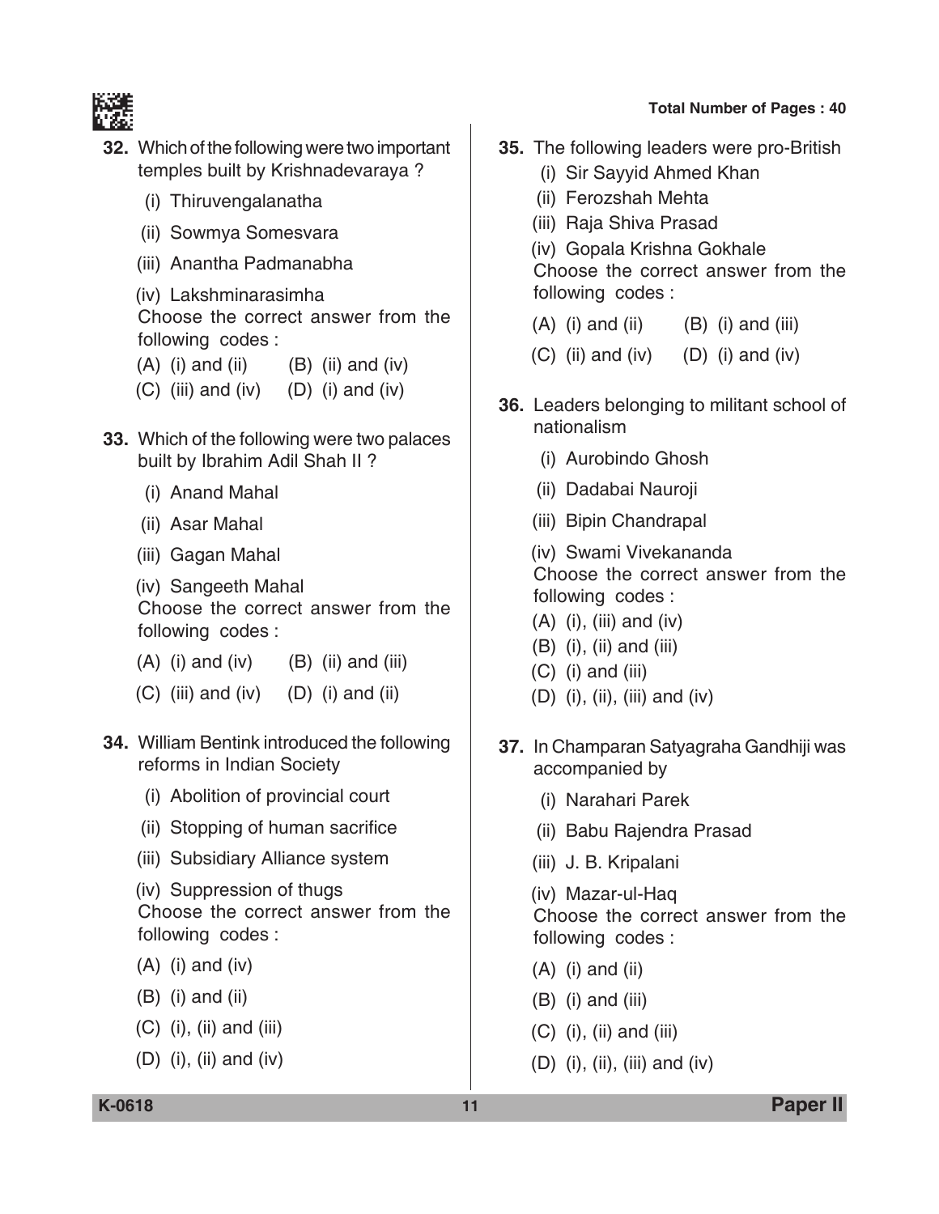**32.** Which of the following were two important temples built by Krishnadevaraya ?

(i) Thiruvengalanatha

(ii) Sowmya Somesvara

(iii) Anantha Padmanabha

(iv) Lakshminarasimha

Choose the correct answer from the following codes :

(A) (i) and (ii) (B) (ii) and (iv)

(C) (iii) and (iv) (D) (i) and (iv)

**33.** Which of the following were two palaces built by Ibrahim Adil Shah II ?

(i) Anand Mahal

(ii) Asar Mahal

(iii) Gagan Mahal

(iv) Sangeeth Mahal

Choose the correct answer from the following codes :

(A) (i) and (iv) (B) (ii) and (iii)

(C) (iii) and (iv) (D) (i) and (ii)

**34.** William Bentink introduced the following reforms in Indian Society

(i) Abolition of provincial court

(ii) Stopping of human sacrifice

(iii) Subsidiary Alliance system

(iv) Suppression of thugs

Choose the correct answer from the following codes :

(A) (i) and (iv)

(B) (i) and (ii)

(C) (i), (ii) and (iii)

(D) (i), (ii) and (iv)

**35.** The following leaders were pro-British

(i) Sir Sayyid Ahmed Khan

(ii) Ferozshah Mehta

(iii) Raja Shiva Prasad

(iv) Gopala Krishna Gokhale

Choose the correct answer from the following codes :

(A) (i) and (ii) (B) (i) and (iii)

(C) (ii) and (iv) (D) (i) and (iv)

**36.** Leaders belonging to militant school of nationalism

(i) Aurobindo Ghosh

(ii) Dadabai Nauroji

(iii) Bipin Chandrapal

(iv) Swami Vivekananda

Choose the correct answer from the following codes :

(A) (i), (iii) and (iv)

(B) (i), (ii) and (iii)

(C) (i) and (iii)

(D) (i), (ii), (iii) and (iv)

**37.** In Champaran Satyagraha Gandhiji was accompanied by

(i) Narahari Parek

(ii) Babu Rajendra Prasad

(iii) J. B. Kripalani

(iv) Mazar-ul-Haq

Choose the correct answer from the following codes :

(A) (i) and (ii)

(B) (i) and (iii)

(C) (i), (ii) and (iii)

(D) (i), (ii), (iii) and (iv)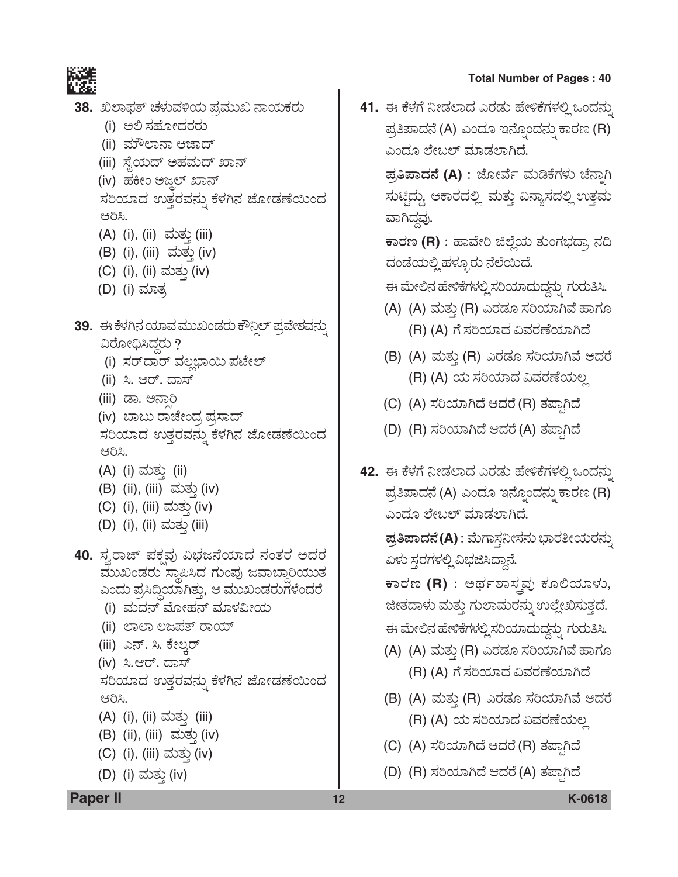**38.** ಖಿಲಾಫತ್ ಚಳುವಳಿಯ ಪ್ರಮುಖ ನಾಯಕರು

(i) ಅಲಿ ಸಹೋದರರು

(ii) ಮೌಲಾನಾ ಆಜಾದ್

(iii) ಸೈಯದ್ ಅಹಮದ್ ಖಾನ್

(iv) ಹಕೀಂ ಅಜ್ಮಲ್ ಖಾನ್

ಸರಿಯಾದ ಉತ್ತರವನ್ನು ಕೆಳಗಿನ ಜೋಡಣೆಯಿಂದ ಆರಿಸಿ.

(A) (i), (ii) ಮತ್ತು (iii)

(B) (i), (iii) ಮತ್ತು (iv)

(C) (i), (ii) ಮತ್ತು (iv)

(D) (i) ಮಾತ್ರ

**39.** ಈ ಕೆಳಗಿನ ಯಾವ ಮುಖಂಡರು ಕೌನ್ಸಿಲ್ ಪ್ರವೇಶವನ್ನು ವಿರೋಧಿಸಿದ್ದರು ?

(i) ಸರ್‌ದಾರ್ ವಲ್ಲಭಾಯಿ ಪಟೇಲ್

(ii) ಸಿ. ಆರ್. ದಾಸ್

(iii) ಡಾ. ಅನ್ಸಾರಿ

(iv) ಬಾಬು ರಾಜೇಂದ್ರ ಪ್ರಸಾದ್

ಸರಿಯಾದ ಉತ್ತರವನ್ನು ಕೆಳಗಿನ ಜೋಡಣೆಯಿಂದ ಆರಿಸಿ.

(A) (i) ಮತ್ತು (ii)

(B) (ii), (iii) ಮತ್ತು (iv)

(C) (i), (iii) ಮತ್ತು (iv)

(D) (i), (ii) ಮತ್ತು (iii)

**40.** ಸ್ವರಾಜ್ ಪಕ್ಷವು ವಿಭಜನೆಯಾದ ನಂತರ ಅದರ ಮುಖಂಡರು ಸ್ಥಾಪಿಸಿದ ಗುಂಪು ಜವಾಬ್ದಾರಿಯುತ ಎಂದು ಪ್ರಸಿದ್ಧಿಯಾಗಿತ್ತು, ಆ ಮುಖಂಡರುಗಳೆಂದರೆ

(i) ಮದನ್ ಮೋಹನ್ ಮಾಳವೀಯ

(ii) ಲಾಲಾ ಲಜಪತ್ ರಾಯ್

(iii) ಎನ್. ಸಿ. ಕೇಲ್ಕರ್

(iv) ಸಿ.ಆರ್. ದಾಸ್

ಸರಿಯಾದ ಉತ್ತರವನ್ನು ಕೆಳಗಿನ ಜೋಡಣೆಯಿಂದ ಆರಿಸಿ.

(A) (i), (ii) ಮತ್ತು (iii)

(B) (ii), (iii) ಮತ್ತು (iv)

(C) (i), (iii) ಮತ್ತು (iv)

(D) (i) ಮತ್ತು (iv)

**41.** ಈ ಕೆಳಗೆ ನೀಡಲಾದ ಎರಡು ಹೇಳಿಕೆಗಳಲ್ಲಿ ಒಂದನ್ನು ಪ್ರತಿಪಾದನೆ (A) ಎಂದೂ ಇನ್ನೊಂದನ್ನು ಕಾರಣ (R) ಎಂದೂ ಲೇಬಲ್ ಮಾಡಲಾಗಿದೆ.

**ಪ್ರತಿಪಾದನೆ (A)** : ಜೋರ್ವೆ ಮಡಿಕೆಗಳು ಚೆನ್ನಾಗಿ ಸುಟ್ಟಿದ್ದು, ಆಕಾರದಲ್ಲಿ ಮತ್ತು ವಿನ್ಯಾಸದಲ್ಲಿ ಉತ್ತಮ ವಾಗಿದ್ದವು.

**ಕಾರಣ (R)** : ಹಾವೇರಿ ಜಿಲ್ಲೆಯ ತುಂಗಭದ್ರಾ ನದಿ ದಂಡೆಯಲ್ಲಿ ಹಳ್ಳೂರು ನೆಲೆಯಿದೆ.

ಈ ಮೇಲಿನ ಹೇಳಿಕೆಗಳಲ್ಲಿ ಸರಿಯಾದುದ್ದನ್ನು ಗುರುತಿಸಿ.

(A) (A) ಮತ್ತು (R) ಎರಡೂ ಸರಿಯಾಗಿವೆ ಹಾಗೂ (R) (A) ಗೆ ಸರಿಯಾದ ವಿವರಣೆಯಾಗಿದೆ

(B) (A) ಮತ್ತು (R) ಎರಡೂ ಸರಿಯಾಗಿವೆ ಆದರೆ (R) (A) ಯ ಸರಿಯಾದ ವಿವರಣೆಯಲ್ಲ

(C) (A) ಸರಿಯಾಗಿದೆ ಆದರೆ (R) ತಪ್ಪಾಗಿದೆ

(D) (R) ಸರಿಯಾಗಿದೆ ಆದರೆ (A) ತಪ್ಪಾಗಿದೆ

**42.** ಈ ಕೆಳಗೆ ನೀಡಲಾದ ಎರಡು ಹೇಳಿಕೆಗಳಲ್ಲಿ ಒಂದನ್ನು ಪ್ರತಿಪಾದನೆ (A) ಎಂದೂ ಇನ್ನೊಂದನ್ನು ಕಾರಣ (R) ಎಂದೂ ಲೇಬಲ್ ಮಾಡಲಾಗಿದೆ.

**ಪ್ರತಿಪಾದನೆ (A)** : ಮೆಗಾಸ್ತನೀಸನು ಭಾರತೀಯರನ್ನು ಏಳು ಸ್ತರಗಳಲ್ಲಿ ವಿಭಜಿಸಿದ್ದಾನೆ.

**ಕಾರಣ (R)** : ಅರ್ಥಶಾಸ್ತ್ರವು ಕೂಲಿಯಾಳು, ಜೀತದಾಳು ಮತ್ತು ಗುಲಾಮರನ್ನು ಉಲ್ಲೇಖಿಸುತ್ತದೆ.

ಈ ಮೇಲಿನ ಹೇಳಿಕೆಗಳಲ್ಲಿ ಸರಿಯಾದುದ್ದನ್ನು ಗುರುತಿಸಿ.

(A) (A) ಮತ್ತು (R) ಎರಡೂ ಸರಿಯಾಗಿವೆ ಹಾಗೂ (R) (A) ಗೆ ಸರಿಯಾದ ವಿವರಣೆಯಾಗಿದೆ

(B) (A) ಮತ್ತು (R) ಎರಡೂ ಸರಿಯಾಗಿವೆ ಆದರೆ (R) (A) ಯ ಸರಿಯಾದ ವಿವರಣೆಯಲ್ಲ

(C) (A) ಸರಿಯಾಗಿದೆ ಆದರೆ (R) ತಪ್ಪಾಗಿದೆ

(D) (R) ಸರಿಯಾಗಿದೆ ಆದರೆ (A) ತಪ್ಪಾಗಿದೆ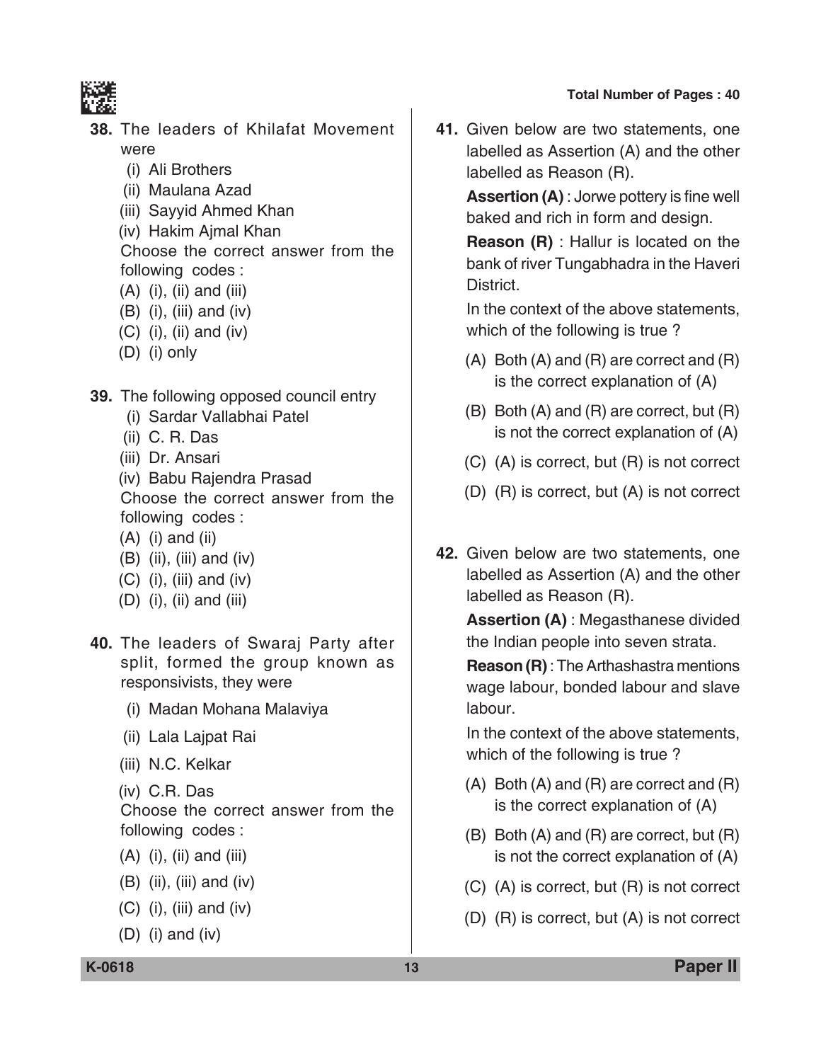**38.** The leaders of Khilafat Movement were

(i) Ali Brothers

(ii) Maulana Azad

(iii) Sayyid Ahmed Khan

(iv) Hakim Ajmal Khan

Choose the correct answer from the following codes :

(A) (i), (ii) and (iii)

(B) (i), (iii) and (iv)

(C) (i), (ii) and (iv)

(D) (i) only

**39.** The following opposed council entry

(i) Sardar Vallabhai Patel

(ii) C. R. Das

(iii) Dr. Ansari

(iv) Babu Rajendra Prasad

Choose the correct answer from the following codes :

(A) (i) and (ii)

(B) (ii), (iii) and (iv)

(C) (i), (iii) and (iv)

(D) (i), (ii) and (iii)

**40.** The leaders of Swaraj Party after split, formed the group known as responsivists, they were

(i) Madan Mohana Malaviya

(ii) Lala Lajpat Rai

(iii) N.C. Kelkar

(iv) C.R. Das

Choose the correct answer from the following codes :

(A) (i), (ii) and (iii)

(B) (ii), (iii) and (iv)

(C) (i), (iii) and (iv)

(D) (i) and (iv)

**41.** Given below are two statements, one labelled as Assertion (A) and the other labelled as Reason (R).

**Assertion (A)** : Jorwe pottery is fine well baked and rich in form and design.

**Reason (R)** : Hallur is located on the bank of river Tungabhadra in the Haveri District.

In the context of the above statements, which of the following is true ?

(A) Both (A) and (R) are correct and (R) is the correct explanation of (A)

(B) Both (A) and (R) are correct, but (R) is not the correct explanation of (A)

(C) (A) is correct, but (R) is not correct

(D) (R) is correct, but (A) is not correct

**42.** Given below are two statements, one labelled as Assertion (A) and the other labelled as Reason (R).

**Assertion (A)** : Megasthanese divided the Indian people into seven strata.

**Reason (R)** : The Arthashastra mentions wage labour, bonded labour and slave labour.

In the context of the above statements, which of the following is true ?

(A) Both (A) and (R) are correct and (R) is the correct explanation of (A)

(B) Both (A) and (R) are correct, but (R) is not the correct explanation of (A)

(C) (A) is correct, but (R) is not correct

(D) (R) is correct, but (A) is not correct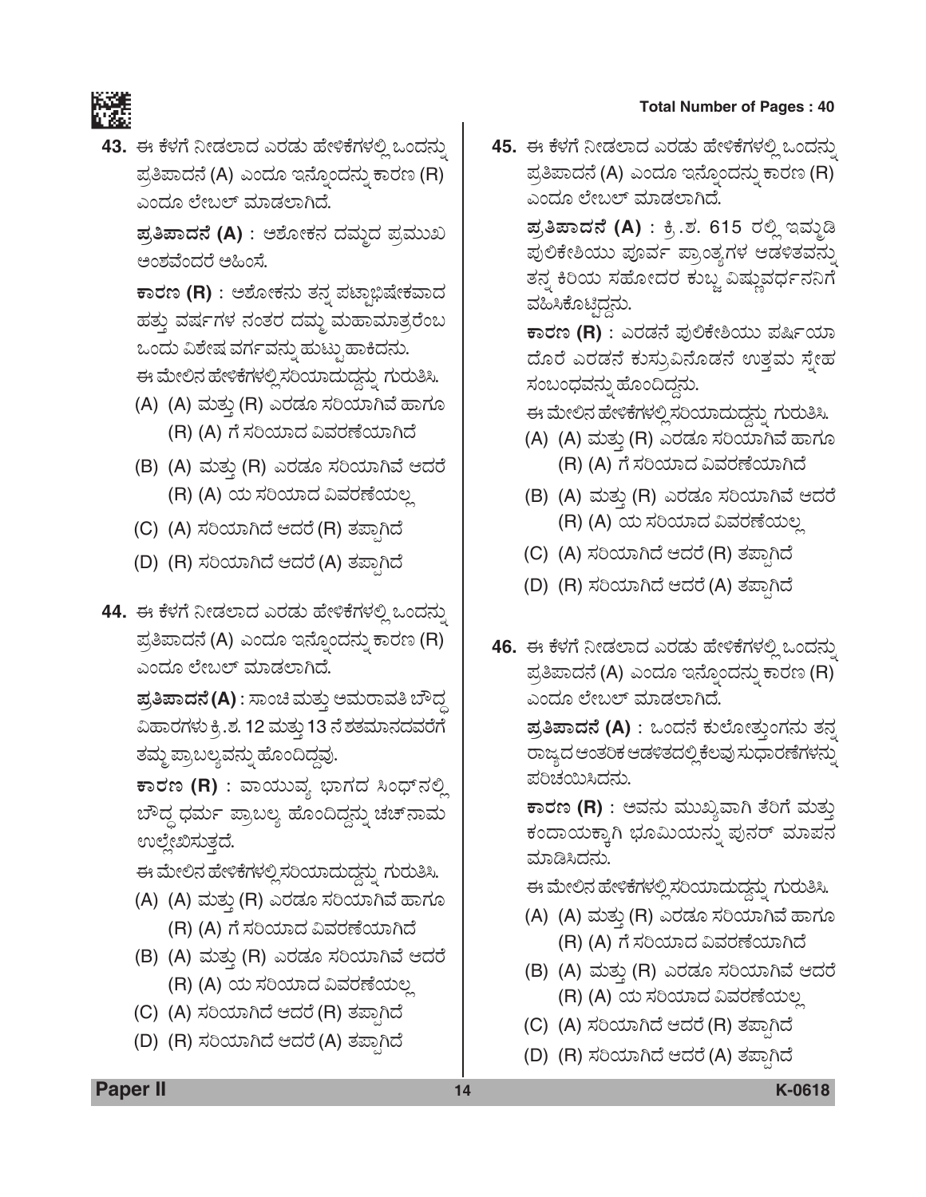**43.** ಈ ಕೆಳಗೆ ನೀಡಲಾದ ಎರಡು ಹೇಳಿಕೆಗಳಲ್ಲಿ ಒಂದನ್ನು ಪ್ರತಿಪಾದನೆ (A) ಎಂದೂ ಇನ್ನೊಂದನ್ನು ಕಾರಣ (R) ಎಂದೂ ಲೇಬಲ್ ಮಾಡಲಾಗಿದೆ.

**ಪ್ರತಿಪಾದನೆ (A)** : ಅಶೋಕನ ದಮ್ಮದ ಪ್ರಮುಖ ಅಂಶವೆಂದರೆ ಅಹಿಂಸೆ.

**ಕಾರಣ (R)** : ಅಶೋಕನು ತನ್ನ ಪಟ್ಟಾಭಿಷೇಕವಾದ ಹತ್ತು ವರ್ಷಗಳ ನಂತರ ದಮ್ಮ ಮಹಾಮಾತ್ರರೆಂಬ ಒಂದು ವಿಶೇಷ ವರ್ಗವನ್ನು ಹುಟ್ಟು ಹಾಕಿದನು.

ಈ ಮೇಲಿನ ಹೇಳಿಕೆಗಳಲ್ಲಿ ಸರಿಯಾದುದ್ದನ್ನು ಗುರುತಿಸಿ.

(A) (A) ಮತ್ತು (R) ಎರಡೂ ಸರಿಯಾಗಿವೆ ಹಾಗೂ (R) (A) ಗೆ ಸರಿಯಾದ ವಿವರಣೆಯಾಗಿದೆ

(B) (A) ಮತ್ತು (R) ಎರಡೂ ಸರಿಯಾಗಿವೆ ಆದರೆ (R) (A) ಯ ಸರಿಯಾದ ವಿವರಣೆಯಲ್ಲ

(C) (A) ಸರಿಯಾಗಿದೆ ಆದರೆ (R) ತಪ್ಪಾಗಿದೆ

(D) (R) ಸರಿಯಾಗಿದೆ ಆದರೆ (A) ತಪ್ಪಾಗಿದೆ

**44.** ಈ ಕೆಳಗೆ ನೀಡಲಾದ ಎರಡು ಹೇಳಿಕೆಗಳಲ್ಲಿ ಒಂದನ್ನು ಪ್ರತಿಪಾದನೆ (A) ಎಂದೂ ಇನ್ನೊಂದನ್ನು ಕಾರಣ (R) ಎಂದೂ ಲೇಬಲ್ ಮಾಡಲಾಗಿದೆ.

**ಪ್ರತಿಪಾದನೆ (A)** : ಸಾಂಚಿ ಮತ್ತು ಅಮರಾವತಿ ಬೌದ್ಧ ವಿಹಾರಗಳು ಕ್ರಿ.ಶ. 12 ಮತ್ತು 13 ನೆ ಶತಮಾನದವರೆಗೆ ತಮ್ಮ ಪ್ರಾಬಲ್ಯವನ್ನು ಹೊಂದಿದ್ದವು.

**ಕಾರಣ (R)** : ವಾಯುವ್ಯ ಭಾಗದ ಸಿಂಧ್‌ನಲ್ಲಿ ಬೌದ್ಧ ಧರ್ಮ ಪ್ರಾಬಲ್ಯ ಹೊಂದಿದ್ದನ್ನು ಚಚ್‌ನಾಮ ಉಲ್ಲೇಖಿಸುತ್ತದೆ.

ಈ ಮೇಲಿನ ಹೇಳಿಕೆಗಳಲ್ಲಿ ಸರಿಯಾದುದ್ದನ್ನು ಗುರುತಿಸಿ.

(A) (A) ಮತ್ತು (R) ಎರಡೂ ಸರಿಯಾಗಿವೆ ಹಾಗೂ (R) (A) ಗೆ ಸರಿಯಾದ ವಿವರಣೆಯಾಗಿದೆ

(B) (A) ಮತ್ತು (R) ಎರಡೂ ಸರಿಯಾಗಿವೆ ಆದರೆ (R) (A) ಯ ಸರಿಯಾದ ವಿವರಣೆಯಲ್ಲ

(C) (A) ಸರಿಯಾಗಿದೆ ಆದರೆ (R) ತಪ್ಪಾಗಿದೆ

(D) (R) ಸರಿಯಾಗಿದೆ ಆದರೆ (A) ತಪ್ಪಾಗಿದೆ

**45.** ಈ ಕೆಳಗೆ ನೀಡಲಾದ ಎರಡು ಹೇಳಿಕೆಗಳಲ್ಲಿ ಒಂದನ್ನು ಪ್ರತಿಪಾದನೆ (A) ಎಂದೂ ಇನ್ನೊಂದನ್ನು ಕಾರಣ (R) ಎಂದೂ ಲೇಬಲ್ ಮಾಡಲಾಗಿದೆ.

**ಪ್ರತಿಪಾದನೆ (A)** : ಕ್ರಿ.ಶ. 615 ರಲ್ಲಿ ಇಮ್ಮಡಿ ಪುಲಿಕೇಶಿಯು ಪೂರ್ವ ಪ್ರಾಂತ್ಯಗಳ ಆಡಳಿತವನ್ನು ತನ್ನ ಕಿರಿಯ ಸಹೋದರ ಕುಬ್ಜ ವಿಷ್ಣುವರ್ಧನನಿಗೆ ವಹಿಸಿಕೊಟ್ಟಿದ್ದನು.

**ಕಾರಣ (R)** : ಎರಡನೆ ಪುಲಿಕೇಶಿಯು ಪರ್ಷಿಯಾ ದೊರೆ ಎರಡನೆ ಕುಸ್ರುವಿನೊಡನೆ ಉತ್ತಮ ಸ್ನೇಹ ಸಂಬಂಧವನ್ನು ಹೊಂದಿದ್ದನು.

ಈ ಮೇಲಿನ ಹೇಳಿಕೆಗಳಲ್ಲಿ ಸರಿಯಾದುದ್ದನ್ನು ಗುರುತಿಸಿ.

(A) (A) ಮತ್ತು (R) ಎರಡೂ ಸರಿಯಾಗಿವೆ ಹಾಗೂ (R) (A) ಗೆ ಸರಿಯಾದ ವಿವರಣೆಯಾಗಿದೆ

(B) (A) ಮತ್ತು (R) ಎರಡೂ ಸರಿಯಾಗಿವೆ ಆದರೆ (R) (A) ಯ ಸರಿಯಾದ ವಿವರಣೆಯಲ್ಲ

(C) (A) ಸರಿಯಾಗಿದೆ ಆದರೆ (R) ತಪ್ಪಾಗಿದೆ

(D) (R) ಸರಿಯಾಗಿದೆ ಆದರೆ (A) ತಪ್ಪಾಗಿದೆ

**46.** ಈ ಕೆಳಗೆ ನೀಡಲಾದ ಎರಡು ಹೇಳಿಕೆಗಳಲ್ಲಿ ಒಂದನ್ನು ಪ್ರತಿಪಾದನೆ (A) ಎಂದೂ ಇನ್ನೊಂದನ್ನು ಕಾರಣ (R) ಎಂದೂ ಲೇಬಲ್ ಮಾಡಲಾಗಿದೆ.

**ಪ್ರತಿಪಾದನೆ (A)** : ಒಂದನೆ ಕುಲೋತ್ತುಂಗನು ತನ್ನ ರಾಜ್ಯದ ಆಂತರಿಕ ಆಡಳಿತದಲ್ಲಿ ಕೆಲವು ಸುಧಾರಣೆಗಳನ್ನು ಪರಿಚಯಿಸಿದನು.

**ಕಾರಣ (R)** : ಅವನು ಮುಖ್ಯವಾಗಿ ತೆರಿಗೆ ಮತ್ತು ಕಂದಾಯಕ್ಕಾಗಿ ಭೂಮಿಯನ್ನು ಪುನರ್ ಮಾಪನ ಮಾಡಿಸಿದನು.

ಈ ಮೇಲಿನ ಹೇಳಿಕೆಗಳಲ್ಲಿ ಸರಿಯಾದುದ್ದನ್ನು ಗುರುತಿಸಿ.

(A) (A) ಮತ್ತು (R) ಎರಡೂ ಸರಿಯಾಗಿವೆ ಹಾಗೂ (R) (A) ಗೆ ಸರಿಯಾದ ವಿವರಣೆಯಾಗಿದೆ

(B) (A) ಮತ್ತು (R) ಎರಡೂ ಸರಿಯಾಗಿವೆ ಆದರೆ (R) (A) ಯ ಸರಿಯಾದ ವಿವರಣೆಯಲ್ಲ

(C) (A) ಸರಿಯಾಗಿದೆ ಆದರೆ (R) ತಪ್ಪಾಗಿದೆ

(D) (R) ಸರಿಯಾಗಿದೆ ಆದರೆ (A) ತಪ್ಪಾಗಿದೆ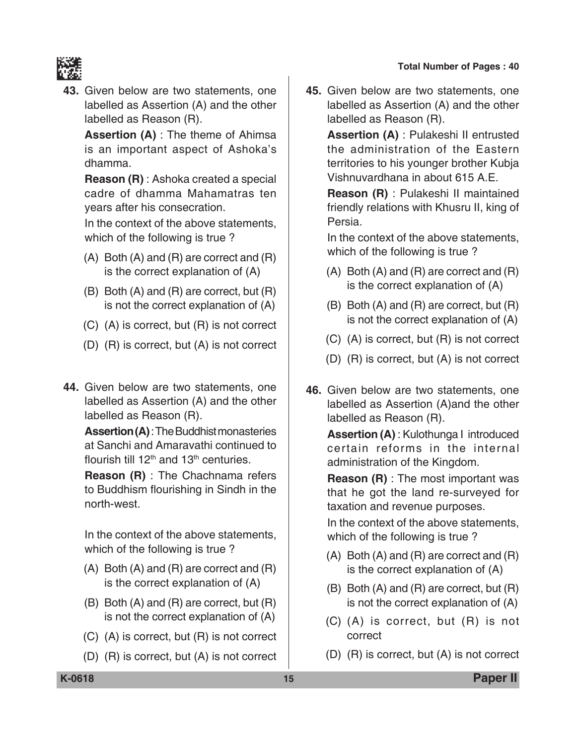43. Given below are two statements, one labelled as Assertion (A) and the other labelled as Reason (R).

**Assertion (A)** : The theme of Ahimsa is an important aspect of Ashoka's dhamma.

**Reason (R)** : Ashoka created a special cadre of dhamma Mahamatras ten years after his consecration.

In the context of the above statements, which of the following is true ?

(A) Both (A) and (R) are correct and (R) is the correct explanation of (A)

(B) Both (A) and (R) are correct, but (R) is not the correct explanation of (A)

(C) (A) is correct, but (R) is not correct

(D) (R) is correct, but (A) is not correct

44. Given below are two statements, one labelled as Assertion (A) and the other labelled as Reason (R).

**Assertion (A)** : The Buddhist monasteries at Sanchi and Amaravathi continued to flourish till 12th and 13th centuries.

**Reason (R)** : The Chachnama refers to Buddhism flourishing in Sindh in the north-west.

In the context of the above statements, which of the following is true ?

(A) Both (A) and (R) are correct and (R) is the correct explanation of (A)

(B) Both (A) and (R) are correct, but (R) is not the correct explanation of (A)

(C) (A) is correct, but (R) is not correct

(D) (R) is correct, but (A) is not correct

45. Given below are two statements, one labelled as Assertion (A) and the other labelled as Reason (R).

**Assertion (A)** : Pulakeshi II entrusted the administration of the Eastern territories to his younger brother Kubja Vishnuvardhana in about 615 A.E.

**Reason (R)** : Pulakeshi II maintained friendly relations with Khusru II, king of Persia.

In the context of the above statements, which of the following is true ?

(A) Both (A) and (R) are correct and (R) is the correct explanation of (A)

(B) Both (A) and (R) are correct, but (R) is not the correct explanation of (A)

(C) (A) is correct, but (R) is not correct

(D) (R) is correct, but (A) is not correct

46. Given below are two statements, one labelled as Assertion (A)and the other labelled as Reason (R).

**Assertion (A)** : Kulothunga I introduced certain reforms in the internal administration of the Kingdom.

**Reason (R)** : The most important was that he got the land re-surveyed for taxation and revenue purposes.

In the context of the above statements, which of the following is true ?

(A) Both (A) and (R) are correct and (R) is the correct explanation of (A)

(B) Both (A) and (R) are correct, but (R) is not the correct explanation of (A)

(C) (A) is correct, but (R) is not correct

(D) (R) is correct, but (A) is not correct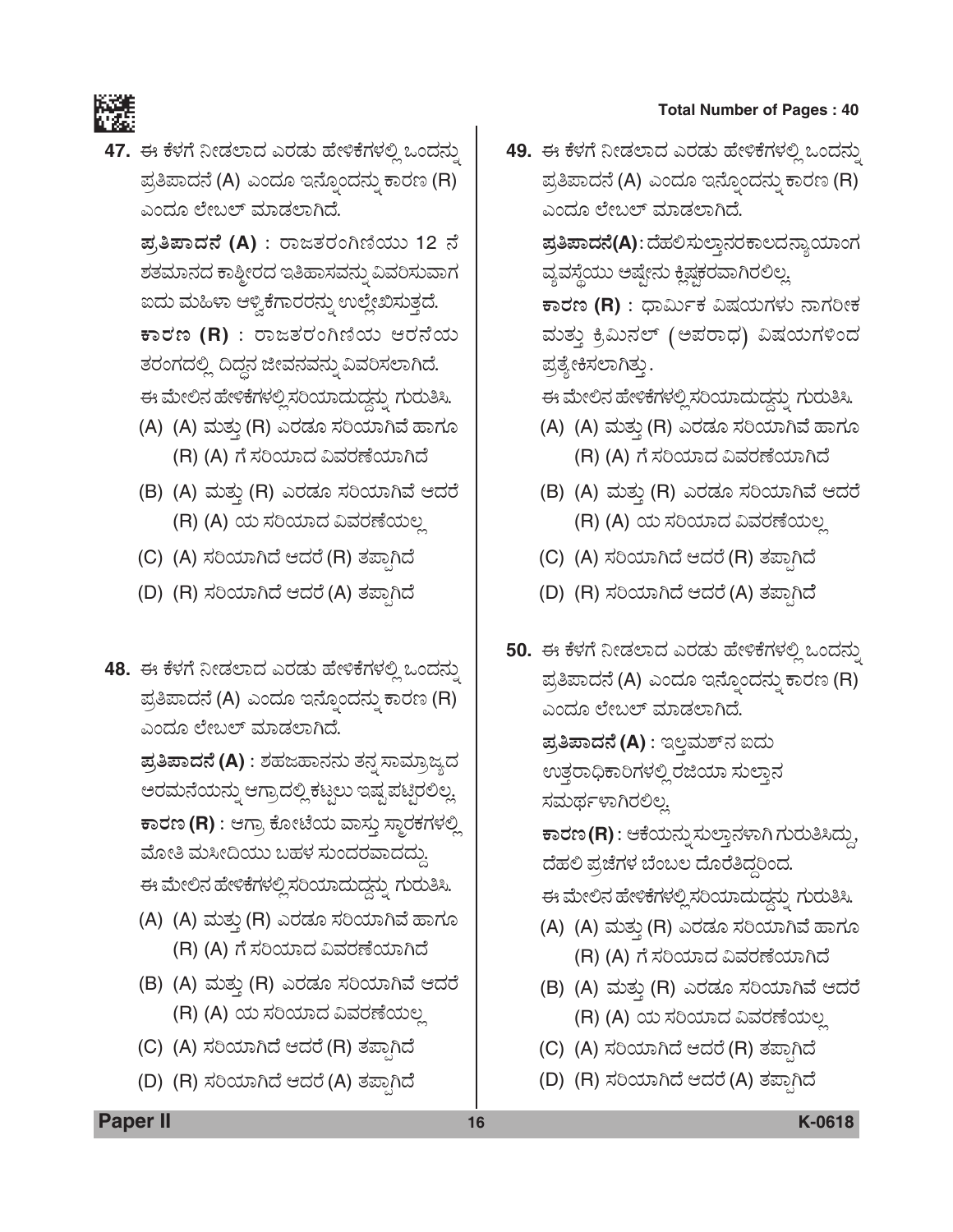**47.** ಈ ಕೆಳಗೆ ನೀಡಲಾದ ಎರಡು ಹೇಳಿಕೆಗಳಲ್ಲಿ ಒಂದನ್ನು ಪ್ರತಿಪಾದನೆ (A) ಎಂದೂ ಇನ್ನೊಂದನ್ನು ಕಾರಣ (R) ಎಂದೂ ಲೇಬಲ್ ಮಾಡಲಾಗಿದೆ.

**ಪ್ರತಿಪಾದನೆ (A)** : ರಾಜತರಂಗಿಣಿಯು 12 ನೆ ಶತಮಾನದ ಕಾಶ್ಮೀರದ ಇತಿಹಾಸವನ್ನು ವಿವರಿಸುವಾಗ ಐದು ಮಹಿಳಾ ಆಳ್ವಿಕೆಗಾರರನ್ನು ಉಲ್ಲೇಖಿಸುತ್ತದೆ.

**ಕಾರಣ (R)** : ರಾಜತರಂಗಿಣಿಯ ಆರನೆಯ ತರಂಗದಲ್ಲಿ ದಿದ್ದನ ಜೀವನವನ್ನು ವಿವರಿಸಲಾಗಿದೆ.

ಈ ಮೇಲಿನ ಹೇಳಿಕೆಗಳಲ್ಲಿ ಸರಿಯಾದುದ್ದನ್ನು ಗುರುತಿಸಿ.

(A) (A) ಮತ್ತು (R) ಎರಡೂ ಸರಿಯಾಗಿವೆ ಹಾಗೂ (R) (A) ಗೆ ಸರಿಯಾದ ವಿವರಣೆಯಾಗಿದೆ

(B) (A) ಮತ್ತು (R) ಎರಡೂ ಸರಿಯಾಗಿವೆ ಆದರೆ (R) (A) ಯ ಸರಿಯಾದ ವಿವರಣೆಯಲ್ಲ

(C) (A) ಸರಿಯಾಗಿದೆ ಆದರೆ (R) ತಪ್ಪಾಗಿದೆ

(D) (R) ಸರಿಯಾಗಿದೆ ಆದರೆ (A) ತಪ್ಪಾಗಿದೆ

**48.** ಈ ಕೆಳಗೆ ನೀಡಲಾದ ಎರಡು ಹೇಳಿಕೆಗಳಲ್ಲಿ ಒಂದನ್ನು ಪ್ರತಿಪಾದನೆ (A) ಎಂದೂ ಇನ್ನೊಂದನ್ನು ಕಾರಣ (R) ಎಂದೂ ಲೇಬಲ್ ಮಾಡಲಾಗಿದೆ.

**ಪ್ರತಿಪಾದನೆ (A)** : ಶಹಜಹಾನನು ತನ್ನ ಸಾಮ್ರಾಜ್ಯದ ಅರಮನೆಯನ್ನು ಆಗ್ರಾದಲ್ಲಿ ಕಟ್ಟಲು ಇಷ್ಟಪಟ್ಟಿರಲಿಲ್ಲ.

**ಕಾರಣ (R)** : ಆಗ್ರಾ ಕೋಟೆಯ ವಾಸ್ತು ಸ್ಮಾರಕಗಳಲ್ಲಿ ಮೋತಿ ಮಸೀದಿಯು ಬಹಳ ಸುಂದರವಾದದ್ದು.

ಈ ಮೇಲಿನ ಹೇಳಿಕೆಗಳಲ್ಲಿ ಸರಿಯಾದುದ್ದನ್ನು ಗುರುತಿಸಿ.

(A) (A) ಮತ್ತು (R) ಎರಡೂ ಸರಿಯಾಗಿವೆ ಹಾಗೂ (R) (A) ಗೆ ಸರಿಯಾದ ವಿವರಣೆಯಾಗಿದೆ

(B) (A) ಮತ್ತು (R) ಎರಡೂ ಸರಿಯಾಗಿವೆ ಆದರೆ (R) (A) ಯ ಸರಿಯಾದ ವಿವರಣೆಯಲ್ಲ

(C) (A) ಸರಿಯಾಗಿದೆ ಆದರೆ (R) ತಪ್ಪಾಗಿದೆ

(D) (R) ಸರಿಯಾಗಿದೆ ಆದರೆ (A) ತಪ್ಪಾಗಿದೆ

**49.** ಈ ಕೆಳಗೆ ನೀಡಲಾದ ಎರಡು ಹೇಳಿಕೆಗಳಲ್ಲಿ ಒಂದನ್ನು ಪ್ರತಿಪಾದನೆ (A) ಎಂದೂ ಇನ್ನೊಂದನ್ನು ಕಾರಣ (R) ಎಂದೂ ಲೇಬಲ್ ಮಾಡಲಾಗಿದೆ.

**ಪ್ರತಿಪಾದನೆ(A)**: ದೆಹಲಿಸುಲ್ತಾನರಕಾಲದನ್ಯಾಯಾಂಗ ವ್ಯವಸ್ಥೆಯು ಅಷ್ಟೇನು ಕ್ಲಿಷ್ಟಕರವಾಗಿರಲಿಲ್ಲ.

**ಕಾರಣ (R)** : ಧಾರ್ಮಿಕ ವಿಷಯಗಳು ನಾಗರೀಕ ಮತ್ತು ಕ್ರಿಮಿನಲ್ (ಅಪರಾಧ) ವಿಷಯಗಳಿಂದ ಪ್ರತ್ಯೇಕಿಸಲಾಗಿತ್ತು.

ಈ ಮೇಲಿನ ಹೇಳಿಕೆಗಳಲ್ಲಿ ಸರಿಯಾದುದ್ದನ್ನು ಗುರುತಿಸಿ.

(A) (A) ಮತ್ತು (R) ಎರಡೂ ಸರಿಯಾಗಿವೆ ಹಾಗೂ (R) (A) ಗೆ ಸರಿಯಾದ ವಿವರಣೆಯಾಗಿದೆ

(B) (A) ಮತ್ತು (R) ಎರಡೂ ಸರಿಯಾಗಿವೆ ಆದರೆ (R) (A) ಯ ಸರಿಯಾದ ವಿವರಣೆಯಲ್ಲ

(C) (A) ಸರಿಯಾಗಿದೆ ಆದರೆ (R) ತಪ್ಪಾಗಿದೆ

(D) (R) ಸರಿಯಾಗಿದೆ ಆದರೆ (A) ತಪ್ಪಾಗಿದೆ

**50.** ಈ ಕೆಳಗೆ ನೀಡಲಾದ ಎರಡು ಹೇಳಿಕೆಗಳಲ್ಲಿ ಒಂದನ್ನು ಪ್ರತಿಪಾದನೆ (A) ಎಂದೂ ಇನ್ನೊಂದನ್ನು ಕಾರಣ (R) ಎಂದೂ ಲೇಬಲ್ ಮಾಡಲಾಗಿದೆ.

**ಪ್ರತಿಪಾದನೆ (A)** : ಇಲ್ತುಮಶ್‌ನ ಐದು ಉತ್ತರಾಧಿಕಾರಿಗಳಲ್ಲಿ ರಜಿಯಾ ಸುಲ್ತಾನ ಸಮರ್ಥಳಾಗಿರಲಿಲ್ಲ.

**ಕಾರಣ (R)**: ಆಕೆಯನ್ನು ಸುಲ್ತಾನಳಾಗಿ ಗುರುತಿಸಿದ್ದು, ದೆಹಲಿ ಪ್ರಜೆಗಳ ಬೆಂಬಲ ದೊರೆತಿದ್ದರಿಂದ.

ಈ ಮೇಲಿನ ಹೇಳಿಕೆಗಳಲ್ಲಿ ಸರಿಯಾದುದ್ದನ್ನು ಗುರುತಿಸಿ.

(A) (A) ಮತ್ತು (R) ಎರಡೂ ಸರಿಯಾಗಿವೆ ಹಾಗೂ (R) (A) ಗೆ ಸರಿಯಾದ ವಿವರಣೆಯಾಗಿದೆ

(B) (A) ಮತ್ತು (R) ಎರಡೂ ಸರಿಯಾಗಿವೆ ಆದರೆ (R) (A) ಯ ಸರಿಯಾದ ವಿವರಣೆಯಲ್ಲ

(C) (A) ಸರಿಯಾಗಿದೆ ಆದರೆ (R) ತಪ್ಪಾಗಿದೆ

(D) (R) ಸರಿಯಾಗಿದೆ ಆದರೆ (A) ತಪ್ಪಾಗಿದೆ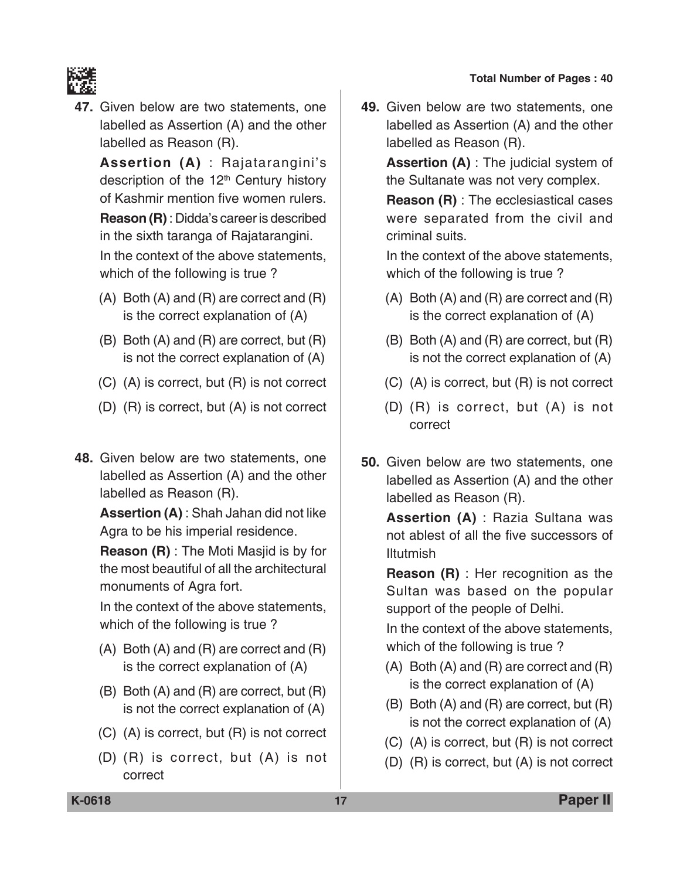47. Given below are two statements, one labelled as Assertion (A) and the other labelled as Reason (R).

**Assertion (A)** : Rajatarangini's description of the 12th Century history of Kashmir mention five women rulers.

**Reason (R)** : Didda's career is described in the sixth taranga of Rajatarangini.

In the context of the above statements, which of the following is true ?

(A) Both (A) and (R) are correct and (R) is the correct explanation of (A)

(B) Both (A) and (R) are correct, but (R) is not the correct explanation of (A)

(C) (A) is correct, but (R) is not correct

(D) (R) is correct, but (A) is not correct

48. Given below are two statements, one labelled as Assertion (A) and the other labelled as Reason (R).

**Assertion (A)** : Shah Jahan did not like Agra to be his imperial residence.

**Reason (R)** : The Moti Masjid is by for the most beautiful of all the architectural monuments of Agra fort.

In the context of the above statements, which of the following is true ?

(A) Both (A) and (R) are correct and (R) is the correct explanation of (A)

(B) Both (A) and (R) are correct, but (R) is not the correct explanation of (A)

(C) (A) is correct, but (R) is not correct

(D) (R) is correct, but (A) is not correct

49. Given below are two statements, one labelled as Assertion (A) and the other labelled as Reason (R).

**Assertion (A)** : The judicial system of the Sultanate was not very complex.

**Reason (R)** : The ecclesiastical cases were separated from the civil and criminal suits.

In the context of the above statements, which of the following is true ?

(A) Both (A) and (R) are correct and (R) is the correct explanation of (A)

(B) Both (A) and (R) are correct, but (R) is not the correct explanation of (A)

(C) (A) is correct, but (R) is not correct

(D) (R) is correct, but (A) is not correct

50. Given below are two statements, one labelled as Assertion (A) and the other labelled as Reason (R).

**Assertion (A)** : Razia Sultana was not ablest of all the five successors of Iltutmish

**Reason (R)** : Her recognition as the Sultan was based on the popular support of the people of Delhi.

In the context of the above statements, which of the following is true ?

(A) Both (A) and (R) are correct and (R) is the correct explanation of (A)

(B) Both (A) and (R) are correct, but (R) is not the correct explanation of (A)

(C) (A) is correct, but (R) is not correct

(D) (R) is correct, but (A) is not correct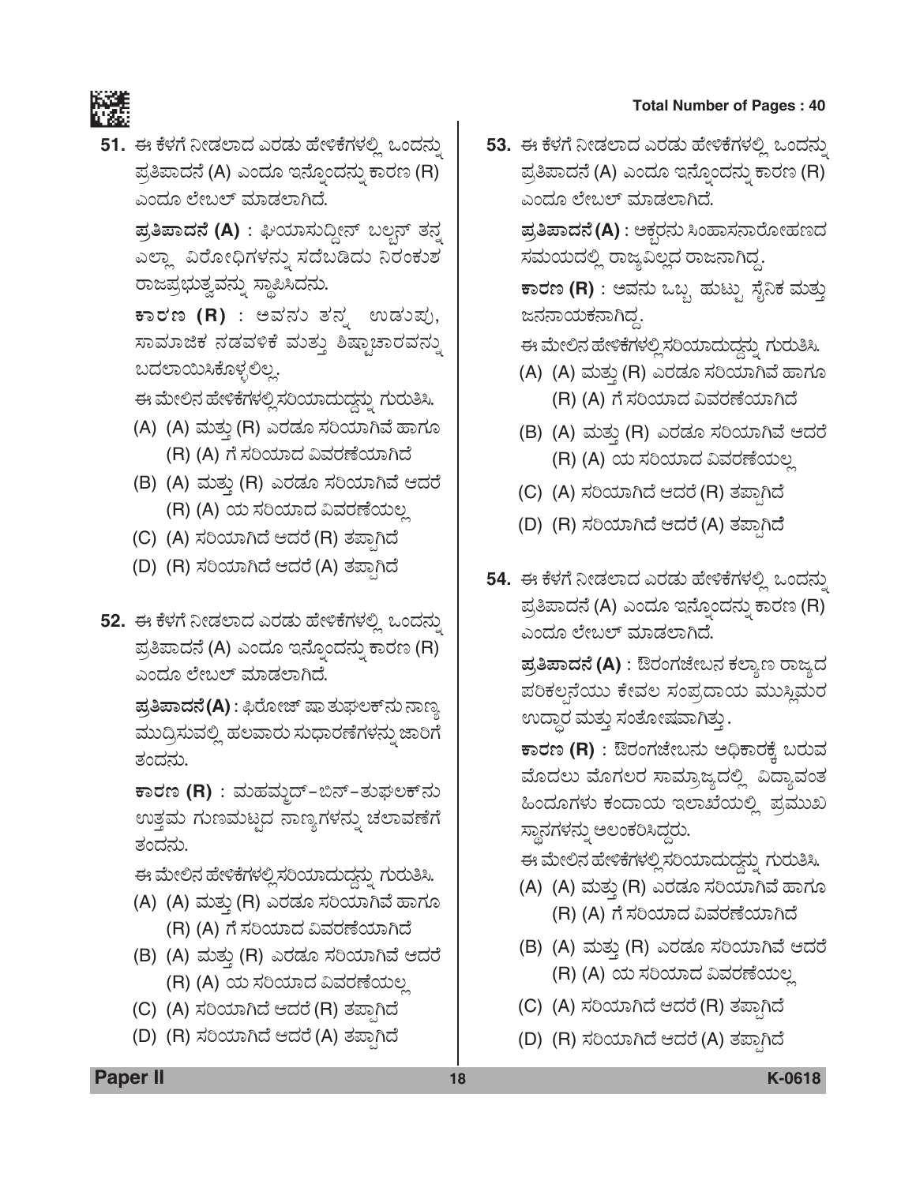51. ಈ ಕೆಳಗೆ ನೀಡಲಾದ ಎರಡು ಹೇಳಿಕೆಗಳಲ್ಲಿ ಒಂದನ್ನು ಪ್ರತಿಪಾದನೆ (A) ಎಂದೂ ಇನ್ನೊಂದನ್ನು ಕಾರಣ (R) ಎಂದೂ ಲೇಬಲ್ ಮಾಡಲಾಗಿದೆ.

**ಪ್ರತಿಪಾದನೆ (A)** : ಘಿಯಾಸುದ್ದೀನ್ ಬಲ್ಬನ್ ತನ್ನ ಎಲ್ಲಾ ವಿರೋಧಿಗಳನ್ನು ಸದೆಬಡಿದು ನಿರಂಕುಶ ರಾಜಪ್ರಭುತ್ವವನ್ನು ಸ್ಥಾಪಿಸಿದನು.

**ಕಾರಣ (R)** : ಅವನು ತನ್ನ ಉಡುಪು, ಸಾಮಾಜಿಕ ನಡವಳಿಕೆ ಮತ್ತು ಶಿಷ್ಟಾಚಾರವನ್ನು ಬದಲಾಯಿಸಿಕೊಳ್ಳಲಿಲ್ಲ.

ಈ ಮೇಲಿನ ಹೇಳಿಕೆಗಳಲ್ಲಿ ಸರಿಯಾದುದ್ದನ್ನು ಗುರುತಿಸಿ.

(A) (A) ಮತ್ತು (R) ಎರಡೂ ಸರಿಯಾಗಿವೆ ಹಾಗೂ (R) (A) ಗೆ ಸರಿಯಾದ ವಿವರಣೆಯಾಗಿದೆ

(B) (A) ಮತ್ತು (R) ಎರಡೂ ಸರಿಯಾಗಿವೆ ಆದರೆ (R) (A) ಯ ಸರಿಯಾದ ವಿವರಣೆಯಲ್ಲ

(C) (A) ಸರಿಯಾಗಿದೆ ಆದರೆ (R) ತಪ್ಪಾಗಿದೆ

(D) (R) ಸರಿಯಾಗಿದೆ ಆದರೆ (A) ತಪ್ಪಾಗಿದೆ

52. ಈ ಕೆಳಗೆ ನೀಡಲಾದ ಎರಡು ಹೇಳಿಕೆಗಳಲ್ಲಿ ಒಂದನ್ನು ಪ್ರತಿಪಾದನೆ (A) ಎಂದೂ ಇನ್ನೊಂದನ್ನು ಕಾರಣ (R) ಎಂದೂ ಲೇಬಲ್ ಮಾಡಲಾಗಿದೆ.

**ಪ್ರತಿಪಾದನೆ (A)** : ಫಿರೋಜ್ ಷಾ ತುಘಲಕ್‌ನು ನಾಣ್ಯ ಮುದ್ರಿಸುವಲ್ಲಿ ಹಲವಾರು ಸುಧಾರಣೆಗಳನ್ನು ಜಾರಿಗೆ ತಂದನು.

**ಕಾರಣ (R)** : ಮಹಮ್ಮದ್-ಬಿನ್-ತುಘಲಕ್‌ನು ಉತ್ತಮ ಗುಣಮಟ್ಟದ ನಾಣ್ಯಗಳನ್ನು ಚಲಾವಣೆಗೆ ತಂದನು.

ಈ ಮೇಲಿನ ಹೇಳಿಕೆಗಳಲ್ಲಿ ಸರಿಯಾದುದ್ದನ್ನು ಗುರುತಿಸಿ.

(A) (A) ಮತ್ತು (R) ಎರಡೂ ಸರಿಯಾಗಿವೆ ಹಾಗೂ (R) (A) ಗೆ ಸರಿಯಾದ ವಿವರಣೆಯಾಗಿದೆ

(B) (A) ಮತ್ತು (R) ಎರಡೂ ಸರಿಯಾಗಿವೆ ಆದರೆ (R) (A) ಯ ಸರಿಯಾದ ವಿವರಣೆಯಲ್ಲ

(C) (A) ಸರಿಯಾಗಿದೆ ಆದರೆ (R) ತಪ್ಪಾಗಿದೆ

(D) (R) ಸರಿಯಾಗಿದೆ ಆದರೆ (A) ತಪ್ಪಾಗಿದೆ

53. ಈ ಕೆಳಗೆ ನೀಡಲಾದ ಎರಡು ಹೇಳಿಕೆಗಳಲ್ಲಿ ಒಂದನ್ನು ಪ್ರತಿಪಾದನೆ (A) ಎಂದೂ ಇನ್ನೊಂದನ್ನು ಕಾರಣ (R) ಎಂದೂ ಲೇಬಲ್ ಮಾಡಲಾಗಿದೆ.

**ಪ್ರತಿಪಾದನೆ (A)** : ಅಕ್ಬರನು ಸಿಂಹಾಸನಾರೋಹಣದ ಸಮಯದಲ್ಲಿ ರಾಜ್ಯವಿಲ್ಲದ ರಾಜನಾಗಿದ್ದ.

**ಕಾರಣ (R)** : ಅವನು ಒಬ್ಬ ಹುಟ್ಟು ಸೈನಿಕ ಮತ್ತು ಜನನಾಯಕನಾಗಿದ್ದ.

ಈ ಮೇಲಿನ ಹೇಳಿಕೆಗಳಲ್ಲಿ ಸರಿಯಾದುದ್ದನ್ನು ಗುರುತಿಸಿ.

(A) (A) ಮತ್ತು (R) ಎರಡೂ ಸರಿಯಾಗಿವೆ ಹಾಗೂ (R) (A) ಗೆ ಸರಿಯಾದ ವಿವರಣೆಯಾಗಿದೆ

(B) (A) ಮತ್ತು (R) ಎರಡೂ ಸರಿಯಾಗಿವೆ ಆದರೆ (R) (A) ಯ ಸರಿಯಾದ ವಿವರಣೆಯಲ್ಲ

(C) (A) ಸರಿಯಾಗಿದೆ ಆದರೆ (R) ತಪ್ಪಾಗಿದೆ

(D) (R) ಸರಿಯಾಗಿದೆ ಆದರೆ (A) ತಪ್ಪಾಗಿದೆ

54. ಈ ಕೆಳಗೆ ನೀಡಲಾದ ಎರಡು ಹೇಳಿಕೆಗಳಲ್ಲಿ ಒಂದನ್ನು ಪ್ರತಿಪಾದನೆ (A) ಎಂದೂ ಇನ್ನೊಂದನ್ನು ಕಾರಣ (R) ಎಂದೂ ಲೇಬಲ್ ಮಾಡಲಾಗಿದೆ.

**ಪ್ರತಿಪಾದನೆ (A)** : ಔರಂಗಜೇಬನ ಕಲ್ಯಾಣ ರಾಜ್ಯದ ಪರಿಕಲ್ಪನೆಯು ಕೇವಲ ಸಂಪ್ರದಾಯ ಮುಸ್ಲಿಮರ ಉದ್ಧಾರ ಮತ್ತು ಸಂತೋಷವಾಗಿತ್ತು.

**ಕಾರಣ (R)** : ಔರಂಗಜೇಬನು ಅಧಿಕಾರಕ್ಕೆ ಬರುವ ಮೊದಲು ಮೊಗಲರ ಸಾಮ್ರಾಜ್ಯದಲ್ಲಿ ವಿದ್ಯಾವಂತ ಹಿಂದೂಗಳು ಕಂದಾಯ ಇಲಾಖೆಯಲ್ಲಿ ಪ್ರಮುಖ ಸ್ಥಾನಗಳನ್ನು ಅಲಂಕರಿಸಿದ್ದರು.

ಈ ಮೇಲಿನ ಹೇಳಿಕೆಗಳಲ್ಲಿ ಸರಿಯಾದುದ್ದನ್ನು ಗುರುತಿಸಿ.

(A) (A) ಮತ್ತು (R) ಎರಡೂ ಸರಿಯಾಗಿವೆ ಹಾಗೂ (R) (A) ಗೆ ಸರಿಯಾದ ವಿವರಣೆಯಾಗಿದೆ

(B) (A) ಮತ್ತು (R) ಎರಡೂ ಸರಿಯಾಗಿವೆ ಆದರೆ (R) (A) ಯ ಸರಿಯಾದ ವಿವರಣೆಯಲ್ಲ

(C) (A) ಸರಿಯಾಗಿದೆ ಆದರೆ (R) ತಪ್ಪಾಗಿದೆ

(D) (R) ಸರಿಯಾಗಿದೆ ಆದರೆ (A) ತಪ್ಪಾಗಿದೆ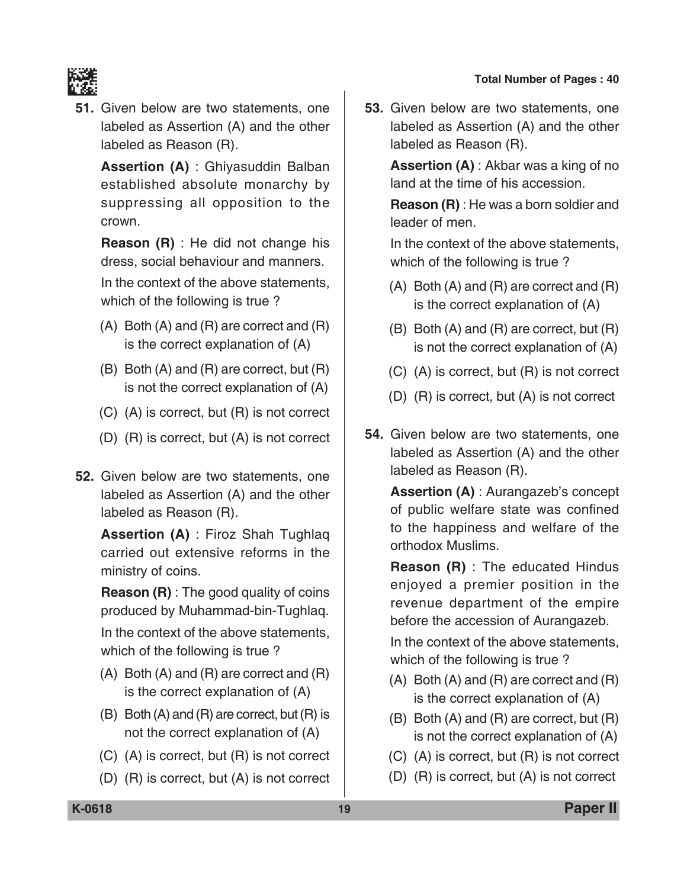**51.** Given below are two statements, one labeled as Assertion (A) and the other labeled as Reason (R).

**Assertion (A)** : Ghiyasuddin Balban established absolute monarchy by suppressing all opposition to the crown.

**Reason (R)** : He did not change his dress, social behaviour and manners.

In the context of the above statements, which of the following is true ?

(A) Both (A) and (R) are correct and (R) is the correct explanation of (A)

(B) Both (A) and (R) are correct, but (R) is not the correct explanation of (A)

(C) (A) is correct, but (R) is not correct

(D) (R) is correct, but (A) is not correct

**52.** Given below are two statements, one labeled as Assertion (A) and the other labeled as Reason (R).

**Assertion (A)** : Firoz Shah Tughlaq carried out extensive reforms in the ministry of coins.

**Reason (R)** : The good quality of coins produced by Muhammad-bin-Tughlaq.

In the context of the above statements, which of the following is true ?

(A) Both (A) and (R) are correct and (R) is the correct explanation of (A)

(B) Both (A) and (R) are correct, but (R) is not the correct explanation of (A)

(C) (A) is correct, but (R) is not correct

(D) (R) is correct, but (A) is not correct

**53.** Given below are two statements, one labeled as Assertion (A) and the other labeled as Reason (R).

**Assertion (A)** : Akbar was a king of no land at the time of his accession.

**Reason (R)** : He was a born soldier and leader of men.

In the context of the above statements, which of the following is true ?

(A) Both (A) and (R) are correct and (R) is the correct explanation of (A)

(B) Both (A) and (R) are correct, but (R) is not the correct explanation of (A)

(C) (A) is correct, but (R) is not correct

(D) (R) is correct, but (A) is not correct

**54.** Given below are two statements, one labeled as Assertion (A) and the other labeled as Reason (R).

**Assertion (A)** : Aurangazeb's concept of public welfare state was confined to the happiness and welfare of the orthodox Muslims.

**Reason (R)** : The educated Hindus enjoyed a premier position in the revenue department of the empire before the accession of Aurangazeb.

In the context of the above statements, which of the following is true ?

(A) Both (A) and (R) are correct and (R) is the correct explanation of (A)

(B) Both (A) and (R) are correct, but (R) is not the correct explanation of (A)

(C) (A) is correct, but (R) is not correct

(D) (R) is correct, but (A) is not correct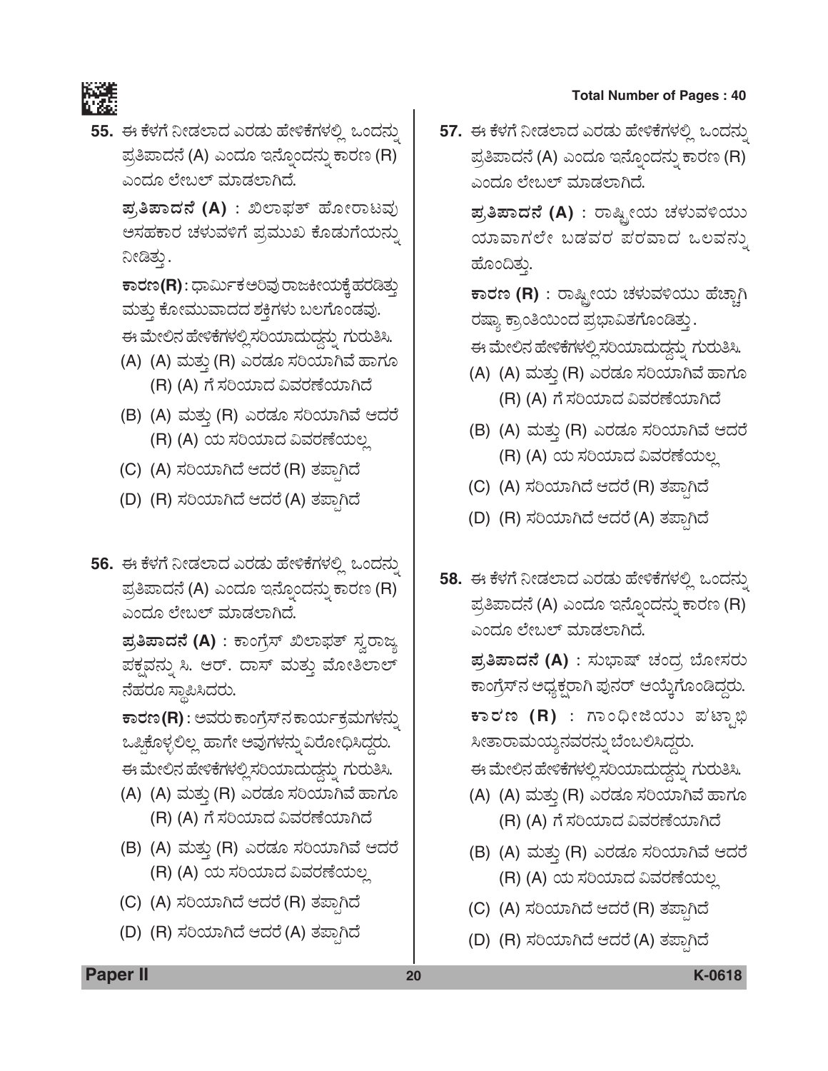**55.** ಈ ಕೆಳಗೆ ನೀಡಲಾದ ಎರಡು ಹೇಳಿಕೆಗಳಲ್ಲಿ ಒಂದನ್ನು ಪ್ರತಿಪಾದನೆ (A) ಎಂದೂ ಇನ್ನೊಂದನ್ನು ಕಾರಣ (R) ಎಂದೂ ಲೇಬಲ್ ಮಾಡಲಾಗಿದೆ.

**ಪ್ರತಿಪಾದನೆ (A)** : ಖಿಲಾಫತ್ ಹೋರಾಟವು ಅಸಹಕಾರ ಚಳುವಳಿಗೆ ಪ್ರಮುಖ ಕೊಡುಗೆಯನ್ನು ನೀಡಿತ್ತು.

**ಕಾರಣ(R)** : ಧಾರ್ಮಿಕ ಅರಿವು ರಾಜಕೀಯಕ್ಕೆ ಹರಡಿತ್ತು ಮತ್ತು ಕೋಮುವಾದದ ಶಕ್ತಿಗಳು ಬಲಗೊಂಡವು.

ಈ ಮೇಲಿನ ಹೇಳಿಕೆಗಳಲ್ಲಿ ಸರಿಯಾದುದ್ದನ್ನು ಗುರುತಿಸಿ.

(A) (A) ಮತ್ತು (R) ಎರಡೂ ಸರಿಯಾಗಿವೆ ಹಾಗೂ (R) (A) ಗೆ ಸರಿಯಾದ ವಿವರಣೆಯಾಗಿದೆ

(B) (A) ಮತ್ತು (R) ಎರಡೂ ಸರಿಯಾಗಿವೆ ಆದರೆ (R) (A) ಯ ಸರಿಯಾದ ವಿವರಣೆಯಲ್ಲ

(C) (A) ಸರಿಯಾಗಿದೆ ಆದರೆ (R) ತಪ್ಪಾಗಿದೆ

(D) (R) ಸರಿಯಾಗಿದೆ ಆದರೆ (A) ತಪ್ಪಾಗಿದೆ

**56.** ಈ ಕೆಳಗೆ ನೀಡಲಾದ ಎರಡು ಹೇಳಿಕೆಗಳಲ್ಲಿ ಒಂದನ್ನು ಪ್ರತಿಪಾದನೆ (A) ಎಂದೂ ಇನ್ನೊಂದನ್ನು ಕಾರಣ (R) ಎಂದೂ ಲೇಬಲ್ ಮಾಡಲಾಗಿದೆ.

**ಪ್ರತಿಪಾದನೆ (A)** : ಕಾಂಗ್ರೆಸ್ ಖಿಲಾಫತ್ ಸ್ವರಾಜ್ಯ ಪಕ್ಷವನ್ನು ಸಿ. ಆರ್. ದಾಸ್ ಮತ್ತು ಮೋತಿಲಾಲ್ ನೆಹರೂ ಸ್ಥಾಪಿಸಿದರು.

**ಕಾರಣ(R)** : ಅವರು ಕಾಂಗ್ರೆಸ್‌ನ ಕಾರ್ಯಕ್ರಮಗಳನ್ನು ಒಪ್ಪಿಕೊಳ್ಳಲಿಲ್ಲ ಹಾಗೇ ಅವುಗಳನ್ನು ವಿರೋಧಿಸಿದ್ದರು.

ಈ ಮೇಲಿನ ಹೇಳಿಕೆಗಳಲ್ಲಿ ಸರಿಯಾದುದ್ದನ್ನು ಗುರುತಿಸಿ.

(A) (A) ಮತ್ತು (R) ಎರಡೂ ಸರಿಯಾಗಿವೆ ಹಾಗೂ (R) (A) ಗೆ ಸರಿಯಾದ ವಿವರಣೆಯಾಗಿದೆ

(B) (A) ಮತ್ತು (R) ಎರಡೂ ಸರಿಯಾಗಿವೆ ಆದರೆ (R) (A) ಯ ಸರಿಯಾದ ವಿವರಣೆಯಲ್ಲ

(C) (A) ಸರಿಯಾಗಿದೆ ಆದರೆ (R) ತಪ್ಪಾಗಿದೆ

(D) (R) ಸರಿಯಾಗಿದೆ ಆದರೆ (A) ತಪ್ಪಾಗಿದೆ

**57.** ಈ ಕೆಳಗೆ ನೀಡಲಾದ ಎರಡು ಹೇಳಿಕೆಗಳಲ್ಲಿ ಒಂದನ್ನು ಪ್ರತಿಪಾದನೆ (A) ಎಂದೂ ಇನ್ನೊಂದನ್ನು ಕಾರಣ (R) ಎಂದೂ ಲೇಬಲ್ ಮಾಡಲಾಗಿದೆ.

**ಪ್ರತಿಪಾದನೆ (A)** : ರಾಷ್ಟ್ರೀಯ ಚಳುವಳಿಯು ಯಾವಾಗಲೇ ಬಡವರ ಪರವಾದ ಒಲವನ್ನು ಹೊಂದಿತ್ತು.

**ಕಾರಣ (R)** : ರಾಷ್ಟ್ರೀಯ ಚಳುವಳಿಯು ಹೆಚ್ಚಾಗಿ ರಷ್ಯಾ ಕ್ರಾಂತಿಯಿಂದ ಪ್ರಭಾವಿತಗೊಂಡಿತ್ತು.

ಈ ಮೇಲಿನ ಹೇಳಿಕೆಗಳಲ್ಲಿ ಸರಿಯಾದುದ್ದನ್ನು ಗುರುತಿಸಿ.

(A) (A) ಮತ್ತು (R) ಎರಡೂ ಸರಿಯಾಗಿವೆ ಹಾಗೂ (R) (A) ಗೆ ಸರಿಯಾದ ವಿವರಣೆಯಾಗಿದೆ

(B) (A) ಮತ್ತು (R) ಎರಡೂ ಸರಿಯಾಗಿವೆ ಆದರೆ (R) (A) ಯ ಸರಿಯಾದ ವಿವರಣೆಯಲ್ಲ

(C) (A) ಸರಿಯಾಗಿದೆ ಆದರೆ (R) ತಪ್ಪಾಗಿದೆ

(D) (R) ಸರಿಯಾಗಿದೆ ಆದರೆ (A) ತಪ್ಪಾಗಿದೆ

**58.** ಈ ಕೆಳಗೆ ನೀಡಲಾದ ಎರಡು ಹೇಳಿಕೆಗಳಲ್ಲಿ ಒಂದನ್ನು ಪ್ರತಿಪಾದನೆ (A) ಎಂದೂ ಇನ್ನೊಂದನ್ನು ಕಾರಣ (R) ಎಂದೂ ಲೇಬಲ್ ಮಾಡಲಾಗಿದೆ.

**ಪ್ರತಿಪಾದನೆ (A)** : ಸುಭಾಷ್ ಚಂದ್ರ ಬೋಸರು ಕಾಂಗ್ರೆಸ್‌ನ ಅಧ್ಯಕ್ಷರಾಗಿ ಪುನರ್ ಆಯ್ಕೆಗೊಂಡಿದ್ದರು.

**ಕಾರಣ (R)** : ಗಾಂಧೀಜಿಯು ಪಟ್ಟಾಭಿ ಸೀತಾರಾಮಯ್ಯನವರನ್ನು ಬೆಂಬಲಿಸಿದ್ದರು.

ಈ ಮೇಲಿನ ಹೇಳಿಕೆಗಳಲ್ಲಿ ಸರಿಯಾದುದ್ದನ್ನು ಗುರುತಿಸಿ.

(A) (A) ಮತ್ತು (R) ಎರಡೂ ಸರಿಯಾಗಿವೆ ಹಾಗೂ (R) (A) ಗೆ ಸರಿಯಾದ ವಿವರಣೆಯಾಗಿದೆ

(B) (A) ಮತ್ತು (R) ಎರಡೂ ಸರಿಯಾಗಿವೆ ಆದರೆ (R) (A) ಯ ಸರಿಯಾದ ವಿವರಣೆಯಲ್ಲ

(C) (A) ಸರಿಯಾಗಿದೆ ಆದರೆ (R) ತಪ್ಪಾಗಿದೆ

(D) (R) ಸರಿಯಾಗಿದೆ ಆದರೆ (A) ತಪ್ಪಾಗಿದೆ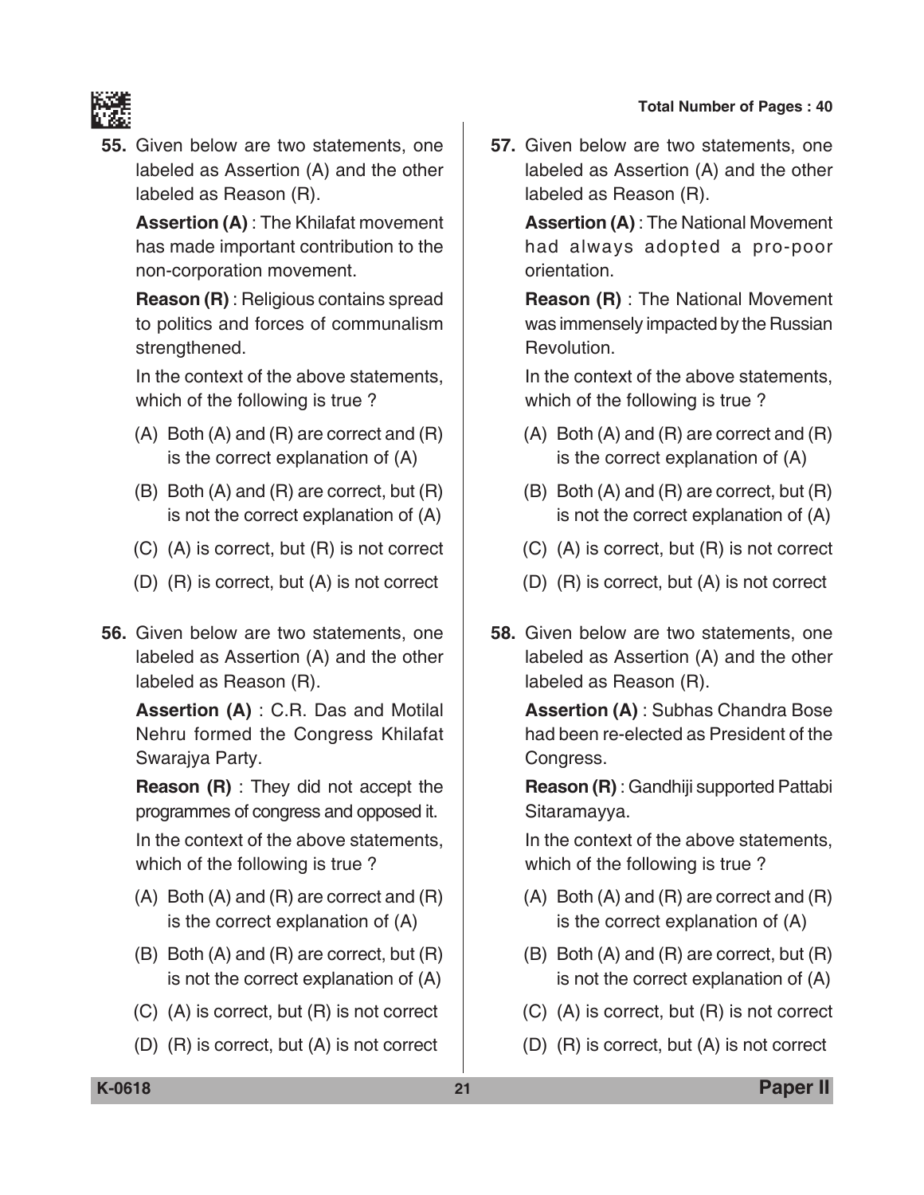**55.** Given below are two statements, one labeled as Assertion (A) and the other labeled as Reason (R).

**Assertion (A)** : The Khilafat movement has made important contribution to the non-corporation movement.

**Reason (R)** : Religious contains spread to politics and forces of communalism strengthened.

In the context of the above statements, which of the following is true ?

(A) Both (A) and (R) are correct and (R) is the correct explanation of (A)

(B) Both (A) and (R) are correct, but (R) is not the correct explanation of (A)

(C) (A) is correct, but (R) is not correct

(D) (R) is correct, but (A) is not correct

**56.** Given below are two statements, one labeled as Assertion (A) and the other labeled as Reason (R).

**Assertion (A)** : C.R. Das and Motilal Nehru formed the Congress Khilafat Swarajya Party.

**Reason (R)** : They did not accept the programmes of congress and opposed it.

In the context of the above statements, which of the following is true ?

(A) Both (A) and (R) are correct and (R) is the correct explanation of (A)

(B) Both (A) and (R) are correct, but (R) is not the correct explanation of (A)

(C) (A) is correct, but (R) is not correct

(D) (R) is correct, but (A) is not correct

**57.** Given below are two statements, one labeled as Assertion (A) and the other labeled as Reason (R).

**Assertion (A)** : The National Movement had always adopted a pro-poor orientation.

**Reason (R)** : The National Movement was immensely impacted by the Russian Revolution.

In the context of the above statements, which of the following is true ?

(A) Both (A) and (R) are correct and (R) is the correct explanation of (A)

(B) Both (A) and (R) are correct, but (R) is not the correct explanation of (A)

(C) (A) is correct, but (R) is not correct

(D) (R) is correct, but (A) is not correct

**58.** Given below are two statements, one labeled as Assertion (A) and the other labeled as Reason (R).

**Assertion (A)** : Subhas Chandra Bose had been re-elected as President of the Congress.

**Reason (R)** : Gandhiji supported Pattabi Sitaramayya.

In the context of the above statements, which of the following is true ?

(A) Both (A) and (R) are correct and (R) is the correct explanation of (A)

(B) Both (A) and (R) are correct, but (R) is not the correct explanation of (A)

(C) (A) is correct, but (R) is not correct

(D) (R) is correct, but (A) is not correct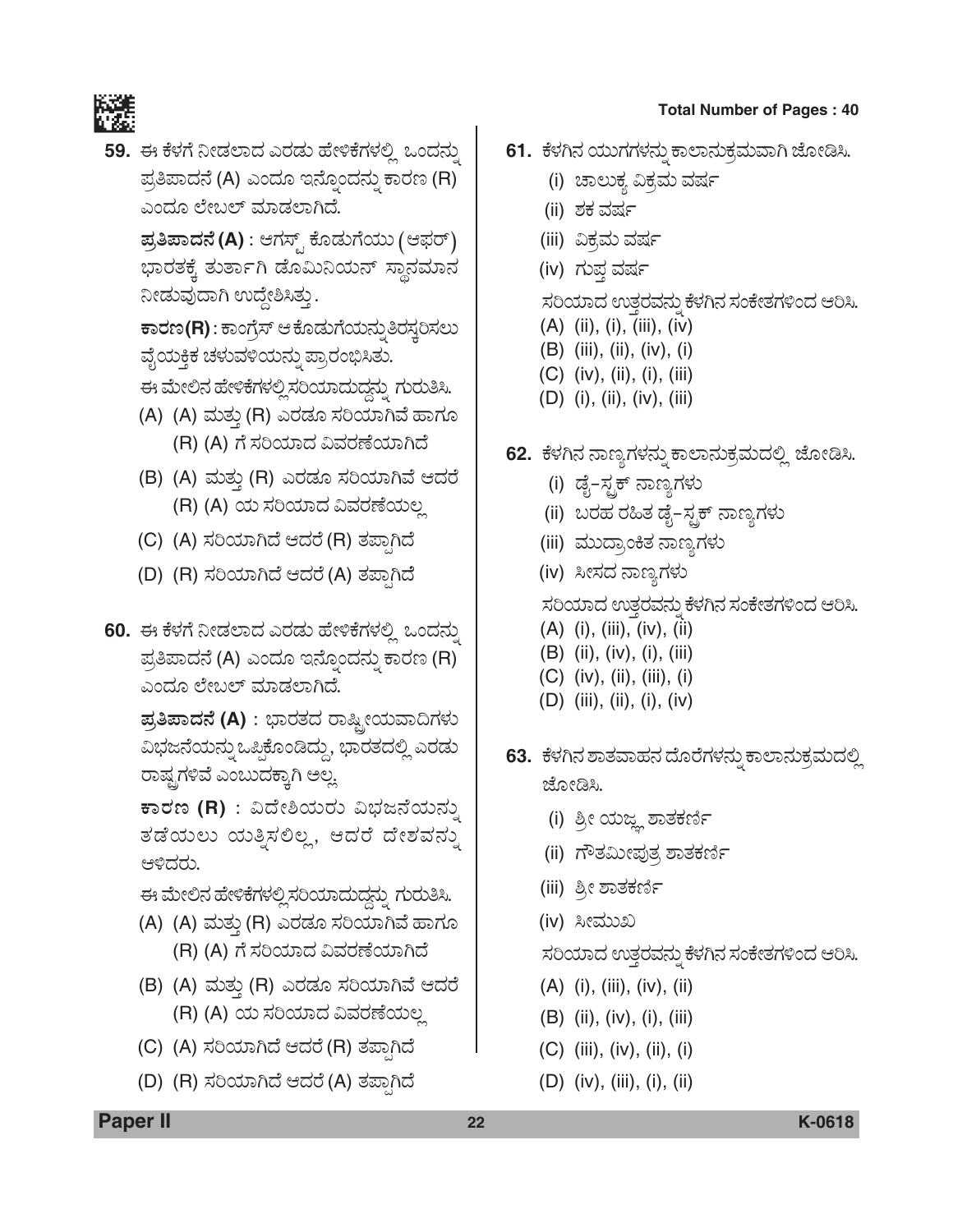**59.** ಈ ಕೆಳಗೆ ನೀಡಲಾದ ಎರಡು ಹೇಳಿಕೆಗಳಲ್ಲಿ ಒಂದನ್ನು ಪ್ರತಿಪಾದನೆ (A) ಎಂದೂ ಇನ್ನೊಂದನ್ನು ಕಾರಣ (R) ಎಂದೂ ಲೇಬಲ್ ಮಾಡಲಾಗಿದೆ.

**ಪ್ರತಿಪಾದನೆ (A)** : ಆಗಸ್ಟ್ ಕೊಡುಗೆಯು (ಆಫರ್) ಭಾರತಕ್ಕೆ ತುರ್ತಾಗಿ ಡೊಮಿನಿಯನ್ ಸ್ಥಾನಮಾನ ನೀಡುವುದಾಗಿ ಉದ್ದೇಶಿಸಿತ್ತು.

**ಕಾರಣ (R)** : ಕಾಂಗ್ರೆಸ್ ಆ ಕೊಡುಗೆಯನ್ನು ತಿರಸ್ಕರಿಸಲು ವೈಯಕ್ತಿಕ ಚಳುವಳಿಯನ್ನು ಪ್ರಾರಂಭಿಸಿತು.

ಈ ಮೇಲಿನ ಹೇಳಿಕೆಗಳಲ್ಲಿ ಸರಿಯಾದುದ್ದನ್ನು ಗುರುತಿಸಿ.

(A) (A) ಮತ್ತು (R) ಎರಡೂ ಸರಿಯಾಗಿವೆ ಹಾಗೂ (R) (A) ಗೆ ಸರಿಯಾದ ವಿವರಣೆಯಾಗಿದೆ

(B) (A) ಮತ್ತು (R) ಎರಡೂ ಸರಿಯಾಗಿವೆ ಆದರೆ (R) (A) ಯ ಸರಿಯಾದ ವಿವರಣೆಯಲ್ಲ

(C) (A) ಸರಿಯಾಗಿದೆ ಆದರೆ (R) ತಪ್ಪಾಗಿದೆ

(D) (R) ಸರಿಯಾಗಿದೆ ಆದರೆ (A) ತಪ್ಪಾಗಿದೆ

**60.** ಈ ಕೆಳಗೆ ನೀಡಲಾದ ಎರಡು ಹೇಳಿಕೆಗಳಲ್ಲಿ ಒಂದನ್ನು ಪ್ರತಿಪಾದನೆ (A) ಎಂದೂ ಇನ್ನೊಂದನ್ನು ಕಾರಣ (R) ಎಂದೂ ಲೇಬಲ್ ಮಾಡಲಾಗಿದೆ.

**ಪ್ರತಿಪಾದನೆ (A)** : ಭಾರತದ ರಾಷ್ಟ್ರೀಯವಾದಿಗಳು ವಿಭಜನೆಯನ್ನು ಒಪ್ಪಿಕೊಂಡಿದ್ದು, ಭಾರತದಲ್ಲಿ ಎರಡು ರಾಷ್ಟ್ರಗಳಿವೆ ಎಂಬುದಕ್ಕಾಗಿ ಅಲ್ಲ.

**ಕಾರಣ (R)** : ವಿದೇಶಿಯರು ವಿಭಜನೆಯನ್ನು ತಡೆಯಲು ಯತ್ನಿಸಲಿಲ್ಲ, ಆದರೆ ದೇಶವನ್ನು ಆಳಿದರು.

ಈ ಮೇಲಿನ ಹೇಳಿಕೆಗಳಲ್ಲಿ ಸರಿಯಾದುದ್ದನ್ನು ಗುರುತಿಸಿ.

(A) (A) ಮತ್ತು (R) ಎರಡೂ ಸರಿಯಾಗಿವೆ ಹಾಗೂ (R) (A) ಗೆ ಸರಿಯಾದ ವಿವರಣೆಯಾಗಿದೆ

(B) (A) ಮತ್ತು (R) ಎರಡೂ ಸರಿಯಾಗಿವೆ ಆದರೆ (R) (A) ಯ ಸರಿಯಾದ ವಿವರಣೆಯಲ್ಲ

(C) (A) ಸರಿಯಾಗಿದೆ ಆದರೆ (R) ತಪ್ಪಾಗಿದೆ

(D) (R) ಸರಿಯಾಗಿದೆ ಆದರೆ (A) ತಪ್ಪಾಗಿದೆ

**61.** ಕೆಳಗಿನ ಯುಗಗಳನ್ನು ಕಾಲಾನುಕ್ರಮವಾಗಿ ಜೋಡಿಸಿ.

(i) ಚಾಲುಕ್ಯ ವಿಕ್ರಮ ವರ್ಷ

(ii) ಶಕ ವರ್ಷ

(iii) ವಿಕ್ರಮ ವರ್ಷ

(iv) ಗುಪ್ತ ವರ್ಷ

ಸರಿಯಾದ ಉತ್ತರವನ್ನು ಕೆಳಗಿನ ಸಂಕೇತಗಳಿಂದ ಆರಿಸಿ.

(A) (ii), (i), (iii), (iv)

(B) (iii), (ii), (iv), (i)

(C) (iv), (ii), (i), (iii)

(D) (i), (ii), (iv), (iii)

**62.** ಕೆಳಗಿನ ನಾಣ್ಯಗಳನ್ನು ಕಾಲಾನುಕ್ರಮದಲ್ಲಿ ಜೋಡಿಸಿ.

(i) ಡೈ-ಸ್ಟ್ರಕ್ ನಾಣ್ಯಗಳು

(ii) ಬರಹ ರಹಿತ ಡೈ-ಸ್ಟ್ರಕ್ ನಾಣ್ಯಗಳು

(iii) ಮುದ್ರಾಂಕಿತ ನಾಣ್ಯಗಳು

(iv) ಸೀಸದ ನಾಣ್ಯಗಳು

ಸರಿಯಾದ ಉತ್ತರವನ್ನು ಕೆಳಗಿನ ಸಂಕೇತಗಳಿಂದ ಆರಿಸಿ.

(A) (i), (iii), (iv), (ii)

(B) (ii), (iv), (i), (iii)

(C) (iv), (ii), (iii), (i)

(D) (iii), (ii), (i), (iv)

**63.** ಕೆಳಗಿನ ಶಾತವಾಹನ ದೊರೆಗಳನ್ನು ಕಾಲಾನುಕ್ರಮದಲ್ಲಿ ಜೋಡಿಸಿ.

(i) ಶ್ರೀ ಯಜ್ಞ ಶಾತಕರ್ಣಿ

(ii) ಗೌತಮೀಪುತ್ರ ಶಾತಕರ್ಣಿ

(iii) ಶ್ರೀ ಶಾತಕರ್ಣಿ

(iv) ಸೀಮುಖ

ಸರಿಯಾದ ಉತ್ತರವನ್ನು ಕೆಳಗಿನ ಸಂಕೇತಗಳಿಂದ ಆರಿಸಿ.

(A) (i), (iii), (iv), (ii)

(B) (ii), (iv), (i), (iii)

(C) (iii), (iv), (ii), (i)

(D) (iv), (iii), (i), (ii)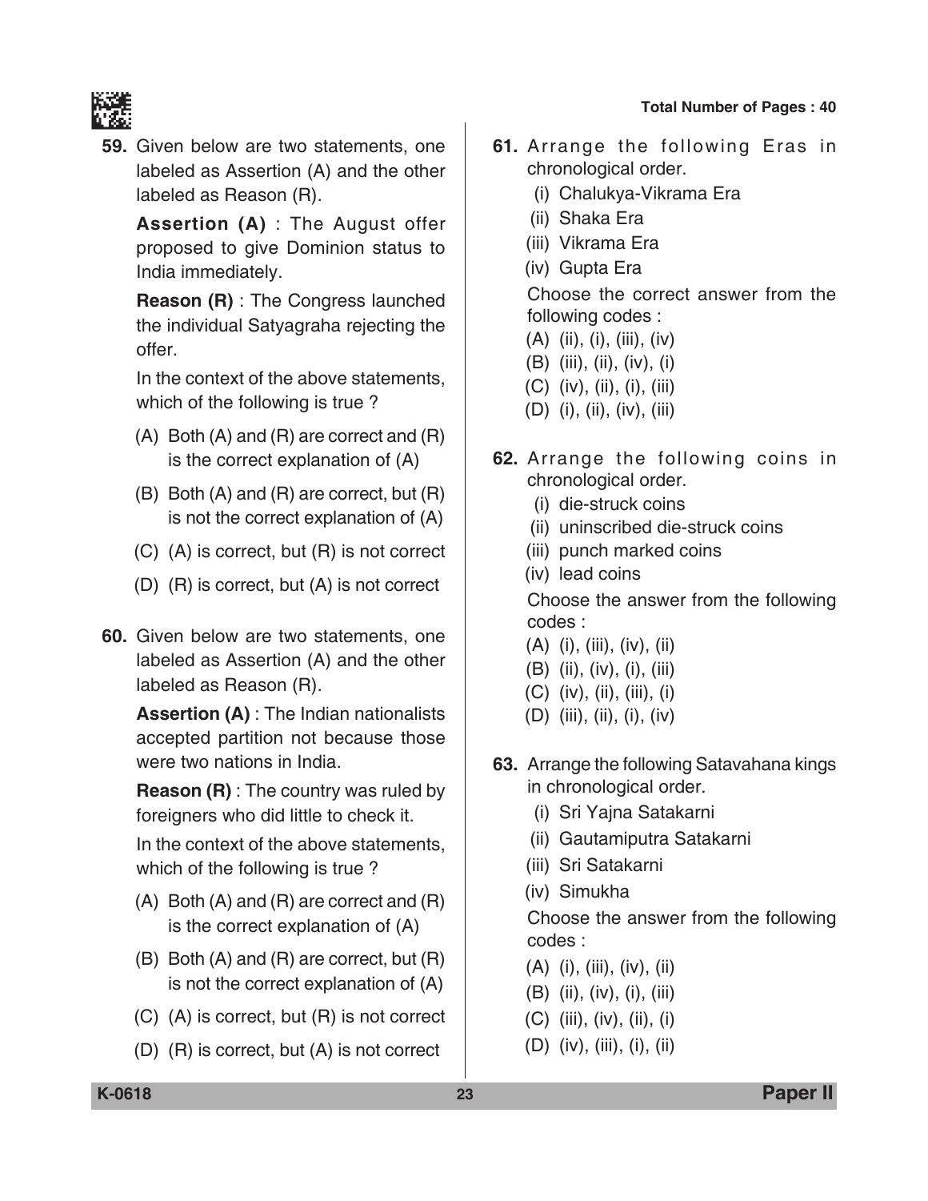59. Given below are two statements, one labeled as Assertion (A) and the other labeled as Reason (R).

**Assertion (A)** : The August offer proposed to give Dominion status to India immediately.

**Reason (R)** : The Congress launched the individual Satyagraha rejecting the offer.

In the context of the above statements, which of the following is true ?

(A) Both (A) and (R) are correct and (R) is the correct explanation of (A)

(B) Both (A) and (R) are correct, but (R) is not the correct explanation of (A)

(C) (A) is correct, but (R) is not correct

(D) (R) is correct, but (A) is not correct

60. Given below are two statements, one labeled as Assertion (A) and the other labeled as Reason (R).

**Assertion (A)** : The Indian nationalists accepted partition not because those were two nations in India.

**Reason (R)** : The country was ruled by foreigners who did little to check it.

In the context of the above statements, which of the following is true ?

(A) Both (A) and (R) are correct and (R) is the correct explanation of (A)

(B) Both (A) and (R) are correct, but (R) is not the correct explanation of (A)

(C) (A) is correct, but (R) is not correct

(D) (R) is correct, but (A) is not correct

61. Arrange the following Eras in chronological order.

(i) Chalukya-Vikrama Era

(ii) Shaka Era

(iii) Vikrama Era

(iv) Gupta Era

Choose the correct answer from the following codes :

(A) (ii), (i), (iii), (iv)

(B) (iii), (ii), (iv), (i)

(C) (iv), (ii), (i), (iii)

(D) (i), (ii), (iv), (iii)

62. Arrange the following coins in chronological order.

(i) die-struck coins

(ii) uninscribed die-struck coins

(iii) punch marked coins

(iv) lead coins

Choose the answer from the following codes :

(A) (i), (iii), (iv), (ii)

(B) (ii), (iv), (i), (iii)

(C) (iv), (ii), (iii), (i)

(D) (iii), (ii), (i), (iv)

63. Arrange the following Satavahana kings in chronological order.

(i) Sri Yajna Satakarni

(ii) Gautamiputra Satakarni

(iii) Sri Satakarni

(iv) Simukha

Choose the answer from the following codes :

(A) (i), (iii), (iv), (ii)

(B) (ii), (iv), (i), (iii)

(C) (iii), (iv), (ii), (i)

(D) (iv), (iii), (i), (ii)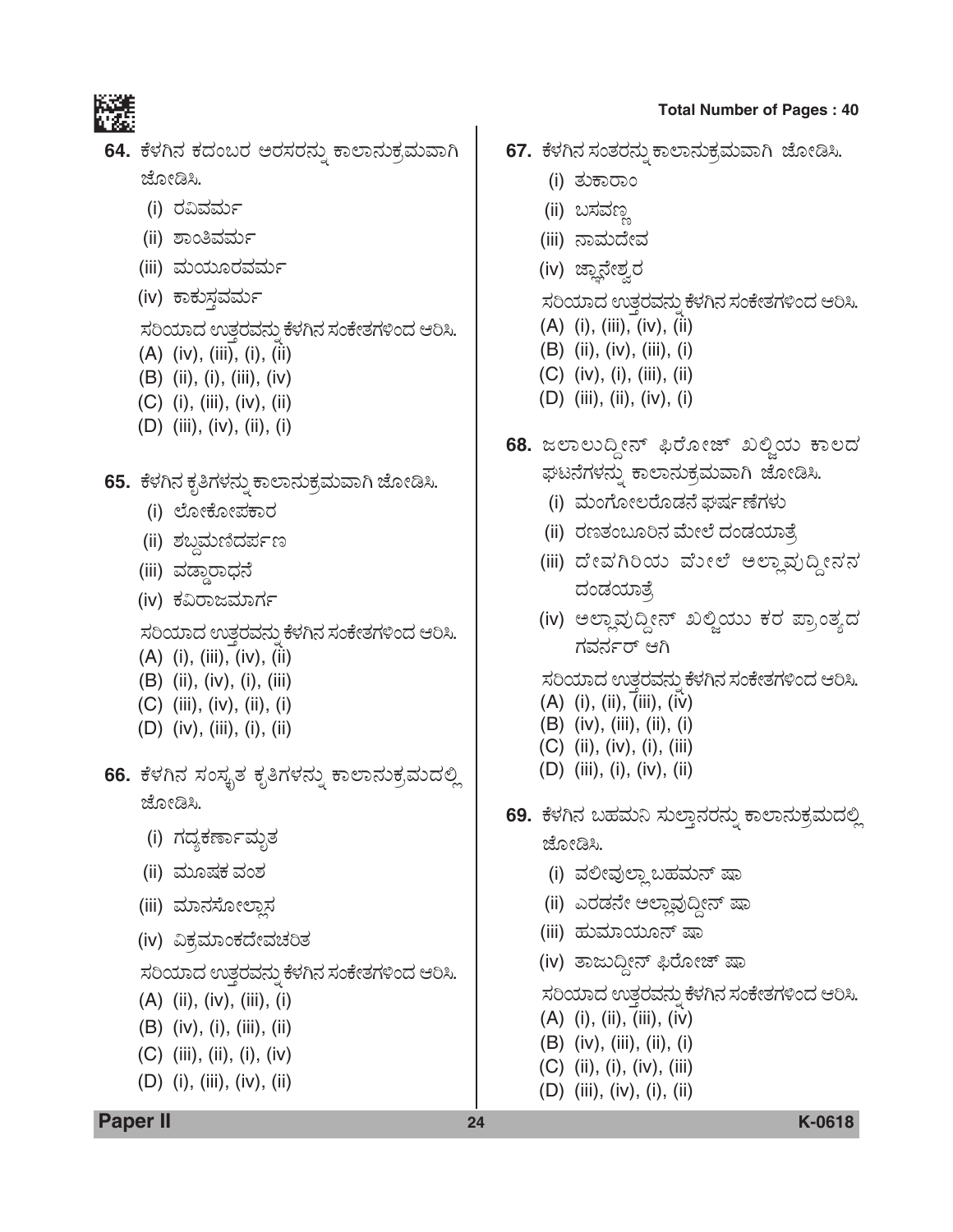**64.** ಕೆಳಗಿನ ಕದಂಬರ ಅರಸರನ್ನು ಕಾಲಾನುಕ್ರಮವಾಗಿ ಜೋಡಿಸಿ.

(i) ರವಿವರ್ಮ

(ii) ಶಾಂತಿವರ್ಮ

(iii) ಮಯೂರವರ್ಮ

(iv) ಕಾಕುಸ್ತವರ್ಮ

ಸರಿಯಾದ ಉತ್ತರವನ್ನು ಕೆಳಗಿನ ಸಂಕೇತಗಳಿಂದ ಆರಿಸಿ.

(A) (iv), (iii), (i), (ii)

(B) (ii), (i), (iii), (iv)

(C) (i), (iii), (iv), (ii)

(D) (iii), (iv), (ii), (i)

**65.** ಕೆಳಗಿನ ಕೃತಿಗಳನ್ನು ಕಾಲಾನುಕ್ರಮವಾಗಿ ಜೋಡಿಸಿ.

(i) ಲೋಕೋಪಕಾರ

(ii) ಶಬ್ದಮಣಿದರ್ಪಣ

(iii) ವಡ್ಡಾರಾಧನೆ

(iv) ಕವಿರಾಜಮಾರ್ಗ

ಸರಿಯಾದ ಉತ್ತರವನ್ನು ಕೆಳಗಿನ ಸಂಕೇತಗಳಿಂದ ಆರಿಸಿ.

(A) (i), (iii), (iv), (ii)

(B) (ii), (iv), (i), (iii)

(C) (iii), (iv), (ii), (i)

(D) (iv), (iii), (i), (ii)

**66.** ಕೆಳಗಿನ ಸಂಸ್ಕೃತ ಕೃತಿಗಳನ್ನು ಕಾಲಾನುಕ್ರಮದಲ್ಲಿ ಜೋಡಿಸಿ.

(i) ಗದ್ಯಕರ್ಣಾಮೃತ

(ii) ಮೂಷಕ ವಂಶ

(iii) ಮಾನಸೋಲ್ಲಾಸ

(iv) ವಿಕ್ರಮಾಂಕದೇವಚರಿತ

ಸರಿಯಾದ ಉತ್ತರವನ್ನು ಕೆಳಗಿನ ಸಂಕೇತಗಳಿಂದ ಆರಿಸಿ.

(A) (ii), (iv), (iii), (i)

(B) (iv), (i), (iii), (ii)

(C) (iii), (ii), (i), (iv)

(D) (i), (iii), (iv), (ii)

**67.** ಕೆಳಗಿನ ಸಂತರನ್ನು ಕಾಲಾನುಕ್ರಮವಾಗಿ ಜೋಡಿಸಿ.

(i) ತುಕಾರಾಂ

(ii) ಬಸವಣ್ಣ

(iii) ನಾಮದೇವ

(iv) ಜ್ಞಾನೇಶ್ವರ

ಸರಿಯಾದ ಉತ್ತರವನ್ನು ಕೆಳಗಿನ ಸಂಕೇತಗಳಿಂದ ಆರಿಸಿ.

(A) (i), (iii), (iv), (ii)

(B) (ii), (iv), (iii), (i)

(C) (iv), (i), (iii), (ii)

(D) (iii), (ii), (iv), (i)

**68.** ಜಲಾಲುದ್ದೀನ್ ಫಿರೋಜ್ ಖಿಲ್ಜಿಯ ಕಾಲದ ಘಟನೆಗಳನ್ನು ಕಾಲಾನುಕ್ರಮವಾಗಿ ಜೋಡಿಸಿ.

(i) ಮಂಗೋಲರೊಡನೆ ಘರ್ಷಣೆಗಳು

(ii) ರಣತಂಬೂರಿನ ಮೇಲೆ ದಂಡಯಾತ್ರೆ

(iii) ದೇವಗಿರಿಯ ಮೇಲೆ ಅಲ್ಲಾವುದ್ದೀನನ ದಂಡಯಾತ್ರೆ

(iv) ಅಲ್ಲಾವುದ್ದೀನ್ ಖಿಲ್ಜಿಯು ಕರ ಪ್ರಾಂತ್ಯದ ಗವರ್ನರ್ ಆಗಿ

ಸರಿಯಾದ ಉತ್ತರವನ್ನು ಕೆಳಗಿನ ಸಂಕೇತಗಳಿಂದ ಆರಿಸಿ.

(A) (i), (ii), (iii), (iv)

(B) (iv), (iii), (ii), (i)

(C) (ii), (iv), (i), (iii)

(D) (iii), (i), (iv), (ii)

**69.** ಕೆಳಗಿನ ಬಹಮನಿ ಸುಲ್ತಾನರನ್ನು ಕಾಲಾನುಕ್ರಮದಲ್ಲಿ ಜೋಡಿಸಿ.

(i) ವಲೀವುಲ್ಲಾ ಬಹಮನ್ ಷಾ

(ii) ಎರಡನೇ ಅಲ್ಲಾವುದ್ದೀನ್ ಷಾ

(iii) ಹುಮಾಯೂನ್ ಷಾ

(iv) ತಾಜುದ್ದೀನ್ ಫಿರೋಜ್ ಷಾ

ಸರಿಯಾದ ಉತ್ತರವನ್ನು ಕೆಳಗಿನ ಸಂಕೇತಗಳಿಂದ ಆರಿಸಿ.

(A) (i), (ii), (iii), (iv)

(B) (iv), (iii), (ii), (i)

(C) (ii), (i), (iv), (iii)

(D) (iii), (iv), (i), (ii)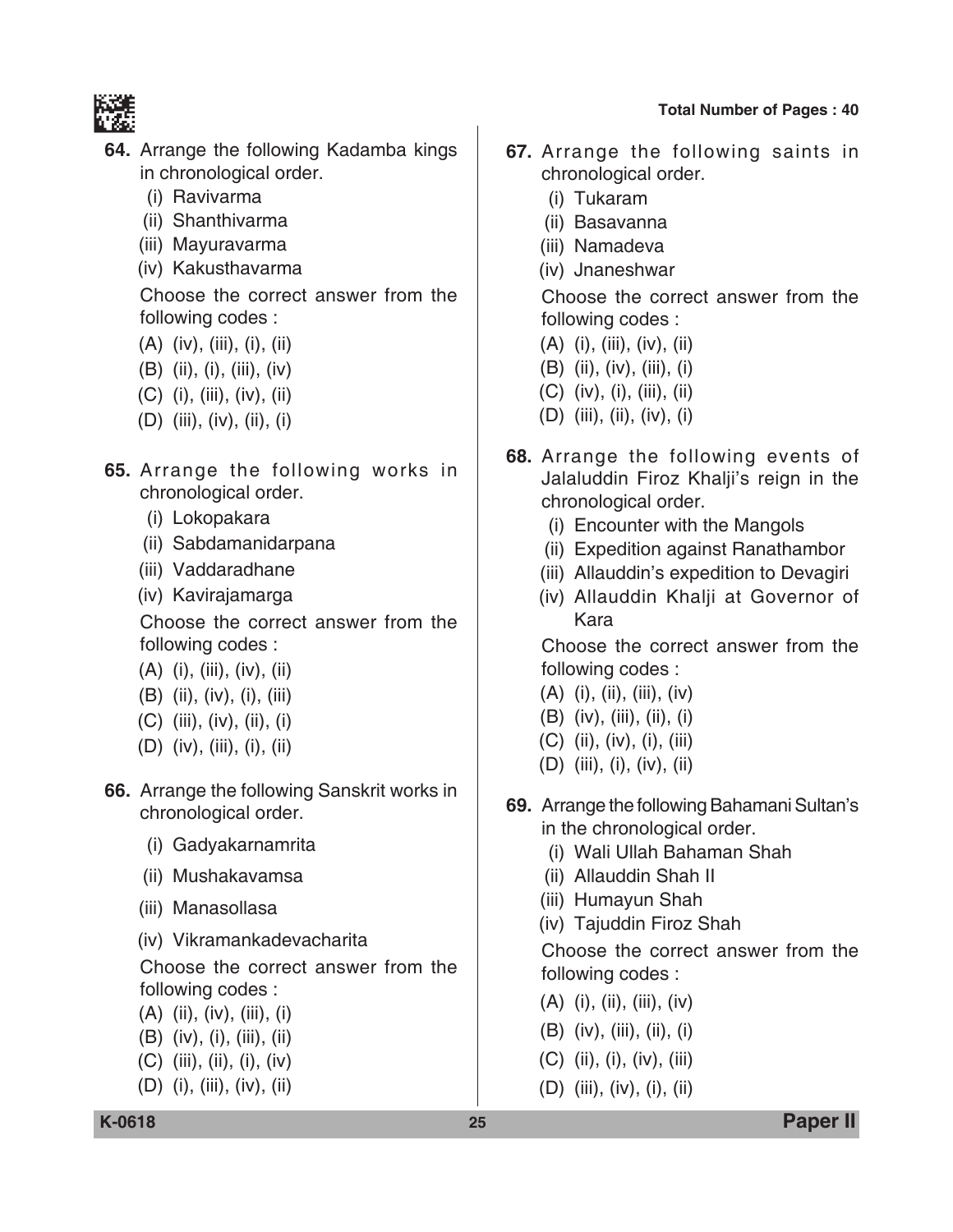**64.** Arrange the following Kadamba kings in chronological order.

(i) Ravivarma

(ii) Shanthivarma

(iii) Mayuravarma

(iv) Kakusthavarma

Choose the correct answer from the following codes :

(A) (iv), (iii), (i), (ii)

(B) (ii), (i), (iii), (iv)

(C) (i), (iii), (iv), (ii)

(D) (iii), (iv), (ii), (i)

**65.** Arrange the following works in chronological order.

(i) Lokopakara

(ii) Sabdamanidarpana

(iii) Vaddaradhane

(iv) Kavirajamarga

Choose the correct answer from the following codes :

(A) (i), (iii), (iv), (ii)

(B) (ii), (iv), (i), (iii)

(C) (iii), (iv), (ii), (i)

(D) (iv), (iii), (i), (ii)

**66.** Arrange the following Sanskrit works in chronological order.

(i) Gadyakarnamrita

(ii) Mushakavamsa

(iii) Manasollasa

(iv) Vikramankadevacharita

Choose the correct answer from the following codes :

(A) (ii), (iv), (iii), (i)

(B) (iv), (i), (iii), (ii)

(C) (iii), (ii), (i), (iv)

(D) (i), (iii), (iv), (ii)

**67.** Arrange the following saints in chronological order.

(i) Tukaram

(ii) Basavanna

(iii) Namadeva

(iv) Jnaneshwar

Choose the correct answer from the following codes :

(A) (i), (iii), (iv), (ii)

(B) (ii), (iv), (iii), (i)

(C) (iv), (i), (iii), (ii)

(D) (iii), (ii), (iv), (i)

**68.** Arrange the following events of Jalaluddin Firoz Khalji's reign in the chronological order.

(i) Encounter with the Mangols

(ii) Expedition against Ranathambor

(iii) Allauddin's expedition to Devagiri

(iv) Allauddin Khalji at Governor of Kara

Choose the correct answer from the following codes :

(A) (i), (ii), (iii), (iv)

(B) (iv), (iii), (ii), (i)

(C) (ii), (iv), (i), (iii)

(D) (iii), (i), (iv), (ii)

**69.** Arrange the following Bahamani Sultan's in the chronological order.

(i) Wali Ullah Bahaman Shah

(ii) Allauddin Shah II

(iii) Humayun Shah

(iv) Tajuddin Firoz Shah

Choose the correct answer from the following codes :

(A) (i), (ii), (iii), (iv)

(B) (iv), (iii), (ii), (i)

(C) (ii), (i), (iv), (iii)

(D) (iii), (iv), (i), (ii)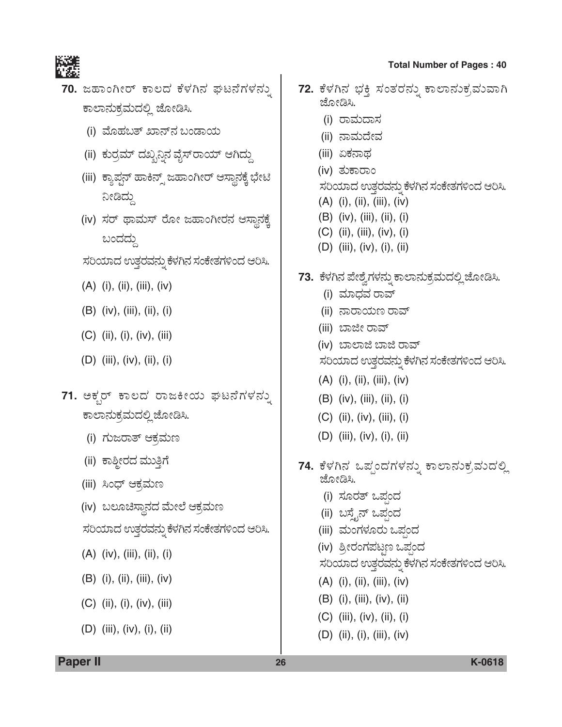**70.** ಜಹಾಂಗೀರ್ ಕಾಲದ ಕೆಳಗಿನ ಘಟನೆಗಳನ್ನು ಕಾಲಾನುಕ್ರಮದಲ್ಲಿ ಜೋಡಿಸಿ.

(i) ಮೊಹಬತ್ ಖಾನ್‌ನ ಬಂಡಾಯ

(ii) ಕುರ್ರಮ್ ದಖ್ಖನ್ನಿನ ವೈಸ್‌ರಾಯ್ ಆಗಿದ್ದು

(iii) ಕ್ಯಾಪ್ಟನ್ ಹಾಕಿನ್ಸ್ ಜಹಾಂಗೀರ್ ಆಸ್ಥಾನಕ್ಕೆ ಭೇಟಿ ನೀಡಿದ್ದು

(iv) ಸರ್ ಥಾಮಸ್ ರೋ ಜಹಾಂಗೀರನ ಆಸ್ಥಾನಕ್ಕೆ ಬಂದದ್ದು

ಸರಿಯಾದ ಉತ್ತರವನ್ನು ಕೆಳಗಿನ ಸಂಕೇತಗಳಿಂದ ಆರಿಸಿ.

(A) (i), (ii), (iii), (iv)

(B) (iv), (iii), (ii), (i)

(C) (ii), (i), (iv), (iii)

(D) (iii), (iv), (ii), (i)

**71.** ಅಕ್ಬರ್ ಕಾಲದ ರಾಜಕೀಯ ಘಟನೆಗಳನ್ನು ಕಾಲಾನುಕ್ರಮದಲ್ಲಿ ಜೋಡಿಸಿ.

(i) ಗುಜರಾತ್ ಆಕ್ರಮಣ

(ii) ಕಾಶ್ಮೀರದ ಮುತ್ತಿಗೆ

(iii) ಸಿಂಧ್ ಆಕ್ರಮಣ

(iv) ಬಲೂಚಿಸ್ಥಾನದ ಮೇಲೆ ಆಕ್ರಮಣ

ಸರಿಯಾದ ಉತ್ತರವನ್ನು ಕೆಳಗಿನ ಸಂಕೇತಗಳಿಂದ ಆರಿಸಿ.

(A) (iv), (iii), (ii), (i)

(B) (i), (ii), (iii), (iv)

(C) (ii), (i), (iv), (iii)

(D) (iii), (iv), (i), (ii)

**72.** ಕೆಳಗಿನ ಭಕ್ತಿ ಸಂತರನ್ನು ಕಾಲಾನುಕ್ರಮವಾಗಿ ಜೋಡಿಸಿ.

(i) ರಾಮದಾಸ

(ii) ನಾಮದೇವ

(iii) ಏಕನಾಥ

(iv) ತುಕಾರಾಂ

ಸರಿಯಾದ ಉತ್ತರವನ್ನು ಕೆಳಗಿನ ಸಂಕೇತಗಳಿಂದ ಆರಿಸಿ.

(A) (i), (ii), (iii), (iv)

(B) (iv), (iii), (ii), (i)

(C) (ii), (iii), (iv), (i)

(D) (iii), (iv), (i), (ii)

**73.** ಕೆಳಗಿನ ಪೇಶ್ವೆಗಳನ್ನು ಕಾಲಾನುಕ್ರಮದಲ್ಲಿ ಜೋಡಿಸಿ.

(i) ಮಾಧವ ರಾವ್

(ii) ನಾರಾಯಣ ರಾವ್

(iii) ಬಾಜೀ ರಾವ್

(iv) ಬಾಲಾಜಿ ಬಾಜಿ ರಾವ್

ಸರಿಯಾದ ಉತ್ತರವನ್ನು ಕೆಳಗಿನ ಸಂಕೇತಗಳಿಂದ ಆರಿಸಿ.

(A) (i), (ii), (iii), (iv)

(B) (iv), (iii), (ii), (i)

(C) (ii), (iv), (iii), (i)

(D) (iii), (iv), (i), (ii)

**74.** ಕೆಳಗಿನ ಒಪ್ಪಂದಗಳನ್ನು ಕಾಲಾನುಕ್ರಮದಲ್ಲಿ ಜೋಡಿಸಿ.

(i) ಸೂರತ್ ಒಪ್ಪಂದ

(ii) ಬಸ್ಸೈನ್ ಒಪ್ಪಂದ

(iii) ಮಂಗಳೂರು ಒಪ್ಪಂದ

(iv) ಶ್ರೀರಂಗಪಟ್ಟಣ ಒಪ್ಪಂದ

ಸರಿಯಾದ ಉತ್ತರವನ್ನು ಕೆಳಗಿನ ಸಂಕೇತಗಳಿಂದ ಆರಿಸಿ.

(A) (i), (ii), (iii), (iv)

(B) (i), (iii), (iv), (ii)

(C) (iii), (iv), (ii), (i)

(D) (ii), (i), (iii), (iv)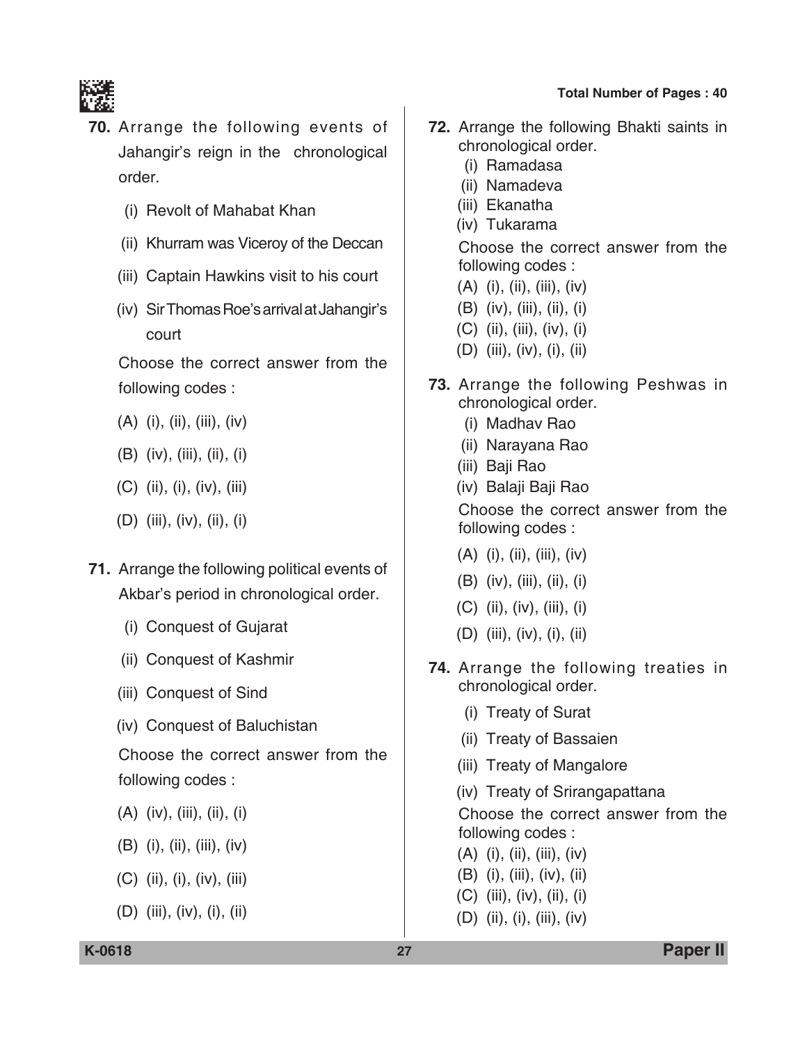**70.** Arrange the following events of Jahangir's reign in the chronological order.

(i) Revolt of Mahabat Khan

(ii) Khurram was Viceroy of the Deccan

(iii) Captain Hawkins visit to his court

(iv) Sir Thomas Roe's arrival at Jahangir's court

Choose the correct answer from the following codes :

(A) (i), (ii), (iii), (iv)

(B) (iv), (iii), (ii), (i)

(C) (ii), (i), (iv), (iii)

(D) (iii), (iv), (ii), (i)

**71.** Arrange the following political events of Akbar's period in chronological order.

(i) Conquest of Gujarat

(ii) Conquest of Kashmir

(iii) Conquest of Sind

(iv) Conquest of Baluchistan

Choose the correct answer from the following codes :

(A) (iv), (iii), (ii), (i)

(B) (i), (ii), (iii), (iv)

(C) (ii), (i), (iv), (iii)

(D) (iii), (iv), (i), (ii)

**72.** Arrange the following Bhakti saints in chronological order.

(i) Ramadasa

(ii) Namadeva

(iii) Ekanatha

(iv) Tukarama

Choose the correct answer from the following codes :

(A) (i), (ii), (iii), (iv)

(B) (iv), (iii), (ii), (i)

(C) (ii), (iii), (iv), (i)

(D) (iii), (iv), (i), (ii)

**73.** Arrange the following Peshwas in chronological order.

(i) Madhav Rao

(ii) Narayana Rao

(iii) Baji Rao

(iv) Balaji Baji Rao

Choose the correct answer from the following codes :

(A) (i), (ii), (iii), (iv)

(B) (iv), (iii), (ii), (i)

(C) (ii), (iv), (iii), (i)

(D) (iii), (iv), (i), (ii)

**74.** Arrange the following treaties in chronological order.

(i) Treaty of Surat

(ii) Treaty of Bassaien

(iii) Treaty of Mangalore

(iv) Treaty of Srirangapattana

Choose the correct answer from the following codes :

(A) (i), (ii), (iii), (iv)

(B) (i), (iii), (iv), (ii)

(C) (iii), (iv), (ii), (i)

(D) (ii), (i), (iii), (iv)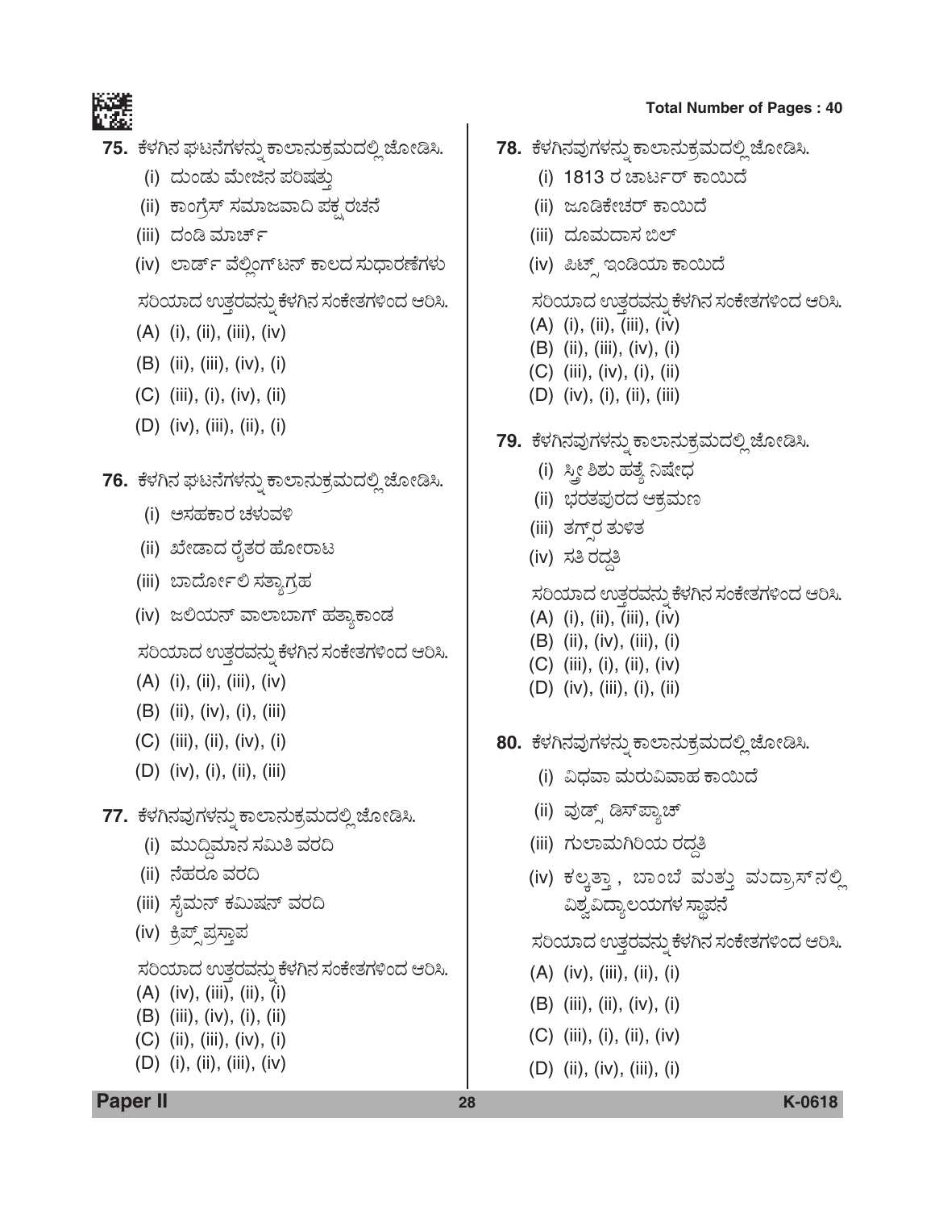**75.** ಕೆಳಗಿನ ಘಟನೆಗಳನ್ನು ಕಾಲಾನುಕ್ರಮದಲ್ಲಿ ಜೋಡಿಸಿ.

(i) ದುಂಡು ಮೇಜಿನ ಪರಿಷತ್ತು

(ii) ಕಾಂಗ್ರೆಸ್ ಸಮಾಜವಾದಿ ಪಕ್ಷ ರಚನೆ

(iii) ದಂಡಿ ಮಾರ್ಚ್

(iv) ಲಾರ್ಡ್ ವೆಲ್ಲಿಂಗ್‌ಟನ್ ಕಾಲದ ಸುಧಾರಣೆಗಳು

ಸರಿಯಾದ ಉತ್ತರವನ್ನು ಕೆಳಗಿನ ಸಂಕೇತಗಳಿಂದ ಆರಿಸಿ.

(A) (i), (ii), (iii), (iv)

(B) (ii), (iii), (iv), (i)

(C) (iii), (i), (iv), (ii)

(D) (iv), (iii), (ii), (i)

**76.** ಕೆಳಗಿನ ಘಟನೆಗಳನ್ನು ಕಾಲಾನುಕ್ರಮದಲ್ಲಿ ಜೋಡಿಸಿ.

(i) ಅಸಹಕಾರ ಚಳುವಳಿ

(ii) ಖೇಡಾದ ರೈತರ ಹೋರಾಟ

(iii) ಬಾರ್ದೋಲಿ ಸತ್ಯಾಗ್ರಹ

(iv) ಜಲಿಯನ್ ವಾಲಾಬಾಗ್ ಹತ್ಯಾಕಾಂಡ

ಸರಿಯಾದ ಉತ್ತರವನ್ನು ಕೆಳಗಿನ ಸಂಕೇತಗಳಿಂದ ಆರಿಸಿ.

(A) (i), (ii), (iii), (iv)

(B) (ii), (iv), (i), (iii)

(C) (iii), (ii), (iv), (i)

(D) (iv), (i), (ii), (iii)

**77.** ಕೆಳಗಿನವುಗಳನ್ನು ಕಾಲಾನುಕ್ರಮದಲ್ಲಿ ಜೋಡಿಸಿ.

(i) ಮುದ್ದಿಮಾನ ಸಮಿತಿ ವರದಿ

(ii) ನೆಹರೂ ವರದಿ

(iii) ಸೈಮನ್ ಕಮಿಷನ್ ವರದಿ

(iv) ಕ್ರಿಪ್ಸ್ ಪ್ರಸ್ತಾಪ

ಸರಿಯಾದ ಉತ್ತರವನ್ನು ಕೆಳಗಿನ ಸಂಕೇತಗಳಿಂದ ಆರಿಸಿ.

(A) (iv), (iii), (ii), (i)

(B) (iii), (iv), (i), (ii)

(C) (ii), (iii), (iv), (i)

(D) (i), (ii), (iii), (iv)

**78.** ಕೆಳಗಿನವುಗಳನ್ನು ಕಾಲಾನುಕ್ರಮದಲ್ಲಿ ಜೋಡಿಸಿ.

(i) 1813 ರ ಚಾರ್ಟರ್ ಕಾಯಿದೆ

(ii) ಜೂಡಿಕೇಚರ್ ಕಾಯಿದೆ

(iii) ದೂಮದಾಸ ಬಿಲ್

(iv) ಪಿಟ್ಸ್ ಇಂಡಿಯಾ ಕಾಯಿದೆ

ಸರಿಯಾದ ಉತ್ತರವನ್ನು ಕೆಳಗಿನ ಸಂಕೇತಗಳಿಂದ ಆರಿಸಿ.

(A) (i), (ii), (iii), (iv)

(B) (ii), (iii), (iv), (i)

(C) (iii), (iv), (i), (ii)

(D) (iv), (i), (ii), (iii)

**79.** ಕೆಳಗಿನವುಗಳನ್ನು ಕಾಲಾನುಕ್ರಮದಲ್ಲಿ ಜೋಡಿಸಿ.

(i) ಸ್ತ್ರೀ ಶಿಶು ಹತ್ಯೆ ನಿಷೇಧ

(ii) ಭರತಪುರದ ಆಕ್ರಮಣ

(iii) ತಗ್ಸ್‌ರ ತುಳಿತ

(iv) ಸತಿ ರದ್ದತಿ

ಸರಿಯಾದ ಉತ್ತರವನ್ನು ಕೆಳಗಿನ ಸಂಕೇತಗಳಿಂದ ಆರಿಸಿ.

(A) (i), (ii), (iii), (iv)

(B) (ii), (iv), (iii), (i)

(C) (iii), (i), (ii), (iv)

(D) (iv), (iii), (i), (ii)

**80.** ಕೆಳಗಿನವುಗಳನ್ನು ಕಾಲಾನುಕ್ರಮದಲ್ಲಿ ಜೋಡಿಸಿ.

(i) ವಿಧವಾ ಮರುವಿವಾಹ ಕಾಯಿದೆ

(ii) ವುಡ್ಸ್ ಡಿಸ್‌ಪ್ಯಾಚ್

(iii) ಗುಲಾಮಗಿರಿಯ ರದ್ದತಿ

(iv) ಕಲ್ಕತ್ತಾ , ಬಾಂಬೆ ಮತ್ತು ಮದ್ರಾಸ್‌ನಲ್ಲಿ ವಿಶ್ವವಿದ್ಯಾಲಯಗಳ ಸ್ಥಾಪನೆ

ಸರಿಯಾದ ಉತ್ತರವನ್ನು ಕೆಳಗಿನ ಸಂಕೇತಗಳಿಂದ ಆರಿಸಿ.

(A) (iv), (iii), (ii), (i)

(B) (iii), (ii), (iv), (i)

(C) (iii), (i), (ii), (iv)

(D) (ii), (iv), (iii), (i)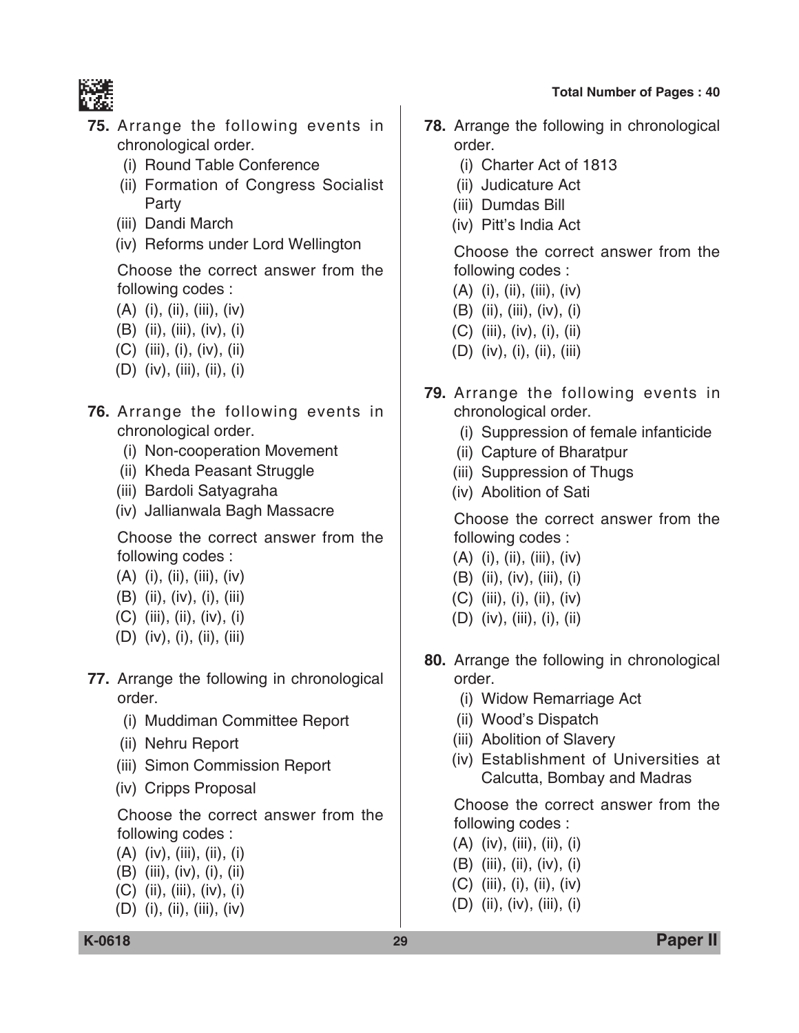**75.** Arrange the following events in chronological order.

(i) Round Table Conference

(ii) Formation of Congress Socialist Party

(iii) Dandi March

(iv) Reforms under Lord Wellington

Choose the correct answer from the following codes :

(A) (i), (ii), (iii), (iv)

(B) (ii), (iii), (iv), (i)

(C) (iii), (i), (iv), (ii)

(D) (iv), (iii), (ii), (i)

**76.** Arrange the following events in chronological order.

(i) Non-cooperation Movement

(ii) Kheda Peasant Struggle

(iii) Bardoli Satyagraha

(iv) Jallianwala Bagh Massacre

Choose the correct answer from the following codes :

(A) (i), (ii), (iii), (iv)

(B) (ii), (iv), (i), (iii)

(C) (iii), (ii), (iv), (i)

(D) (iv), (i), (ii), (iii)

**77.** Arrange the following in chronological order.

(i) Muddiman Committee Report

(ii) Nehru Report

(iii) Simon Commission Report

(iv) Cripps Proposal

Choose the correct answer from the following codes :

(A) (iv), (iii), (ii), (i)

(B) (iii), (iv), (i), (ii)

(C) (ii), (iii), (iv), (i)

(D) (i), (ii), (iii), (iv)

**78.** Arrange the following in chronological order.

(i) Charter Act of 1813

(ii) Judicature Act

(iii) Dumdas Bill

(iv) Pitt's India Act

Choose the correct answer from the following codes :

(A) (i), (ii), (iii), (iv)

(B) (ii), (iii), (iv), (i)

(C) (iii), (iv), (i), (ii)

(D) (iv), (i), (ii), (iii)

**79.** Arrange the following events in chronological order.

(i) Suppression of female infanticide

(ii) Capture of Bharatpur

(iii) Suppression of Thugs

(iv) Abolition of Sati

Choose the correct answer from the following codes :

(A) (i), (ii), (iii), (iv)

(B) (ii), (iv), (iii), (i)

(C) (iii), (i), (ii), (iv)

(D) (iv), (iii), (i), (ii)

**80.** Arrange the following in chronological order.

(i) Widow Remarriage Act

(ii) Wood's Dispatch

(iii) Abolition of Slavery

(iv) Establishment of Universities at Calcutta, Bombay and Madras

Choose the correct answer from the following codes :

(A) (iv), (iii), (ii), (i)

(B) (iii), (ii), (iv), (i)

(C) (iii), (i), (ii), (iv)

(D) (ii), (iv), (iii), (i)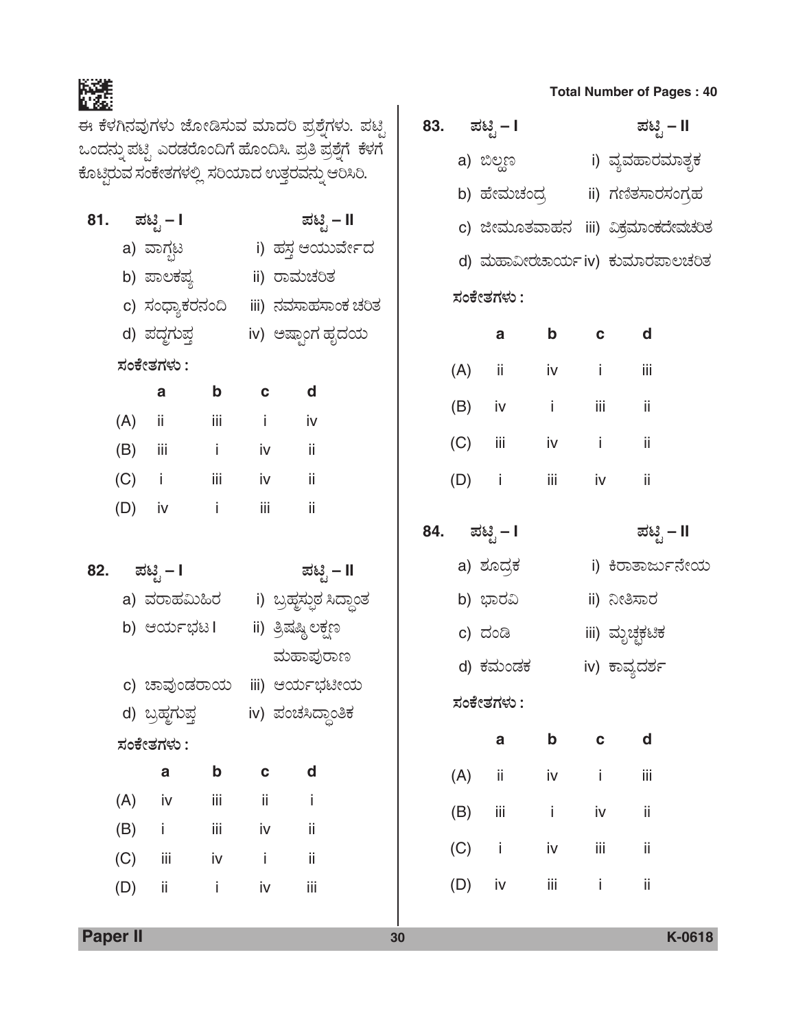ಈ ಕೆಳಗಿನವುಗಳು ಜೋಡಿಸುವ ಮಾದರಿ ಪ್ರಶ್ನೆಗಳು. ಪಟ್ಟಿ ಒಂದನ್ನು ಪಟ್ಟಿ ಎರಡರೊಂದಿಗೆ ಹೊಂದಿಸಿ. ಪ್ರತಿ ಪ್ರಶ್ನೆಗೆ ಕೆಳಗೆ ಕೊಟ್ಟಿರುವ ಸಂಕೇತಗಳಲ್ಲಿ ಸರಿಯಾದ ಉತ್ತರವನ್ನು ಆರಿಸಿರಿ.

**81.** ಪಟ್ಟಿ – I | ಪಟ್ಟಿ – II

a) ವಾಗ್ಭಟ — i) ಹಸ್ತ ಆಯುರ್ವೇದ
b) ಪಾಲಕಪ್ಯ — ii) ರಾಮಚರಿತ
c) ಸಂಧ್ಯಾಕರನಂದಿ — iii) ನವಸಾಹಸಾಂಕ ಚರಿತ
d) ಪದ್ಮಗುಪ್ತ — iv) ಅಷ್ಟಾಂಗ ಹೃದಯ

ಸಂಕೇತಗಳು :

| | a | b | c | d |
|---|---|---|---|---|
| (A) | ii | iii | i | iv |
| (B) | iii | i | iv | ii |
| (C) | i | iii | iv | ii |
| (D) | iv | i | iii | ii |

**82.** ಪಟ್ಟಿ – I | ಪಟ್ಟಿ – II

a) ವರಾಹಮಿಹಿರ — i) ಬ್ರಹ್ಮಸ್ಫುಟ ಸಿದ್ಧಾಂತ
b) ಆರ್ಯಭಟ I — ii) ತ್ರಿಷಷ್ಠಿ ಲಕ್ಷಣ ಮಹಾಪುರಾಣ
c) ಚಾವುಂಡರಾಯ — iii) ಆರ್ಯಭಟೀಯ
d) ಬ್ರಹ್ಮಗುಪ್ತ — iv) ಪಂಚಸಿದ್ಧಾಂತಿಕ

ಸಂಕೇತಗಳು :

| | a | b | c | d |
|---|---|---|---|---|
| (A) | iv | iii | ii | i |
| (B) | i | iii | iv | ii |
| (C) | iii | iv | i | ii |
| (D) | ii | i | iv | iii |

**83.** ಪಟ್ಟಿ – I | ಪಟ್ಟಿ – II

a) ಬಿಲ್ಹಣ — i) ವ್ಯವಹಾರಮಾತೃಕ
b) ಹೇಮಚಂದ್ರ — ii) ಗಣಿತಸಾರಸಂಗ್ರಹ
c) ಜೀಮೂತವಾಹನ — iii) ವಿಕ್ರಮಾಂಕದೇವಚರಿತ
d) ಮಹಾವೀರಚಾರ್ಯ — iv) ಕುಮಾರಪಾಲಚರಿತ

ಸಂಕೇತಗಳು :

| | a | b | c | d |
|---|---|---|---|---|
| (A) | ii | iv | i | iii |
| (B) | iv | i | iii | ii |
| (C) | iii | iv | i | ii |
| (D) | i | iii | iv | ii |

**84.** ಪಟ್ಟಿ – I | ಪಟ್ಟಿ – II

a) ಶೂದ್ರಕ — i) ಕಿರಾತಾರ್ಜುನೀಯ
b) ಭಾರವಿ — ii) ನೀತಿಸಾರ
c) ದಂಡಿ — iii) ಮೃಚ್ಛಕಟಿಕ
d) ಕಮಂಡಕ — iv) ಕಾವ್ಯದರ್ಶ

ಸಂಕೇತಗಳು :

| | a | b | c | d |
|---|---|---|---|---|
| (A) | ii | iv | i | iii |
| (B) | iii | i | iv | ii |
| (C) | i | iv | iii | ii |
| (D) | iv | iii | i | ii |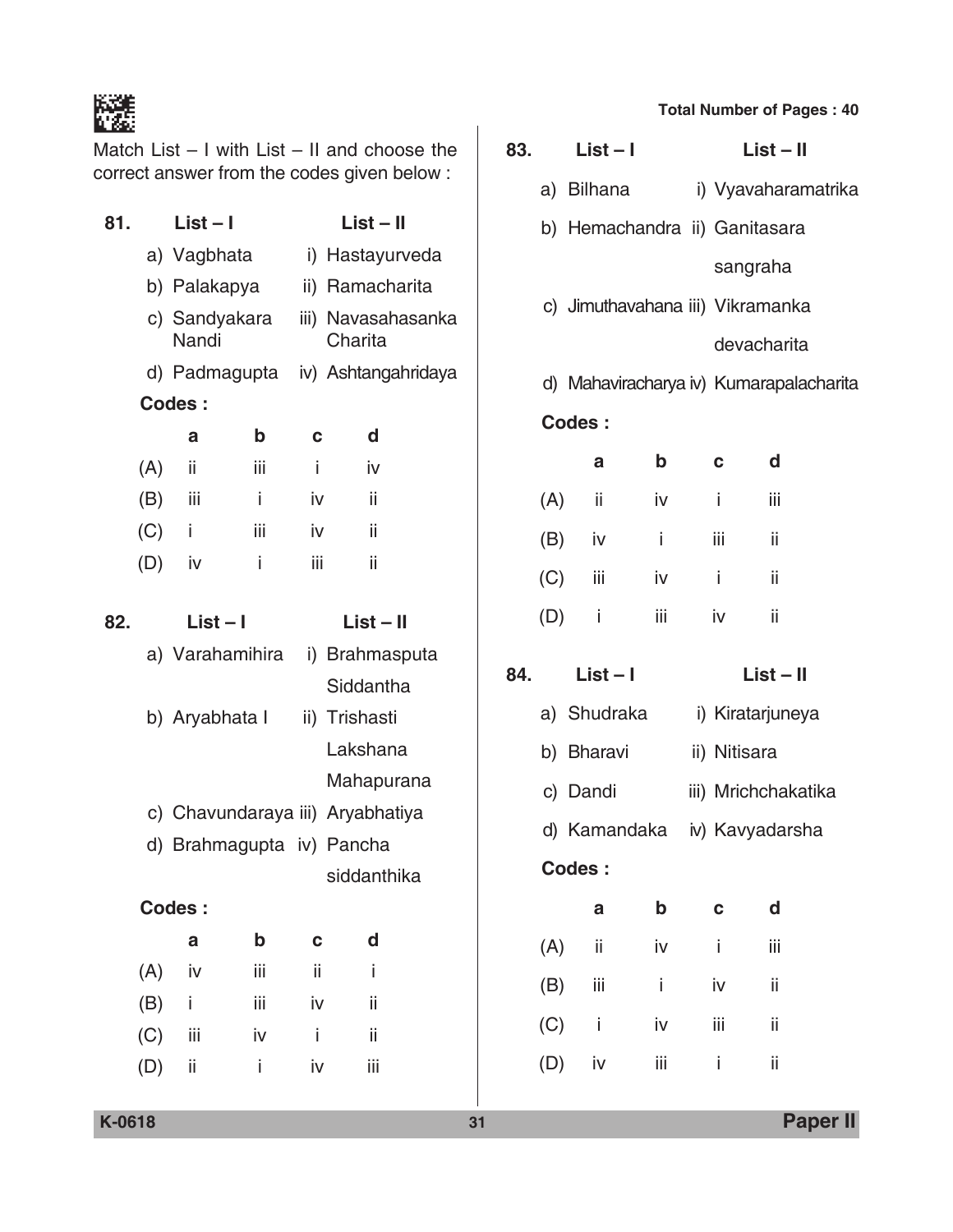Match List – I with List – II and choose the correct answer from the codes given below :

**81.**

| List – I | List – II |
|---|---|
| a) Vagbhata | i) Hastayurveda |
| b) Palakapya | ii) Ramacharita |
| c) Sandyakara Nandi | iii) Navasahasanka Charita |
| d) Padmagupta | iv) Ashtangahridaya |

**Codes :**

| | a | b | c | d |
|---|---|---|---|---|
| (A) | ii | iii | i | iv |
| (B) | iii | i | iv | ii |
| (C) | i | iii | iv | ii |
| (D) | iv | i | iii | ii |

**82.**

| List – I | List – II |
|---|---|
| a) Varahamihira | i) Brahmasputa Siddantha |
| b) Aryabhata I | ii) Trishasti Lakshana Mahapurana |
| c) Chavundaraya | iii) Aryabhatiya |
| d) Brahmagupta | iv) Pancha siddanthika |

**Codes :**

| | a | b | c | d |
|---|---|---|---|---|
| (A) | iv | iii | ii | i |
| (B) | i | iii | iv | ii |
| (C) | iii | iv | i | ii |
| (D) | ii | i | iv | iii |

**83.**

| List – I | List – II |
|---|---|
| a) Bilhana | i) Vyavaharamatrika |
| b) Hemachandra | ii) Ganitasara sangraha |
| c) Jimuthavahana | iii) Vikramanka devacharita |
| d) Mahaviracharya | iv) Kumarapalacharita |

**Codes :**

| | a | b | c | d |
|---|---|---|---|---|
| (A) | ii | iv | i | iii |
| (B) | iv | i | iii | ii |
| (C) | iii | iv | i | ii |
| (D) | i | iii | iv | ii |

**84.**

| List – I | List – II |
|---|---|
| a) Shudraka | i) Kiratarjuneya |
| b) Bharavi | ii) Nitisara |
| c) Dandi | iii) Mrichchakatika |
| d) Kamandaka | iv) Kavyadarsha |

**Codes :**

| | a | b | c | d |
|---|---|---|---|---|
| (A) | ii | iv | i | iii |
| (B) | iii | i | iv | ii |
| (C) | i | iv | iii | ii |
| (D) | iv | iii | i | ii |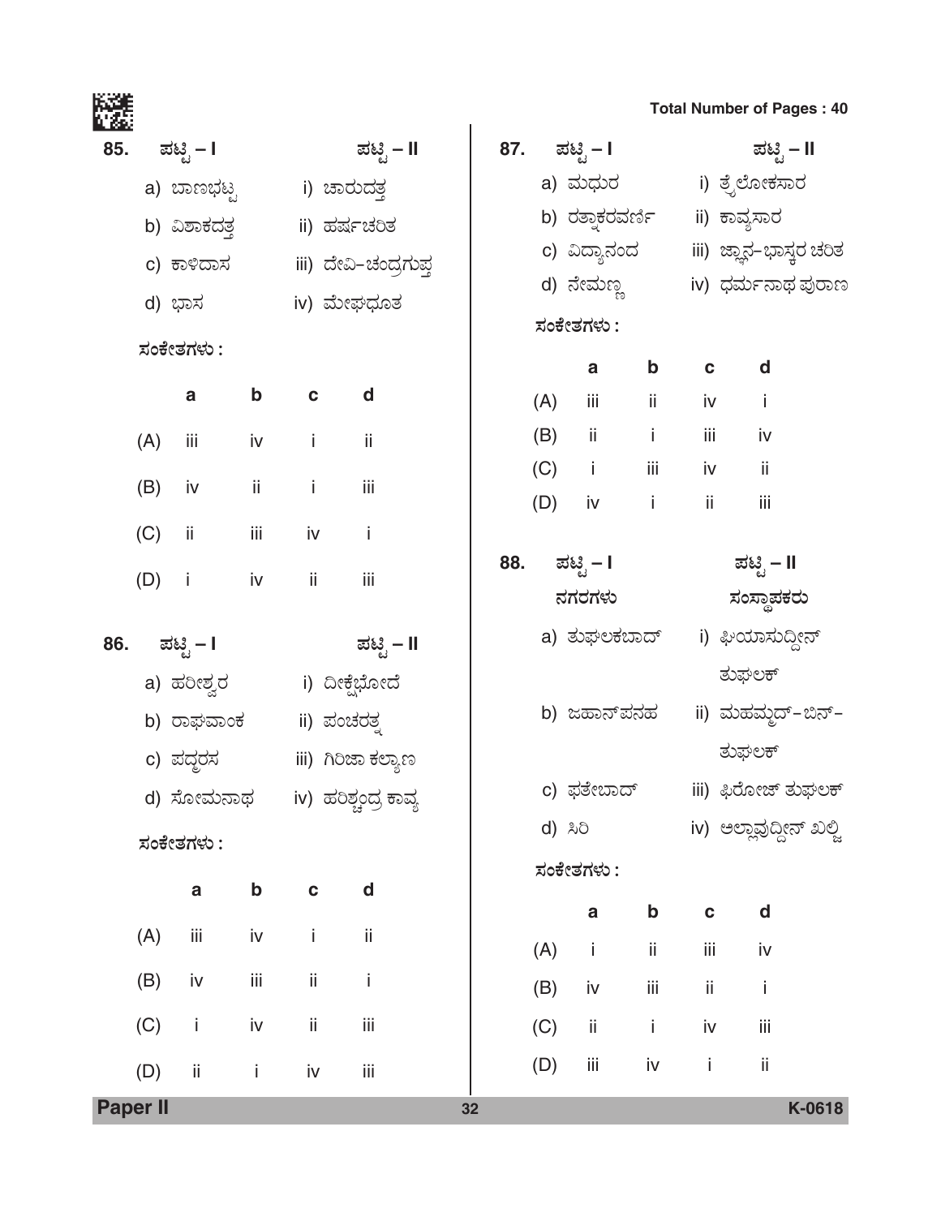85. ಪಟ್ಟಿ – I　　　　ಪಟ್ಟಿ – II

a) ಬಾಣಭಟ್ಟ　　i) ಚಾರುದತ್ತ

b) ವಿಶಾಕದತ್ತ　　ii) ಹರ್ಷಚರಿತ

c) ಕಾಳಿದಾಸ　　iii) ದೇವಿ–ಚಂದ್ರಗುಪ್ತ

d) ಭಾಸ　　iv) ಮೇಘದೂತ

ಸಂಕೇತಗಳು :

| | a | b | c | d |
|---|---|---|---|---|
| (A) | iii | iv | i | ii |
| (B) | iv | ii | i | iii |
| (C) | ii | iii | iv | i |
| (D) | i | iv | ii | iii |

86. ಪಟ್ಟಿ – I　　　　ಪಟ್ಟಿ – II

a) ಹರೀಶ್ವರ　　i) ದೀಕ್ಷೆಬೋದೆ

b) ರಾಘವಾಂಕ　　ii) ಪಂಚರತ್ನ

c) ಪದ್ಮರಸ　　iii) ಗಿರಿಜಾ ಕಲ್ಯಾಣ

d) ಸೋಮನಾಥ　　iv) ಹರಿಶ್ಚಂದ್ರ ಕಾವ್ಯ

ಸಂಕೇತಗಳು :

| | a | b | c | d |
|---|---|---|---|---|
| (A) | iii | iv | i | ii |
| (B) | iv | iii | ii | i |
| (C) | i | iv | ii | iii |
| (D) | ii | i | iv | iii |

87. ಪಟ್ಟಿ – I　　　　ಪಟ್ಟಿ – II

a) ಮಧುರ　　i) ತ್ರೈಲೋಕಸಾರ

b) ರತ್ನಾಕರವರ್ಣಿ　　ii) ಕಾವ್ಯಸಾರ

c) ವಿದ್ಯಾನಂದ　　iii) ಜ್ಞಾನ–ಭಾಸ್ಕರ ಚರಿತ

d) ನೇಮಣ್ಣ　　iv) ಧರ್ಮನಾಥ ಪುರಾಣ

ಸಂಕೇತಗಳು :

| | a | b | c | d |
|---|---|---|---|---|
| (A) | iii | ii | iv | i |
| (B) | ii | i | iii | iv |
| (C) | i | iii | iv | ii |
| (D) | iv | i | ii | iii |

88. ಪಟ್ಟಿ – I　　　　ಪಟ್ಟಿ – II

ನಗರಗಳು　　　　ಸಂಸ್ಥಾಪಕರು

a) ತುಘಲಕಬಾದ್　　i) ಘಿಯಾಸುದ್ದೀನ್ ತುಘಲಕ್

b) ಜಹಾನ್‌ಪನಹ　　ii) ಮಹಮ್ಮದ್–ಬಿನ್–ತುಘಲಕ್

c) ಫತೇಬಾದ್　　iii) ಫಿರೋಜ್ ತುಘಲಕ್

d) ಸಿರಿ　　iv) ಅಲ್ಲಾವುದ್ದೀನ್ ಖಲ್ಜಿ

ಸಂಕೇತಗಳು :

| | a | b | c | d |
|---|---|---|---|---|
| (A) | i | ii | iii | iv |
| (B) | iv | iii | ii | i |
| (C) | ii | i | iv | iii |
| (D) | iii | iv | i | ii |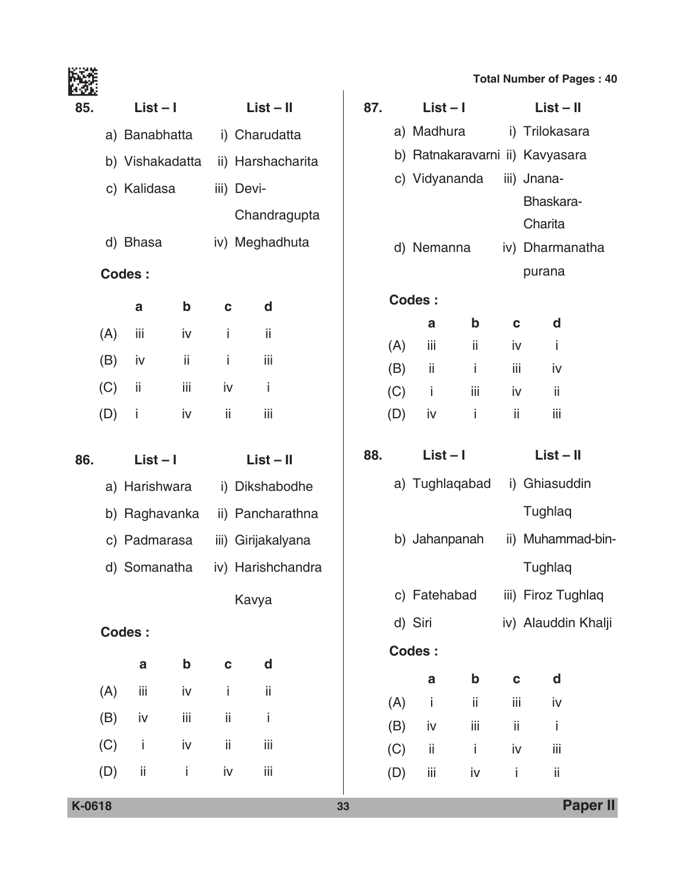85. List – I / List – II

| List – I | List – II |
|---|---|
| a) Banabhatta | i) Charudatta |
| b) Vishakadatta | ii) Harshacharita |
| c) Kalidasa | iii) Devi-Chandragupta |
| d) Bhasa | iv) Meghadhuta |

**Codes :**

| | a | b | c | d |
|---|---|---|---|---|
| (A) | iii | iv | i | ii |
| (B) | iv | ii | i | iii |
| (C) | ii | iii | iv | i |
| (D) | i | iv | ii | iii |

86. List – I / List – II

| List – I | List – II |
|---|---|
| a) Harishwara | i) Dikshabodhe |
| b) Raghavanka | ii) Pancharathna |
| c) Padmarasa | iii) Girijakalyana |
| d) Somanatha | iv) Harishchandra Kavya |

**Codes :**

| | a | b | c | d |
|---|---|---|---|---|
| (A) | iii | iv | i | ii |
| (B) | iv | iii | ii | i |
| (C) | i | iv | ii | iii |
| (D) | ii | i | iv | iii |

87. List – I / List – II

| List – I | List – II |
|---|---|
| a) Madhura | i) Trilokasara |
| b) Ratnakaravarni | ii) Kavyasara |
| c) Vidyananda | iii) Jnana-Bhaskara-Charita |
| d) Nemanna | iv) Dharmanatha purana |

**Codes :**

| | a | b | c | d |
|---|---|---|---|---|
| (A) | iii | ii | iv | i |
| (B) | ii | i | iii | iv |
| (C) | i | iii | iv | ii |
| (D) | iv | i | ii | iii |

88. List – I / List – II

| List – I | List – II |
|---|---|
| a) Tughlaqabad | i) Ghiasuddin Tughlaq |
| b) Jahanpanah | ii) Muhammad-bin-Tughlaq |
| c) Fatehabad | iii) Firoz Tughlaq |
| d) Siri | iv) Alauddin Khalji |

**Codes :**

| | a | b | c | d |
|---|---|---|---|---|
| (A) | i | ii | iii | iv |
| (B) | iv | iii | ii | i |
| (C) | ii | i | iv | iii |
| (D) | iii | iv | i | ii |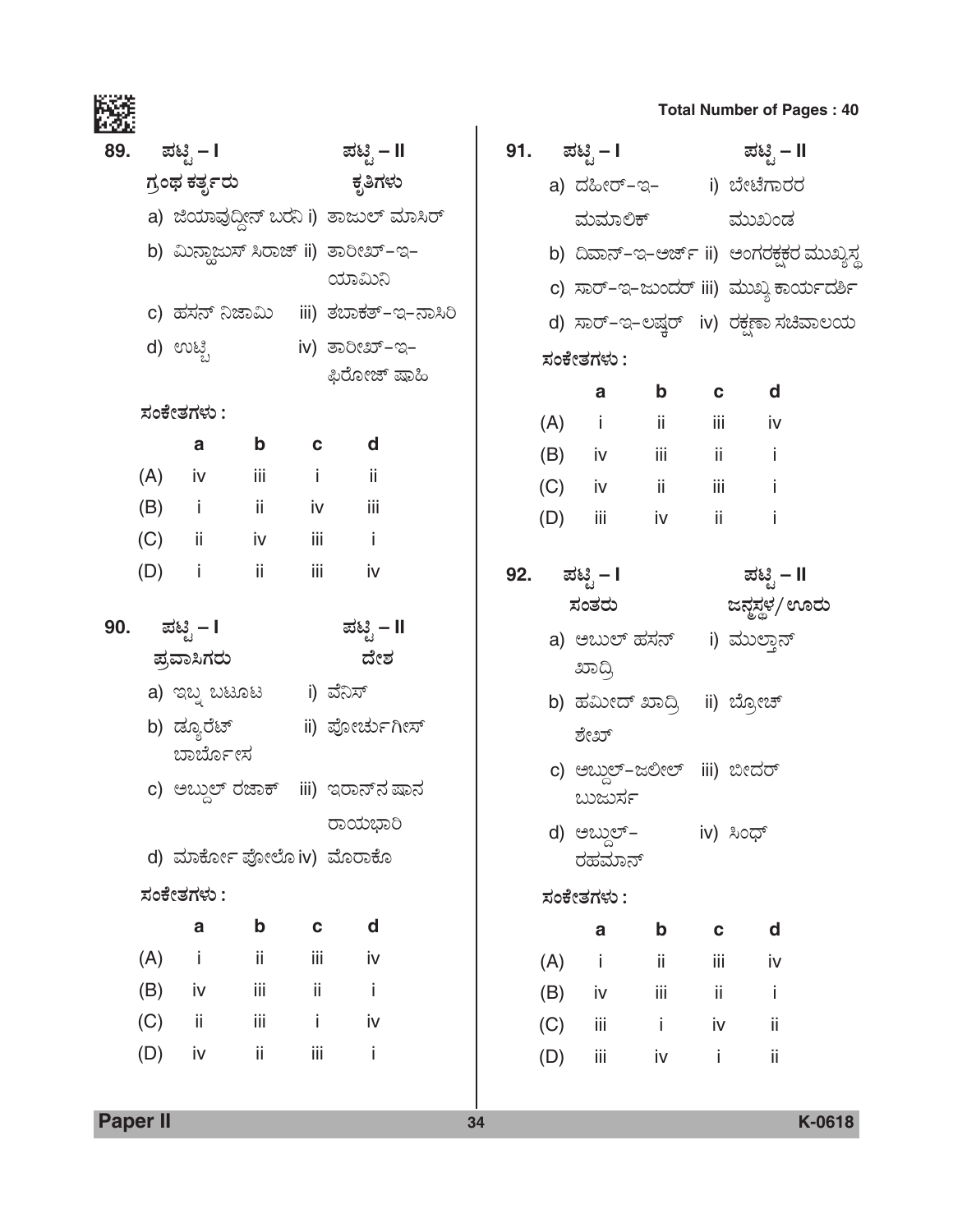89. ಪಟ್ಟಿ – I | ಪಟ್ಟಿ – II

| ಗ್ರಂಥ ಕರ್ತೃರು | ಕೃತಿಗಳು |
|---|---|
| a) ಜಿಯಾವುದ್ದೀನ್ ಬರನಿ | i) ತಾಜುಲ್ ಮಾಸಿರ್ |
| b) ಮಿನ್ಹಾಜುಸ್ ಸಿರಾಜ್ | ii) ತಾರೀಖ್–ಇ–ಯಾಮಿನಿ |
| c) ಹಸನ್ ನಿಜಾಮಿ | iii) ತಬಾಕತ್–ಇ–ನಾಸಿರಿ |
| d) ಉಟ್ಬಿ | iv) ತಾರೀಖ್–ಇ–ಫಿರೋಜ್ ಷಾಹಿ |

ಸಂಕೇತಗಳು :

| | a | b | c | d |
|---|---|---|---|---|
| (A) | iv | iii | i | ii |
| (B) | i | ii | iv | iii |
| (C) | ii | iv | iii | i |
| (D) | i | ii | iii | iv |

90. ಪಟ್ಟಿ – I | ಪಟ್ಟಿ – II

| ಪ್ರವಾಸಿಗರು | ದೇಶ |
|---|---|
| a) ಇಬ್ನ ಬಟೂಟ | i) ವೆನಿಸ್ |
| b) ಡ್ಯೂರೆಟ್ ಬಾರ್ಬೋಸ | ii) ಪೋರ್ಚುಗೀಸ್ |
| c) ಅಬ್ದುಲ್ ರಜಾಕ್ | iii) ಇರಾನ್‌ನ ಷಾನ ರಾಯಭಾರಿ |
| d) ಮಾರ್ಕೋ ಪೋಲೊ | iv) ಮೊರಾಕೊ |

ಸಂಕೇತಗಳು :

| | a | b | c | d |
|---|---|---|---|---|
| (A) | i | ii | iii | iv |
| (B) | iv | iii | ii | i |
| (C) | ii | iii | i | iv |
| (D) | iv | ii | iii | i |

91. ಪಟ್ಟಿ – I | ಪಟ್ಟಿ – II

| | |
|---|---|
| a) ದಹೀರ್–ಇ–ಮಮಾಲಿಕ್ | i) ಬೇಟೆಗಾರರ ಮುಖಂಡ |
| b) ದಿವಾನ್–ಇ–ಅರ್ಜ್ | ii) ಅಂಗರಕ್ಷಕರ ಮುಖ್ಯಸ್ಥ |
| c) ಸಾರ್–ಇ–ಜುಂದರ್ | iii) ಮುಖ್ಯ ಕಾರ್ಯದರ್ಶಿ |
| d) ಸಾರ್–ಇ–ಲಷ್ಕರ್ | iv) ರಕ್ಷಣಾ ಸಚಿವಾಲಯ |

ಸಂಕೇತಗಳು :

| | a | b | c | d |
|---|---|---|---|---|
| (A) | i | ii | iii | iv |
| (B) | iv | iii | ii | i |
| (C) | iv | ii | iii | i |
| (D) | iii | iv | ii | i |

92. ಪಟ್ಟಿ – I | ಪಟ್ಟಿ – II

| ಸಂತರು | ಜನ್ಮಸ್ಥಳ/ಊರು |
|---|---|
| a) ಅಬುಲ್ ಹಸನ್ ಖಾದ್ರಿ | i) ಮುಲ್ತಾನ್ |
| b) ಹಮೀದ್ ಖಾದ್ರಿ ಶೇಖ್ | ii) ಬ್ರೋಚ್ |
| c) ಅಬ್ದುಲ್–ಜಲೀಲ್ ಬುಜುರ್ಸ | iii) ಬೀದರ್ |
| d) ಅಬ್ದುಲ್–ರಹಮಾನ್ | iv) ಸಿಂಧ್ |

ಸಂಕೇತಗಳು :

| | a | b | c | d |
|---|---|---|---|---|
| (A) | i | ii | iii | iv |
| (B) | iv | iii | ii | i |
| (C) | iii | i | iv | ii |
| (D) | iii | iv | i | ii |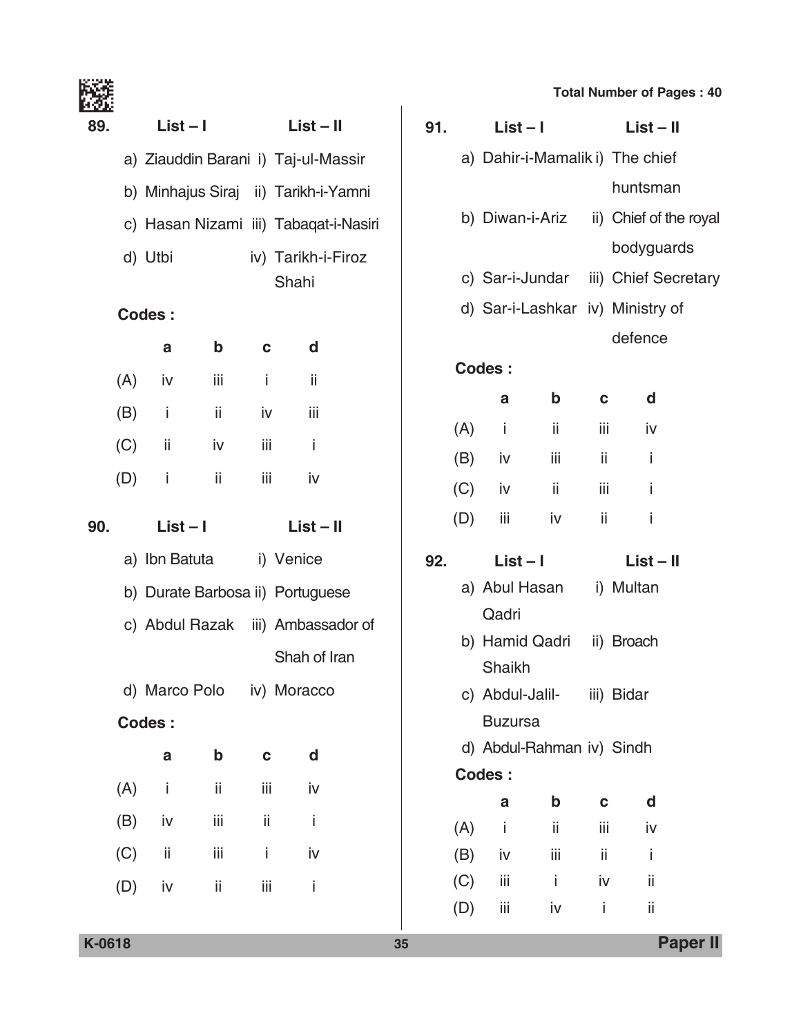89. List – I / List – II

| | List – I | | List – II |
|---|---|---|---|
| a) | Ziauddin Barani | i) | Taj-ul-Massir |
| b) | Minhajus Siraj | ii) | Tarikh-i-Yamni |
| c) | Hasan Nizami | iii) | Tabaqat-i-Nasiri |
| d) | Utbi | iv) | Tarikh-i-Firoz Shahi |

**Codes :**

| | a | b | c | d |
|---|---|---|---|---|
| (A) | iv | iii | i | ii |
| (B) | i | ii | iv | iii |
| (C) | ii | iv | iii | i |
| (D) | i | ii | iii | iv |

90. List – I / List – II

| | List – I | | List – II |
|---|---|---|---|
| a) | Ibn Batuta | i) | Venice |
| b) | Durate Barbosa | ii) | Portuguese |
| c) | Abdul Razak | iii) | Ambassador of Shah of Iran |
| d) | Marco Polo | iv) | Moracco |

**Codes :**

| | a | b | c | d |
|---|---|---|---|---|
| (A) | i | ii | iii | iv |
| (B) | iv | iii | ii | i |
| (C) | ii | iii | i | iv |
| (D) | iv | ii | iii | i |

91. List – I / List – II

| | List – I | | List – II |
|---|---|---|---|
| a) | Dahir-i-Mamalik | i) | The chief huntsman |
| b) | Diwan-i-Ariz | ii) | Chief of the royal bodyguards |
| c) | Sar-i-Jundar | iii) | Chief Secretary |
| d) | Sar-i-Lashkar | iv) | Ministry of defence |

**Codes :**

| | a | b | c | d |
|---|---|---|---|---|
| (A) | i | ii | iii | iv |
| (B) | iv | iii | ii | i |
| (C) | iv | ii | iii | i |
| (D) | iii | iv | ii | i |

92. List – I / List – II

| | List – I | | List – II |
|---|---|---|---|
| a) | Abul Hasan Qadri | i) | Multan |
| b) | Hamid Qadri Shaikh | ii) | Broach |
| c) | Abdul-Jalil-Buzursa | iii) | Bidar |
| d) | Abdul-Rahman | iv) | Sindh |

**Codes :**

| | a | b | c | d |
|---|---|---|---|---|
| (A) | i | ii | iii | iv |
| (B) | iv | iii | ii | i |
| (C) | iii | i | iv | ii |
| (D) | iii | iv | i | ii |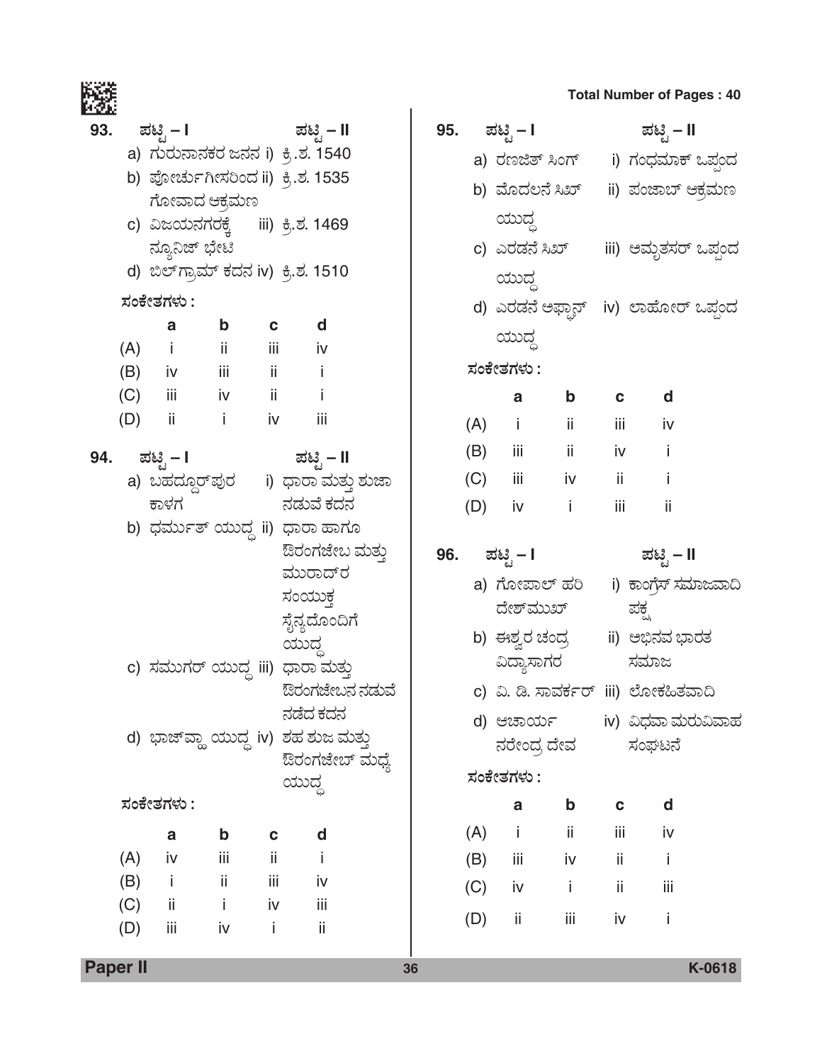93. ಪಟ್ಟಿ – I / ಪಟ್ಟಿ – II

| ಪಟ್ಟಿ – I | ಪಟ್ಟಿ – II |
|---|---|
| a) ಗುರುನಾನಕರ ಜನನ | i) ಕ್ರಿ.ಶ. 1540 |
| b) ಪೋರ್ಚುಗೀಸರಿಂದ ಗೋವಾದ ಆಕ್ರಮಣ | ii) ಕ್ರಿ.ಶ. 1535 |
| c) ವಿಜಯನಗರಕ್ಕೆ ನ್ಯೂನಿಜ್ ಭೇಟಿ | iii) ಕ್ರಿ.ಶ. 1469 |
| d) ಬಿಲ್‌ಗ್ರಾಮ್ ಕದನ | iv) ಕ್ರಿ.ಶ. 1510 |

ಸಂಕೇತಗಳು :

| | a | b | c | d |
|---|---|---|---|---|
| (A) | i | ii | iii | iv |
| (B) | iv | iii | ii | i |
| (C) | iii | iv | ii | i |
| (D) | ii | i | iv | iii |

94. ಪಟ್ಟಿ – I / ಪಟ್ಟಿ – II

| ಪಟ್ಟಿ – I | ಪಟ್ಟಿ – II |
|---|---|
| a) ಬಹದ್ದೂರ್‌ಪುರ ಕಾಳಗ | i) ಧಾರಾ ಮತ್ತು ಶುಜಾ ನಡುವೆ ಕದನ |
| b) ಧರ್ಮತ್ ಯುದ್ಧ | ii) ಧಾರಾ ಹಾಗೂ ಔರಂಗಜೇಬ ಮತ್ತು ಮುರಾದ್‌ರ ಸಂಯುಕ್ತ ಸೈನ್ಯದೊಂದಿಗೆ ಯುದ್ಧ |
| c) ಸಮುಗರ್ ಯುದ್ಧ | iii) ಧಾರಾ ಮತ್ತು ಔರಂಗಜೇಬನ ನಡುವೆ ನಡೆದ ಕದನ |
| d) ಭಾಜ್ವಾ ಯುದ್ಧ | iv) ಶಹ ಶುಜ ಮತ್ತು ಔರಂಗಜೇಬ್ ಮಧ್ಯೆ ಯುದ್ಧ |

ಸಂಕೇತಗಳು :

| | a | b | c | d |
|---|---|---|---|---|
| (A) | iv | iii | ii | i |
| (B) | i | ii | iii | iv |
| (C) | ii | i | iv | iii |
| (D) | iii | iv | i | ii |

95. ಪಟ್ಟಿ – I / ಪಟ್ಟಿ – II

| ಪಟ್ಟಿ – I | ಪಟ್ಟಿ – II |
|---|---|
| a) ರಣಜಿತ್ ಸಿಂಗ್ | i) ಗಂಧಮಾಕ್ ಒಪ್ಪಂದ |
| b) ಮೊದಲನೆ ಸಿಖ್ ಯುದ್ಧ | ii) ಪಂಜಾಬ್ ಆಕ್ರಮಣ |
| c) ಎರಡನೆ ಸಿಖ್ ಯುದ್ಧ | iii) ಅಮೃತಸರ್ ಒಪ್ಪಂದ |
| d) ಎರಡನೆ ಆಫ್ಘಾನ್ ಯುದ್ಧ | iv) ಲಾಹೋರ್ ಒಪ್ಪಂದ |

ಸಂಕೇತಗಳು :

| | a | b | c | d |
|---|---|---|---|---|
| (A) | i | ii | iii | iv |
| (B) | iii | ii | iv | i |
| (C) | iii | iv | ii | i |
| (D) | iv | i | iii | ii |

96. ಪಟ್ಟಿ – I / ಪಟ್ಟಿ – II

| ಪಟ್ಟಿ – I | ಪಟ್ಟಿ – II |
|---|---|
| a) ಗೋಪಾಲ್ ಹರಿ ದೇಶ್‌ಮುಖ್ | i) ಕಾಂಗ್ರೆಸ್ ಸಮಾಜವಾದಿ ಪಕ್ಷ |
| b) ಈಶ್ವರ ಚಂದ್ರ ವಿದ್ಯಾಸಾಗರ | ii) ಅಭಿನವ ಭಾರತ ಸಮಾಜ |
| c) ವಿ. ಡಿ. ಸಾವರ್ಕರ್ | iii) ಲೋಕಹಿತವಾದಿ |
| d) ಆಚಾರ್ಯ ನರೇಂದ್ರ ದೇವ | iv) ವಿಧವಾ ಮರುವಿವಾಹ ಸಂಘಟನೆ |

ಸಂಕೇತಗಳು :

| | a | b | c | d |
|---|---|---|---|---|
| (A) | i | ii | iii | iv |
| (B) | iii | iv | ii | i |
| (C) | iv | i | ii | iii |
| (D) | ii | iii | iv | i |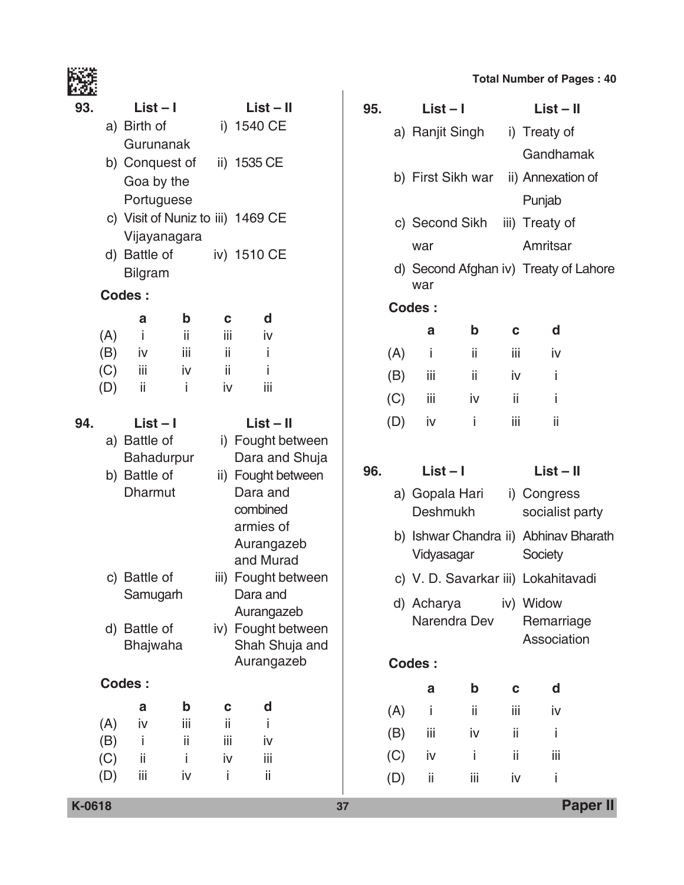**93.** List – I / List – II

a) Birth of Gurunanak — i) 1540 CE

b) Conquest of Goa by the Portuguese — ii) 1535 CE

c) Visit of Nuniz to Vijayanagara — iii) 1469 CE

d) Battle of Bilgram — iv) 1510 CE

**Codes :**

| | a | b | c | d |
|---|---|---|---|---|
| (A) | i | ii | iii | iv |
| (B) | iv | iii | ii | i |
| (C) | iii | iv | ii | i |
| (D) | ii | i | iv | iii |

**94.** List – I / List – II

a) Battle of Bahadurpur — i) Fought between Dara and Shuja

b) Battle of Dharmut — ii) Fought between Dara and combined armies of Aurangazeb and Murad

c) Battle of Samugarh — iii) Fought between Dara and Aurangazeb

d) Battle of Bhajwaha — iv) Fought between Shah Shuja and Aurangazeb

**Codes :**

| | a | b | c | d |
|---|---|---|---|---|
| (A) | iv | iii | ii | i |
| (B) | i | ii | iii | iv |
| (C) | ii | i | iv | iii |
| (D) | iii | iv | i | ii |

**95.** List – I / List – II

a) Ranjit Singh — i) Treaty of Gandhamak

b) First Sikh war — ii) Annexation of Punjab

c) Second Sikh war — iii) Treaty of Amritsar

d) Second Afghan war — iv) Treaty of Lahore

**Codes :**

| | a | b | c | d |
|---|---|---|---|---|
| (A) | i | ii | iii | iv |
| (B) | iii | ii | iv | i |
| (C) | iii | iv | ii | i |
| (D) | iv | i | iii | ii |

**96.** List – I / List – II

a) Gopala Hari Deshmukh — i) Congress socialist party

b) Ishwar Chandra Vidyasagar — ii) Abhinav Bharath Society

c) V. D. Savarkar — iii) Lokahitavadi

d) Acharya Narendra Dev — iv) Widow Remarriage Association

**Codes :**

| | a | b | c | d |
|---|---|---|---|---|
| (A) | i | ii | iii | iv |
| (B) | iii | iv | ii | i |
| (C) | iv | i | ii | iii |
| (D) | ii | iii | iv | i |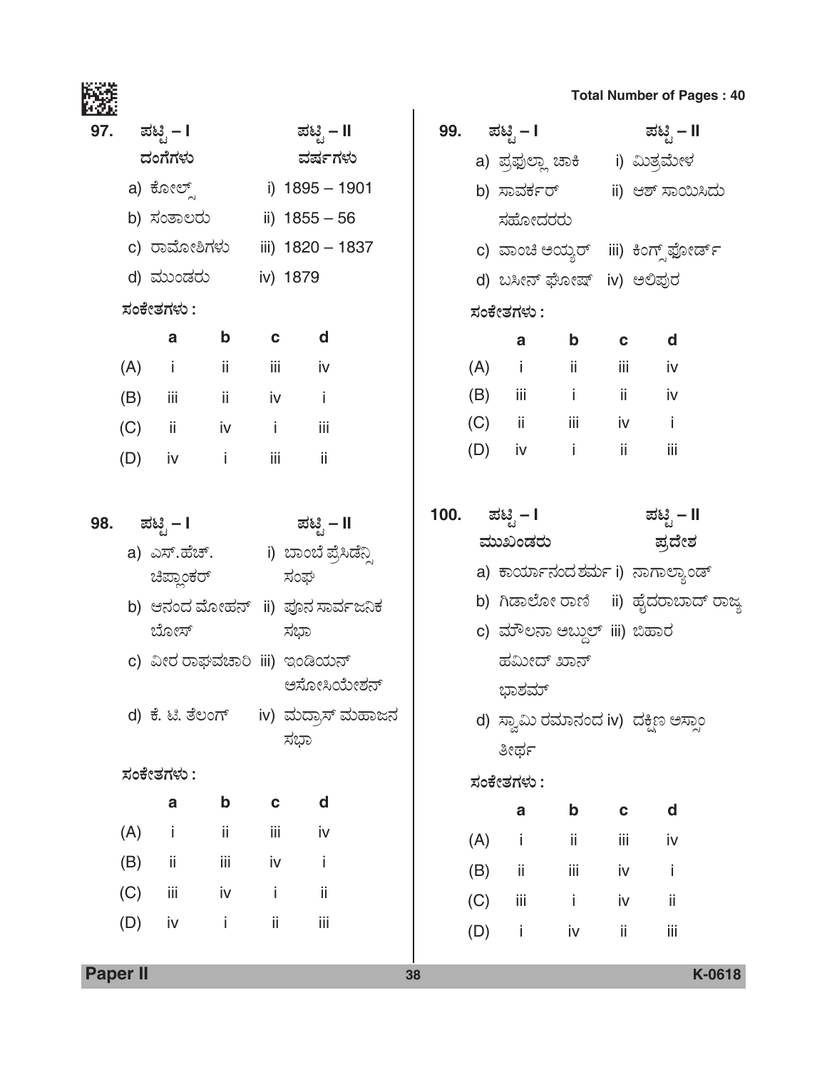97. ಪಟ್ಟಿ – I ಪಟ್ಟಿ – II

| ದಂಗೆಗಳು | ವರ್ಷಗಳು |
|---|---|
| a) ಕೋಲ್ಸ್ | i) 1895 – 1901 |
| b) ಸಂತಾಲರು | ii) 1855 – 56 |
| c) ರಾಮೋಶಿಗಳು | iii) 1820 – 1837 |
| d) ಮುಂಡರು | iv) 1879 |

ಸಂಕೇತಗಳು :

| | a | b | c | d |
|---|---|---|---|---|
| (A) | i | ii | iii | iv |
| (B) | iii | ii | iv | i |
| (C) | ii | iv | i | iii |
| (D) | iv | i | iii | ii |

98. ಪಟ್ಟಿ – I ಪಟ್ಟಿ – II

| | |
|---|---|
| a) ಎಸ್.ಹೆಚ್. ಚಿಪ್ಲಾಂಕರ್ | i) ಬಾಂಬೆ ಪ್ರೆಸಿಡೆನ್ಸಿ ಸಂಘ |
| b) ಆನಂದ ಮೋಹನ್ ಬೋಸ್ | ii) ಪೂನ ಸಾರ್ವಜನಿಕ ಸಭಾ |
| c) ವೀರ ರಾಘವಚಾರಿ | iii) ಇಂಡಿಯನ್ ಅಸೋಸಿಯೇಶನ್ |
| d) ಕೆ. ಟಿ. ತೆಲಂಗ್ | iv) ಮದ್ರಾಸ್ ಮಹಾಜನ ಸಭಾ |

ಸಂಕೇತಗಳು :

| | a | b | c | d |
|---|---|---|---|---|
| (A) | i | ii | iii | iv |
| (B) | ii | iii | iv | i |
| (C) | iii | iv | i | ii |
| (D) | iv | i | ii | iii |

99. ಪಟ್ಟಿ – I ಪಟ್ಟಿ – II

| | |
|---|---|
| a) ಪ್ರಫುಲ್ಲಾ ಚಾಕಿ | i) ಮಿತ್ರಮೇಳ |
| b) ಸಾವರ್ಕರ್ ಸಹೋದರರು | ii) ಆಶ್ ಸಾಯಿಸಿದು |
| c) ವಾಂಚಿ ಅಯ್ಯರ್ | iii) ಕಿಂಗ್ಸ್‌ಫೋರ್ಡ್ |
| d) ಬಸೀನ್ ಘೋಷ್ | iv) ಅಲಿಪುರ |

ಸಂಕೇತಗಳು :

| | a | b | c | d |
|---|---|---|---|---|
| (A) | i | ii | iii | iv |
| (B) | iii | i | ii | iv |
| (C) | ii | iii | iv | i |
| (D) | iv | i | ii | iii |

100. ಪಟ್ಟಿ – I ಪಟ್ಟಿ – II

| ಮುಖಂಡರು | ಪ್ರದೇಶ |
|---|---|
| a) ಕಾರ್ಯಾನಂದ ಶರ್ಮ | i) ನಾಗಾಲ್ಯಾಂಡ್ |
| b) ಗಿಡಾಲೋ ರಾಣಿ | ii) ಹೈದರಾಬಾದ್ ರಾಜ್ಯ |
| c) ಮೌಲನಾ ಅಬ್ದುಲ್ ಹಮೀದ್ ಖಾನ್ ಭಾಶಮ್ | iii) ಬಿಹಾರ |
| d) ಸ್ವಾಮಿ ರಮಾನಂದ ತೀರ್ಥ | iv) ದಕ್ಷಿಣ ಅಸ್ಸಾಂ |

ಸಂಕೇತಗಳು :

| | a | b | c | d |
|---|---|---|---|---|
| (A) | i | ii | iii | iv |
| (B) | ii | iii | iv | i |
| (C) | iii | i | iv | ii |
| (D) | i | iv | ii | iii |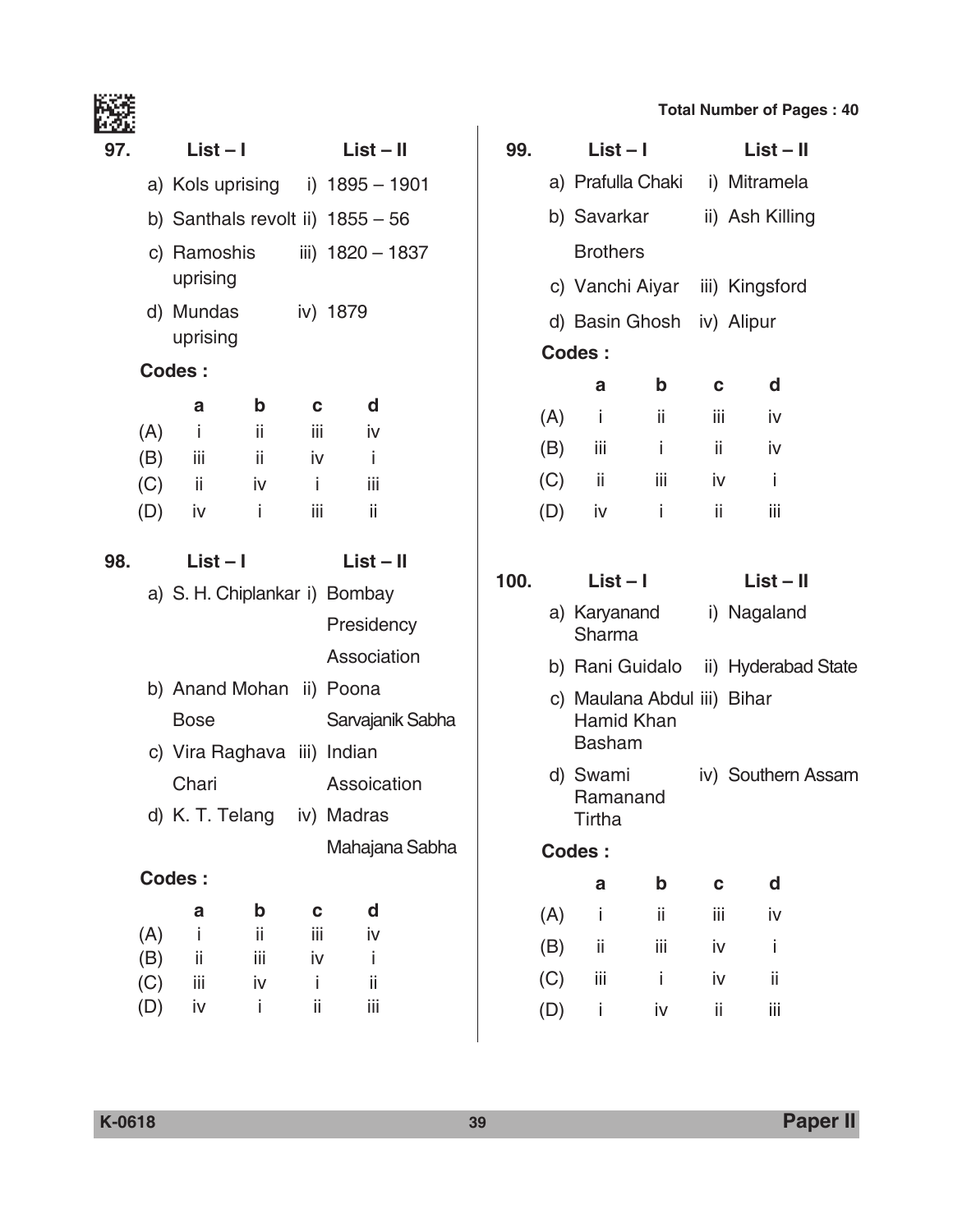**97.**

| List – I | List – II |
|---|---|
| a) Kols uprising | i) 1895 – 1901 |
| b) Santhals revolt | ii) 1855 – 56 |
| c) Ramoshis uprising | iii) 1820 – 1837 |
| d) Mundas uprising | iv) 1879 |

**Codes :**

| | a | b | c | d |
|---|---|---|---|---|
| (A) | i | ii | iii | iv |
| (B) | iii | ii | iv | i |
| (C) | ii | iv | i | iii |
| (D) | iv | i | iii | ii |

**98.**

| List – I | List – II |
|---|---|
| a) S. H. Chiplankar | i) Bombay Presidency Association |
| b) Anand Mohan Bose | ii) Poona Sarvajanik Sabha |
| c) Vira Raghava Chari | iii) Indian Assoication |
| d) K. T. Telang | iv) Madras Mahajana Sabha |

**Codes :**

| | a | b | c | d |
|---|---|---|---|---|
| (A) | i | ii | iii | iv |
| (B) | ii | iii | iv | i |
| (C) | iii | iv | i | ii |
| (D) | iv | i | ii | iii |

**99.**

| List – I | List – II |
|---|---|
| a) Prafulla Chaki | i) Mitramela |
| b) Savarkar Brothers | ii) Ash Killing |
| c) Vanchi Aiyar | iii) Kingsford |
| d) Basin Ghosh | iv) Alipur |

**Codes :**

| | a | b | c | d |
|---|---|---|---|---|
| (A) | i | ii | iii | iv |
| (B) | iii | i | ii | iv |
| (C) | ii | iii | iv | i |
| (D) | iv | i | ii | iii |

**100.**

| List – I | List – II |
|---|---|
| a) Karyanand Sharma | i) Nagaland |
| b) Rani Guidalo | ii) Hyderabad State |
| c) Maulana Abdul Hamid Khan Basham | iii) Bihar |
| d) Swami Ramanand Tirtha | iv) Southern Assam |

**Codes :**

| | a | b | c | d |
|---|---|---|---|---|
| (A) | i | ii | iii | iv |
| (B) | ii | iii | iv | i |
| (C) | iii | i | iv | ii |
| (D) | i | iv | ii | iii |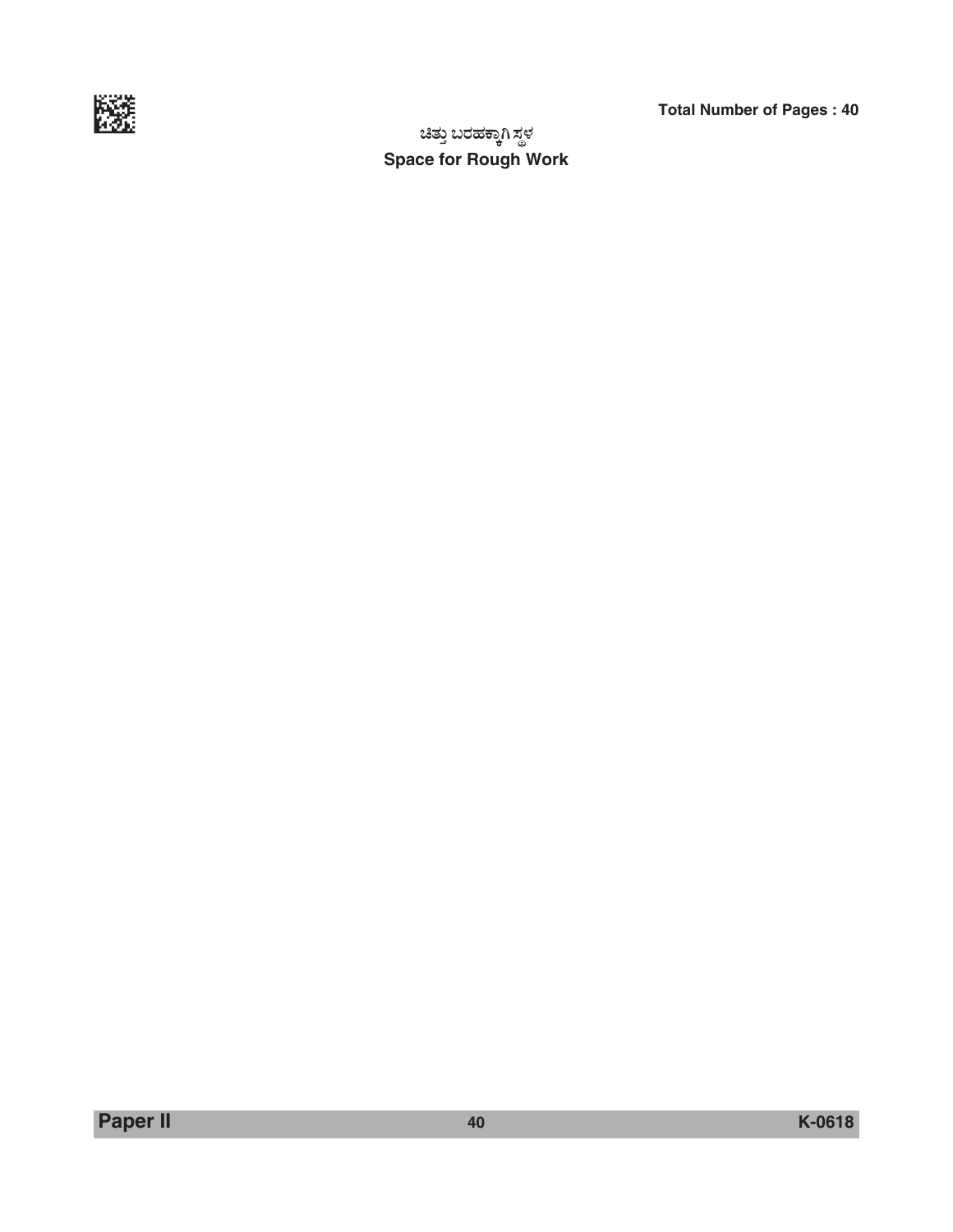Total Number of Pages : 40

ಚಿತ್ತು ಬರಹಕ್ಕಾಗಿ ಸ್ಥಳ

**Space for Rough Work**